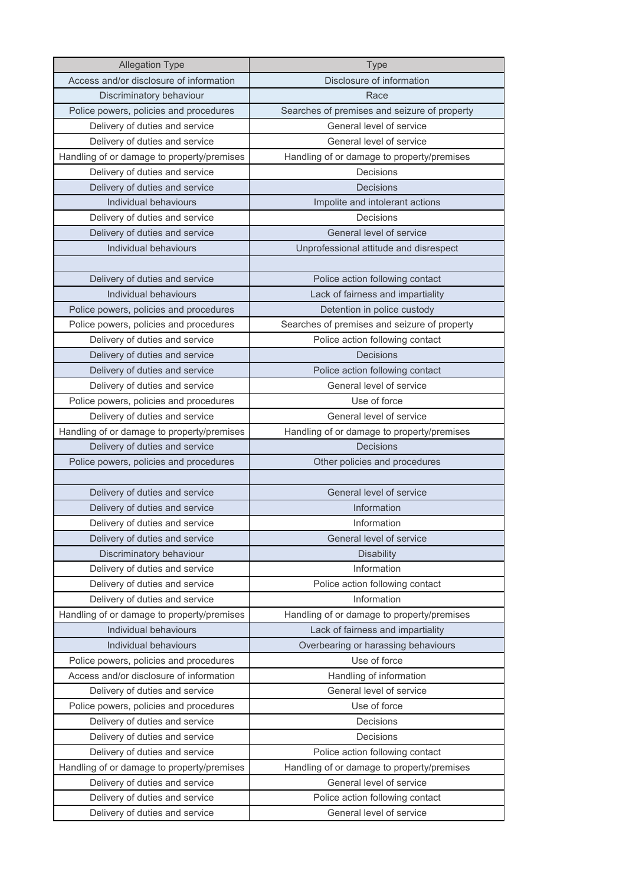| Allegation Type | Type |
|---|---|
| Access and/or disclosure of information | Disclosure of information |
| Discriminatory behaviour | Race |
| Police powers, policies and procedures | Searches of premises and seizure of property |
| Delivery of duties and service | General level of service |
| Delivery of duties and service | General level of service |
| Handling of or damage to property/premises | Handling of or damage to property/premises |
| Delivery of duties and service | Decisions |
| Delivery of duties and service | Decisions |
| Individual behaviours | Impolite and intolerant actions |
| Delivery of duties and service | Decisions |
| Delivery of duties and service | General level of service |
| Individual behaviours | Unprofessional attitude and disrespect |
| | |
| Delivery of duties and service | Police action following contact |
| Individual behaviours | Lack of fairness and impartiality |
| Police powers, policies and procedures | Detention in police custody |
| Police powers, policies and procedures | Searches of premises and seizure of property |
| Delivery of duties and service | Police action following contact |
| Delivery of duties and service | Decisions |
| Delivery of duties and service | Police action following contact |
| Delivery of duties and service | General level of service |
| Police powers, policies and procedures | Use of force |
| Delivery of duties and service | General level of service |
| Handling of or damage to property/premises | Handling of or damage to property/premises |
| Delivery of duties and service | Decisions |
| Police powers, policies and procedures | Other policies and procedures |
| | |
| Delivery of duties and service | General level of service |
| Delivery of duties and service | Information |
| Delivery of duties and service | Information |
| Delivery of duties and service | General level of service |
| Discriminatory behaviour | Disability |
| Delivery of duties and service | Information |
| Delivery of duties and service | Police action following contact |
| Delivery of duties and service | Information |
| Handling of or damage to property/premises | Handling of or damage to property/premises |
| Individual behaviours | Lack of fairness and impartiality |
| Individual behaviours | Overbearing or harassing behaviours |
| Police powers, policies and procedures | Use of force |
| Access and/or disclosure of information | Handling of information |
| Delivery of duties and service | General level of service |
| Police powers, policies and procedures | Use of force |
| Delivery of duties and service | Decisions |
| Delivery of duties and service | Decisions |
| Delivery of duties and service | Police action following contact |
| Handling of or damage to property/premises | Handling of or damage to property/premises |
| Delivery of duties and service | General level of service |
| Delivery of duties and service | Police action following contact |
| Delivery of duties and service | General level of service |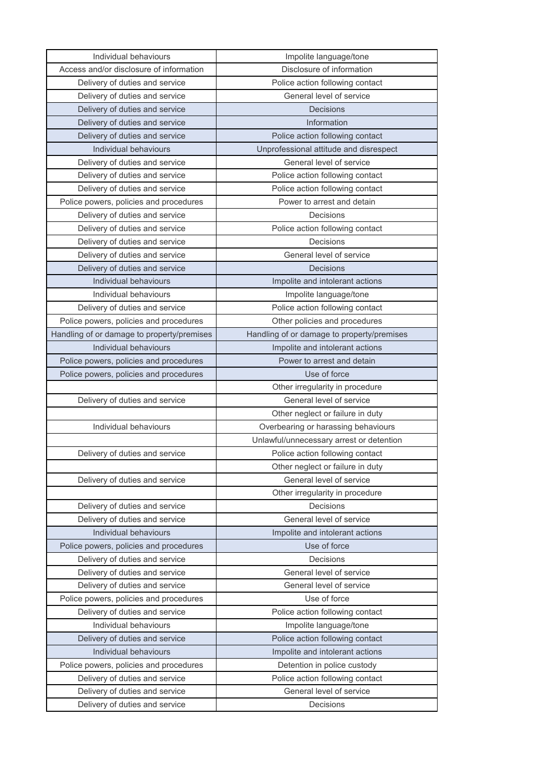| | |
|---|---|
| Individual behaviours | Impolite language/tone |
| Access and/or disclosure of information | Disclosure of information |
| Delivery of duties and service | Police action following contact |
| Delivery of duties and service | General level of service |
| Delivery of duties and service | Decisions |
| Delivery of duties and service | Information |
| Delivery of duties and service | Police action following contact |
| Individual behaviours | Unprofessional attitude and disrespect |
| Delivery of duties and service | General level of service |
| Delivery of duties and service | Police action following contact |
| Delivery of duties and service | Police action following contact |
| Police powers, policies and procedures | Power to arrest and detain |
| Delivery of duties and service | Decisions |
| Delivery of duties and service | Police action following contact |
| Delivery of duties and service | Decisions |
| Delivery of duties and service | General level of service |
| Delivery of duties and service | Decisions |
| Individual behaviours | Impolite and intolerant actions |
| Individual behaviours | Impolite language/tone |
| Delivery of duties and service | Police action following contact |
| Police powers, policies and procedures | Other policies and procedures |
| Handling of or damage to property/premises | Handling of or damage to property/premises |
| Individual behaviours | Impolite and intolerant actions |
| Police powers, policies and procedures | Power to arrest and detain |
| Police powers, policies and procedures | Use of force |
| | Other irregularity in procedure |
| Delivery of duties and service | General level of service |
| | Other neglect or failure in duty |
| Individual behaviours | Overbearing or harassing behaviours |
| | Unlawful/unnecessary arrest or detention |
| Delivery of duties and service | Police action following contact |
| | Other neglect or failure in duty |
| Delivery of duties and service | General level of service |
| | Other irregularity in procedure |
| Delivery of duties and service | Decisions |
| Delivery of duties and service | General level of service |
| Individual behaviours | Impolite and intolerant actions |
| Police powers, policies and procedures | Use of force |
| Delivery of duties and service | Decisions |
| Delivery of duties and service | General level of service |
| Delivery of duties and service | General level of service |
| Police powers, policies and procedures | Use of force |
| Delivery of duties and service | Police action following contact |
| Individual behaviours | Impolite language/tone |
| Delivery of duties and service | Police action following contact |
| Individual behaviours | Impolite and intolerant actions |
| Police powers, policies and procedures | Detention in police custody |
| Delivery of duties and service | Police action following contact |
| Delivery of duties and service | General level of service |
| Delivery of duties and service | Decisions |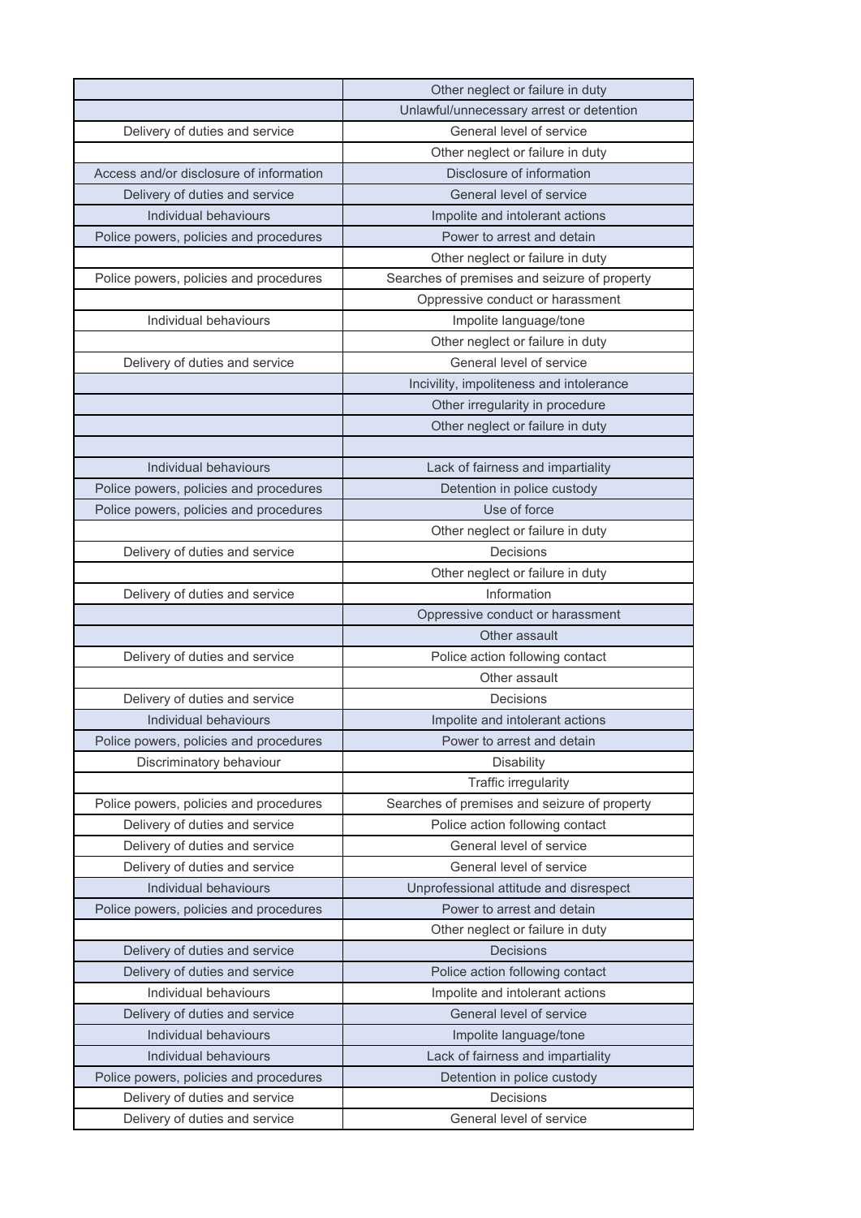| | |
|---|---|
| | Other neglect or failure in duty |
| | Unlawful/unnecessary arrest or detention |
| Delivery of duties and service | General level of service |
| | Other neglect or failure in duty |
| Access and/or disclosure of information | Disclosure of information |
| Delivery of duties and service | General level of service |
| Individual behaviours | Impolite and intolerant actions |
| Police powers, policies and procedures | Power to arrest and detain |
| | Other neglect or failure in duty |
| Police powers, policies and procedures | Searches of premises and seizure of property |
| | Oppressive conduct or harassment |
| Individual behaviours | Impolite language/tone |
| | Other neglect or failure in duty |
| Delivery of duties and service | General level of service |
| | Incivility, impoliteness and intolerance |
| | Other irregularity in procedure |
| | Other neglect or failure in duty |
| | |
| Individual behaviours | Lack of fairness and impartiality |
| Police powers, policies and procedures | Detention in police custody |
| Police powers, policies and procedures | Use of force |
| | Other neglect or failure in duty |
| Delivery of duties and service | Decisions |
| | Other neglect or failure in duty |
| Delivery of duties and service | Information |
| | Oppressive conduct or harassment |
| | Other assault |
| Delivery of duties and service | Police action following contact |
| | Other assault |
| Delivery of duties and service | Decisions |
| Individual behaviours | Impolite and intolerant actions |
| Police powers, policies and procedures | Power to arrest and detain |
| Discriminatory behaviour | Disability |
| | Traffic irregularity |
| Police powers, policies and procedures | Searches of premises and seizure of property |
| Delivery of duties and service | Police action following contact |
| Delivery of duties and service | General level of service |
| Delivery of duties and service | General level of service |
| Individual behaviours | Unprofessional attitude and disrespect |
| Police powers, policies and procedures | Power to arrest and detain |
| | Other neglect or failure in duty |
| Delivery of duties and service | Decisions |
| Delivery of duties and service | Police action following contact |
| Individual behaviours | Impolite and intolerant actions |
| Delivery of duties and service | General level of service |
| Individual behaviours | Impolite language/tone |
| Individual behaviours | Lack of fairness and impartiality |
| Police powers, policies and procedures | Detention in police custody |
| Delivery of duties and service | Decisions |
| Delivery of duties and service | General level of service |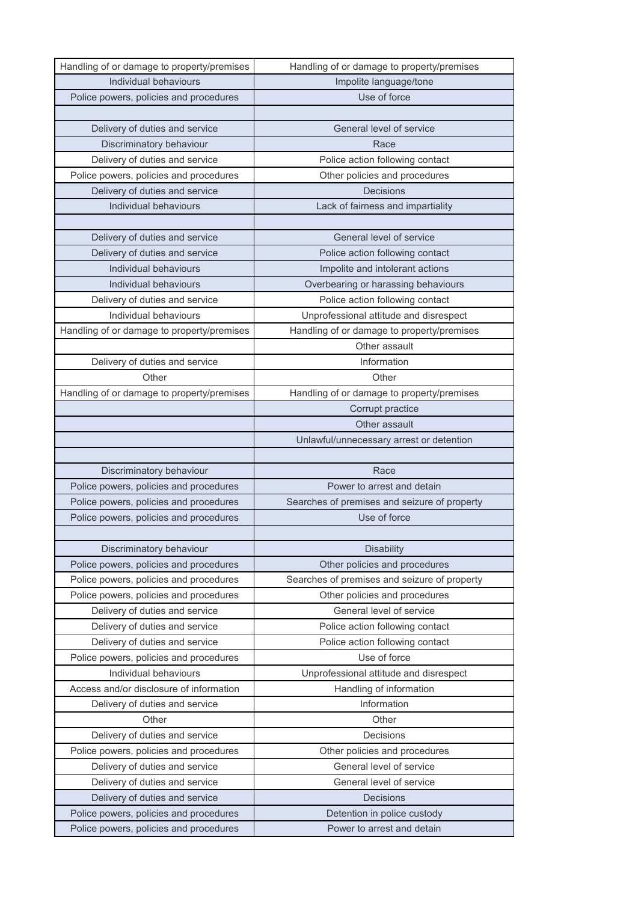| | |
|---|---|
| Handling of or damage to property/premises | Handling of or damage to property/premises |
| Individual behaviours | Impolite language/tone |
| Police powers, policies and procedures | Use of force |
| | |
| Delivery of duties and service | General level of service |
| Discriminatory behaviour | Race |
| Delivery of duties and service | Police action following contact |
| Police powers, policies and procedures | Other policies and procedures |
| Delivery of duties and service | Decisions |
| Individual behaviours | Lack of fairness and impartiality |
| | |
| Delivery of duties and service | General level of service |
| Delivery of duties and service | Police action following contact |
| Individual behaviours | Impolite and intolerant actions |
| Individual behaviours | Overbearing or harassing behaviours |
| Delivery of duties and service | Police action following contact |
| Individual behaviours | Unprofessional attitude and disrespect |
| Handling of or damage to property/premises | Handling of or damage to property/premises |
| | Other assault |
| Delivery of duties and service | Information |
| Other | Other |
| Handling of or damage to property/premises | Handling of or damage to property/premises |
| | Corrupt practice |
| | Other assault |
| | Unlawful/unnecessary arrest or detention |
| | |
| Discriminatory behaviour | Race |
| Police powers, policies and procedures | Power to arrest and detain |
| Police powers, policies and procedures | Searches of premises and seizure of property |
| Police powers, policies and procedures | Use of force |
| | |
| Discriminatory behaviour | Disability |
| Police powers, policies and procedures | Other policies and procedures |
| Police powers, policies and procedures | Searches of premises and seizure of property |
| Police powers, policies and procedures | Other policies and procedures |
| Delivery of duties and service | General level of service |
| Delivery of duties and service | Police action following contact |
| Delivery of duties and service | Police action following contact |
| Police powers, policies and procedures | Use of force |
| Individual behaviours | Unprofessional attitude and disrespect |
| Access and/or disclosure of information | Handling of information |
| Delivery of duties and service | Information |
| Other | Other |
| Delivery of duties and service | Decisions |
| Police powers, policies and procedures | Other policies and procedures |
| Delivery of duties and service | General level of service |
| Delivery of duties and service | General level of service |
| Delivery of duties and service | Decisions |
| Police powers, policies and procedures | Detention in police custody |
| Police powers, policies and procedures | Power to arrest and detain |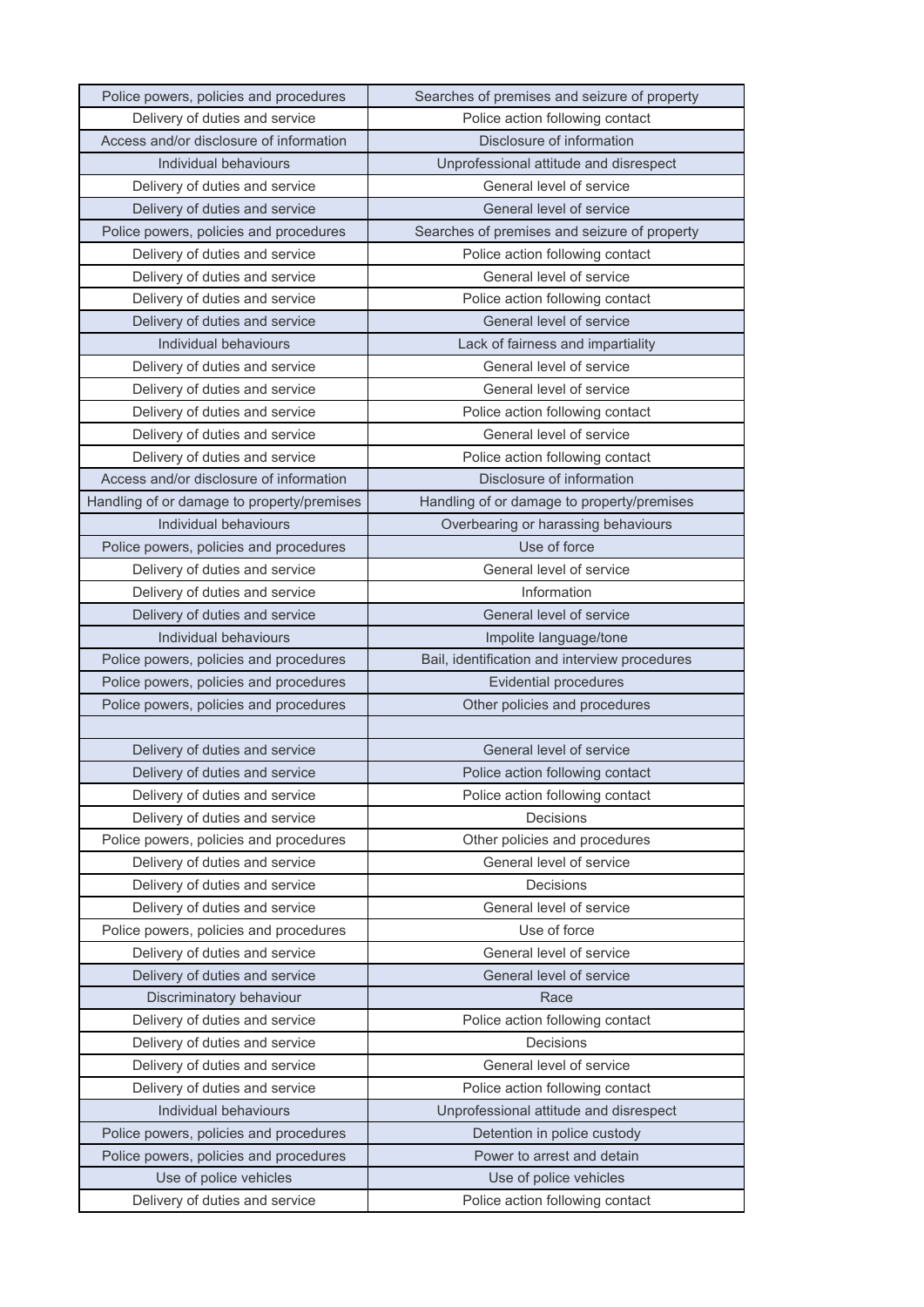| | |
|---|---|
| Police powers, policies and procedures | Searches of premises and seizure of property |
| Delivery of duties and service | Police action following contact |
| Access and/or disclosure of information | Disclosure of information |
| Individual behaviours | Unprofessional attitude and disrespect |
| Delivery of duties and service | General level of service |
| Delivery of duties and service | General level of service |
| Police powers, policies and procedures | Searches of premises and seizure of property |
| Delivery of duties and service | Police action following contact |
| Delivery of duties and service | General level of service |
| Delivery of duties and service | Police action following contact |
| Delivery of duties and service | General level of service |
| Individual behaviours | Lack of fairness and impartiality |
| Delivery of duties and service | General level of service |
| Delivery of duties and service | General level of service |
| Delivery of duties and service | Police action following contact |
| Delivery of duties and service | General level of service |
| Delivery of duties and service | Police action following contact |
| Access and/or disclosure of information | Disclosure of information |
| Handling of or damage to property/premises | Handling of or damage to property/premises |
| Individual behaviours | Overbearing or harassing behaviours |
| Police powers, policies and procedures | Use of force |
| Delivery of duties and service | General level of service |
| Delivery of duties and service | Information |
| Delivery of duties and service | General level of service |
| Individual behaviours | Impolite language/tone |
| Police powers, policies and procedures | Bail, identification and interview procedures |
| Police powers, policies and procedures | Evidential procedures |
| Police powers, policies and procedures | Other policies and procedures |
| | |
| Delivery of duties and service | General level of service |
| Delivery of duties and service | Police action following contact |
| Delivery of duties and service | Police action following contact |
| Delivery of duties and service | Decisions |
| Police powers, policies and procedures | Other policies and procedures |
| Delivery of duties and service | General level of service |
| Delivery of duties and service | Decisions |
| Delivery of duties and service | General level of service |
| Police powers, policies and procedures | Use of force |
| Delivery of duties and service | General level of service |
| Delivery of duties and service | General level of service |
| Discriminatory behaviour | Race |
| Delivery of duties and service | Police action following contact |
| Delivery of duties and service | Decisions |
| Delivery of duties and service | General level of service |
| Delivery of duties and service | Police action following contact |
| Individual behaviours | Unprofessional attitude and disrespect |
| Police powers, policies and procedures | Detention in police custody |
| Police powers, policies and procedures | Power to arrest and detain |
| Use of police vehicles | Use of police vehicles |
| Delivery of duties and service | Police action following contact |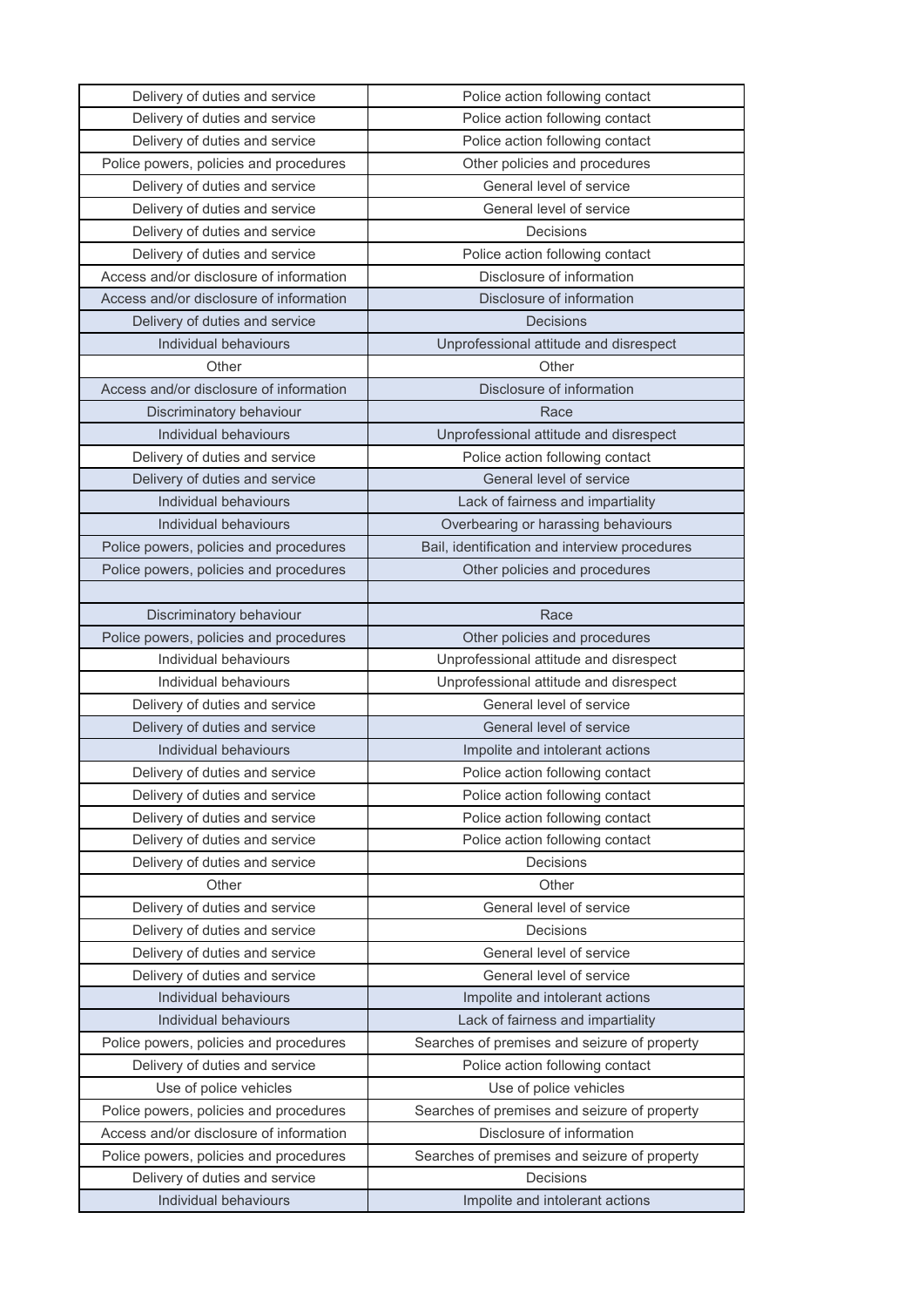| Delivery of duties and service | Police action following contact |
|---|---|
| Delivery of duties and service | Police action following contact |
| Delivery of duties and service | Police action following contact |
| Police powers, policies and procedures | Other policies and procedures |
| Delivery of duties and service | General level of service |
| Delivery of duties and service | General level of service |
| Delivery of duties and service | Decisions |
| Delivery of duties and service | Police action following contact |
| Access and/or disclosure of information | Disclosure of information |
| Access and/or disclosure of information | Disclosure of information |
| Delivery of duties and service | Decisions |
| Individual behaviours | Unprofessional attitude and disrespect |
| Other | Other |
| Access and/or disclosure of information | Disclosure of information |
| Discriminatory behaviour | Race |
| Individual behaviours | Unprofessional attitude and disrespect |
| Delivery of duties and service | Police action following contact |
| Delivery of duties and service | General level of service |
| Individual behaviours | Lack of fairness and impartiality |
| Individual behaviours | Overbearing or harassing behaviours |
| Police powers, policies and procedures | Bail, identification and interview procedures |
| Police powers, policies and procedures | Other policies and procedures |
| | |
| Discriminatory behaviour | Race |
| Police powers, policies and procedures | Other policies and procedures |
| Individual behaviours | Unprofessional attitude and disrespect |
| Individual behaviours | Unprofessional attitude and disrespect |
| Delivery of duties and service | General level of service |
| Delivery of duties and service | General level of service |
| Individual behaviours | Impolite and intolerant actions |
| Delivery of duties and service | Police action following contact |
| Delivery of duties and service | Police action following contact |
| Delivery of duties and service | Police action following contact |
| Delivery of duties and service | Police action following contact |
| Delivery of duties and service | Decisions |
| Other | Other |
| Delivery of duties and service | General level of service |
| Delivery of duties and service | Decisions |
| Delivery of duties and service | General level of service |
| Delivery of duties and service | General level of service |
| Individual behaviours | Impolite and intolerant actions |
| Individual behaviours | Lack of fairness and impartiality |
| Police powers, policies and procedures | Searches of premises and seizure of property |
| Delivery of duties and service | Police action following contact |
| Use of police vehicles | Use of police vehicles |
| Police powers, policies and procedures | Searches of premises and seizure of property |
| Access and/or disclosure of information | Disclosure of information |
| Police powers, policies and procedures | Searches of premises and seizure of property |
| Delivery of duties and service | Decisions |
| Individual behaviours | Impolite and intolerant actions |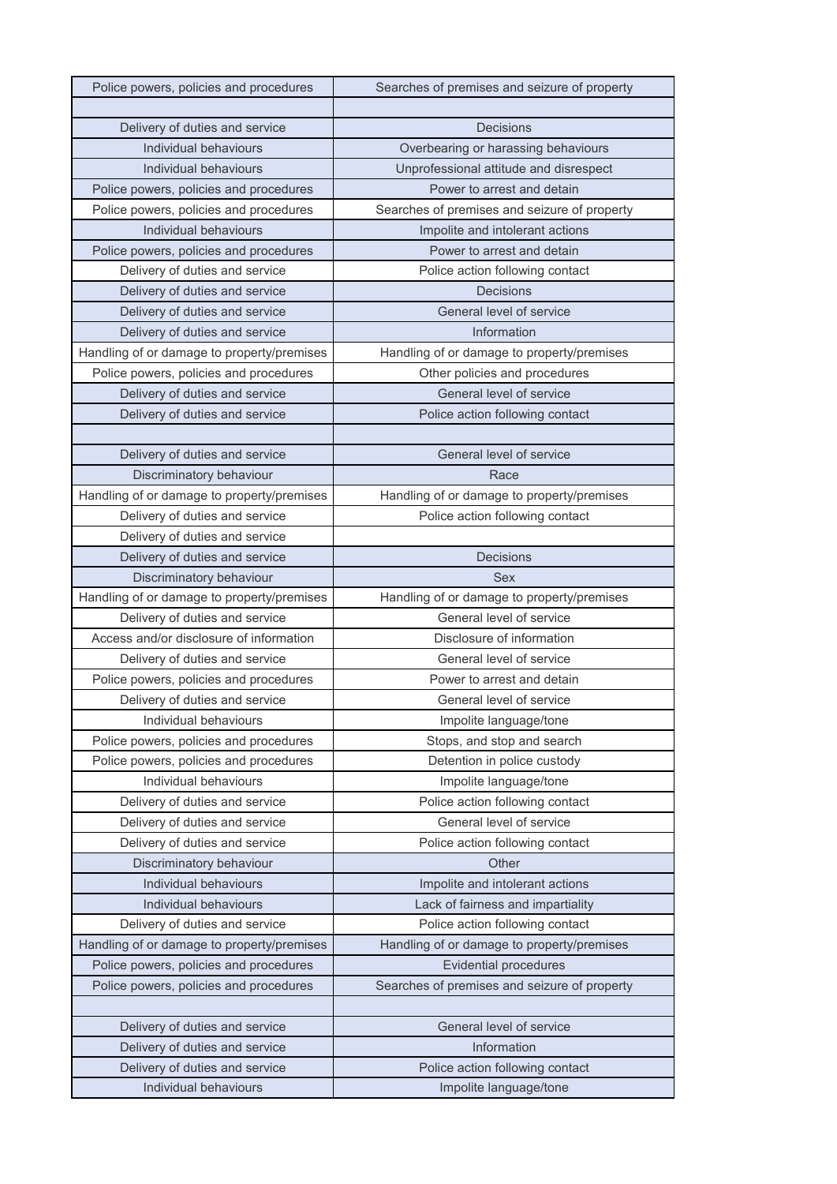| Police powers, policies and procedures | Searches of premises and seizure of property |
|---|---|
| | |
| Delivery of duties and service | Decisions |
| Individual behaviours | Overbearing or harassing behaviours |
| Individual behaviours | Unprofessional attitude and disrespect |
| Police powers, policies and procedures | Power to arrest and detain |
| Police powers, policies and procedures | Searches of premises and seizure of property |
| Individual behaviours | Impolite and intolerant actions |
| Police powers, policies and procedures | Power to arrest and detain |
| Delivery of duties and service | Police action following contact |
| Delivery of duties and service | Decisions |
| Delivery of duties and service | General level of service |
| Delivery of duties and service | Information |
| Handling of or damage to property/premises | Handling of or damage to property/premises |
| Police powers, policies and procedures | Other policies and procedures |
| Delivery of duties and service | General level of service |
| Delivery of duties and service | Police action following contact |
| | |
| Delivery of duties and service | General level of service |
| Discriminatory behaviour | Race |
| Handling of or damage to property/premises | Handling of or damage to property/premises |
| Delivery of duties and service | Police action following contact |
| Delivery of duties and service | |
| Delivery of duties and service | Decisions |
| Discriminatory behaviour | Sex |
| Handling of or damage to property/premises | Handling of or damage to property/premises |
| Delivery of duties and service | General level of service |
| Access and/or disclosure of information | Disclosure of information |
| Delivery of duties and service | General level of service |
| Police powers, policies and procedures | Power to arrest and detain |
| Delivery of duties and service | General level of service |
| Individual behaviours | Impolite language/tone |
| Police powers, policies and procedures | Stops, and stop and search |
| Police powers, policies and procedures | Detention in police custody |
| Individual behaviours | Impolite language/tone |
| Delivery of duties and service | Police action following contact |
| Delivery of duties and service | General level of service |
| Delivery of duties and service | Police action following contact |
| Discriminatory behaviour | Other |
| Individual behaviours | Impolite and intolerant actions |
| Individual behaviours | Lack of fairness and impartiality |
| Delivery of duties and service | Police action following contact |
| Handling of or damage to property/premises | Handling of or damage to property/premises |
| Police powers, policies and procedures | Evidential procedures |
| Police powers, policies and procedures | Searches of premises and seizure of property |
| | |
| Delivery of duties and service | General level of service |
| Delivery of duties and service | Information |
| Delivery of duties and service | Police action following contact |
| Individual behaviours | Impolite language/tone |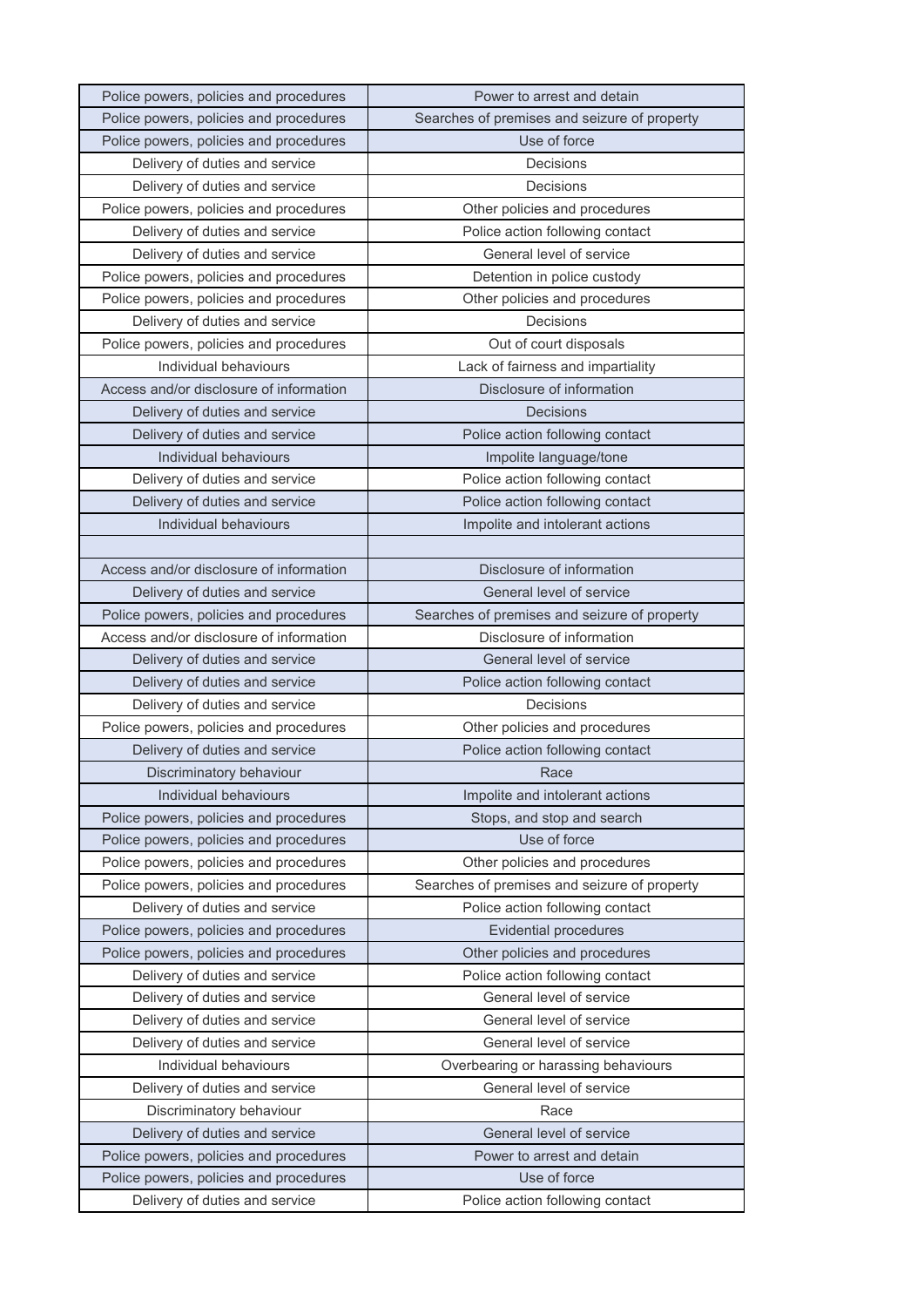| | |
|---|---|
| Police powers, policies and procedures | Power to arrest and detain |
| Police powers, policies and procedures | Searches of premises and seizure of property |
| Police powers, policies and procedures | Use of force |
| Delivery of duties and service | Decisions |
| Delivery of duties and service | Decisions |
| Police powers, policies and procedures | Other policies and procedures |
| Delivery of duties and service | Police action following contact |
| Delivery of duties and service | General level of service |
| Police powers, policies and procedures | Detention in police custody |
| Police powers, policies and procedures | Other policies and procedures |
| Delivery of duties and service | Decisions |
| Police powers, policies and procedures | Out of court disposals |
| Individual behaviours | Lack of fairness and impartiality |
| Access and/or disclosure of information | Disclosure of information |
| Delivery of duties and service | Decisions |
| Delivery of duties and service | Police action following contact |
| Individual behaviours | Impolite language/tone |
| Delivery of duties and service | Police action following contact |
| Delivery of duties and service | Police action following contact |
| Individual behaviours | Impolite and intolerant actions |
| | |
| Access and/or disclosure of information | Disclosure of information |
| Delivery of duties and service | General level of service |
| Police powers, policies and procedures | Searches of premises and seizure of property |
| Access and/or disclosure of information | Disclosure of information |
| Delivery of duties and service | General level of service |
| Delivery of duties and service | Police action following contact |
| Delivery of duties and service | Decisions |
| Police powers, policies and procedures | Other policies and procedures |
| Delivery of duties and service | Police action following contact |
| Discriminatory behaviour | Race |
| Individual behaviours | Impolite and intolerant actions |
| Police powers, policies and procedures | Stops, and stop and search |
| Police powers, policies and procedures | Use of force |
| Police powers, policies and procedures | Other policies and procedures |
| Police powers, policies and procedures | Searches of premises and seizure of property |
| Delivery of duties and service | Police action following contact |
| Police powers, policies and procedures | Evidential procedures |
| Police powers, policies and procedures | Other policies and procedures |
| Delivery of duties and service | Police action following contact |
| Delivery of duties and service | General level of service |
| Delivery of duties and service | General level of service |
| Delivery of duties and service | General level of service |
| Individual behaviours | Overbearing or harassing behaviours |
| Delivery of duties and service | General level of service |
| Discriminatory behaviour | Race |
| Delivery of duties and service | General level of service |
| Police powers, policies and procedures | Power to arrest and detain |
| Police powers, policies and procedures | Use of force |
| Delivery of duties and service | Police action following contact |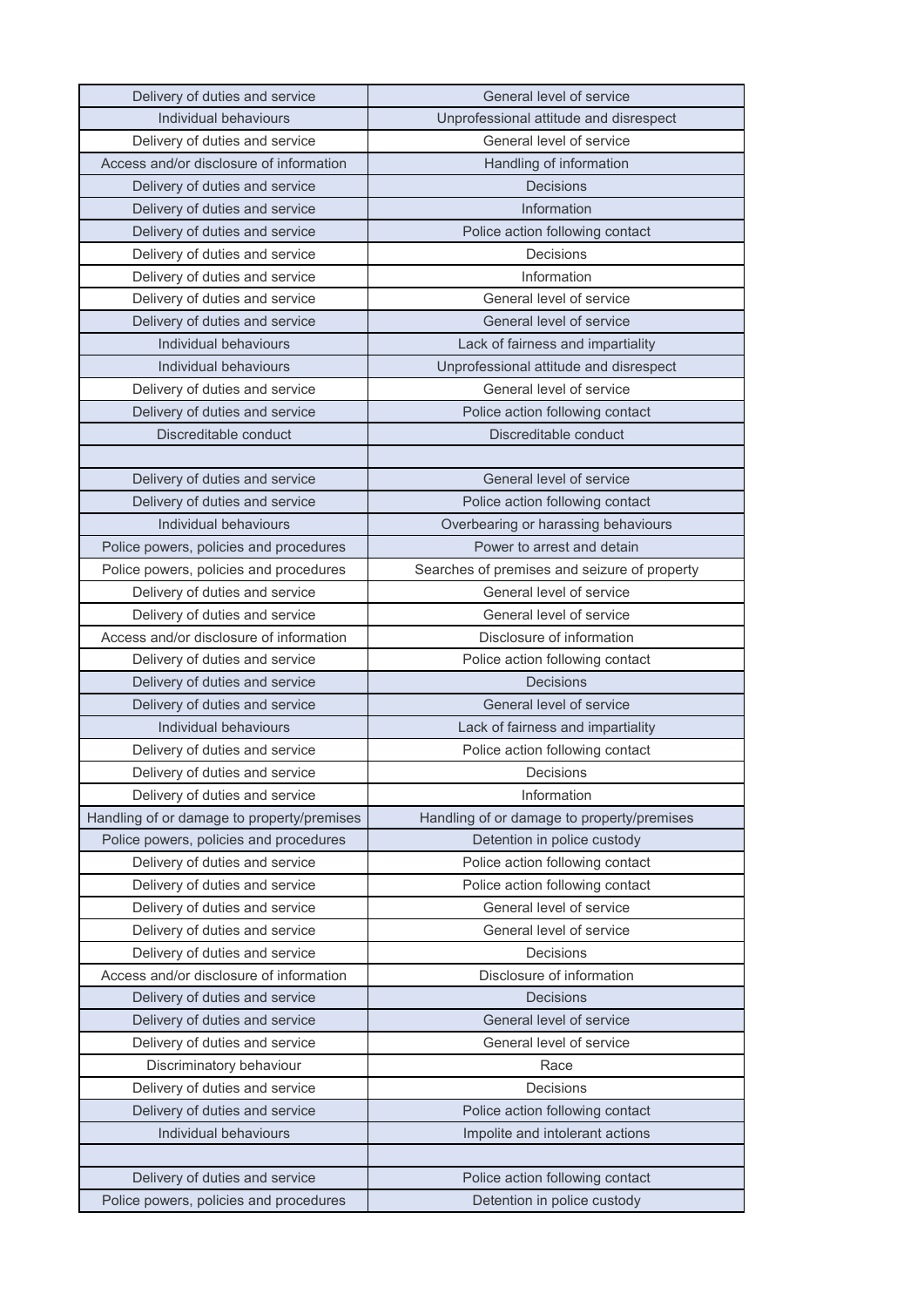| | |
|---|---|
| Delivery of duties and service | General level of service |
| Individual behaviours | Unprofessional attitude and disrespect |
| Delivery of duties and service | General level of service |
| Access and/or disclosure of information | Handling of information |
| Delivery of duties and service | Decisions |
| Delivery of duties and service | Information |
| Delivery of duties and service | Police action following contact |
| Delivery of duties and service | Decisions |
| Delivery of duties and service | Information |
| Delivery of duties and service | General level of service |
| Delivery of duties and service | General level of service |
| Individual behaviours | Lack of fairness and impartiality |
| Individual behaviours | Unprofessional attitude and disrespect |
| Delivery of duties and service | General level of service |
| Delivery of duties and service | Police action following contact |
| Discreditable conduct | Discreditable conduct |
| | |
| Delivery of duties and service | General level of service |
| Delivery of duties and service | Police action following contact |
| Individual behaviours | Overbearing or harassing behaviours |
| Police powers, policies and procedures | Power to arrest and detain |
| Police powers, policies and procedures | Searches of premises and seizure of property |
| Delivery of duties and service | General level of service |
| Delivery of duties and service | General level of service |
| Access and/or disclosure of information | Disclosure of information |
| Delivery of duties and service | Police action following contact |
| Delivery of duties and service | Decisions |
| Delivery of duties and service | General level of service |
| Individual behaviours | Lack of fairness and impartiality |
| Delivery of duties and service | Police action following contact |
| Delivery of duties and service | Decisions |
| Delivery of duties and service | Information |
| Handling of or damage to property/premises | Handling of or damage to property/premises |
| Police powers, policies and procedures | Detention in police custody |
| Delivery of duties and service | Police action following contact |
| Delivery of duties and service | Police action following contact |
| Delivery of duties and service | General level of service |
| Delivery of duties and service | General level of service |
| Delivery of duties and service | Decisions |
| Access and/or disclosure of information | Disclosure of information |
| Delivery of duties and service | Decisions |
| Delivery of duties and service | General level of service |
| Delivery of duties and service | General level of service |
| Discriminatory behaviour | Race |
| Delivery of duties and service | Decisions |
| Delivery of duties and service | Police action following contact |
| Individual behaviours | Impolite and intolerant actions |
| | |
| Delivery of duties and service | Police action following contact |
| Police powers, policies and procedures | Detention in police custody |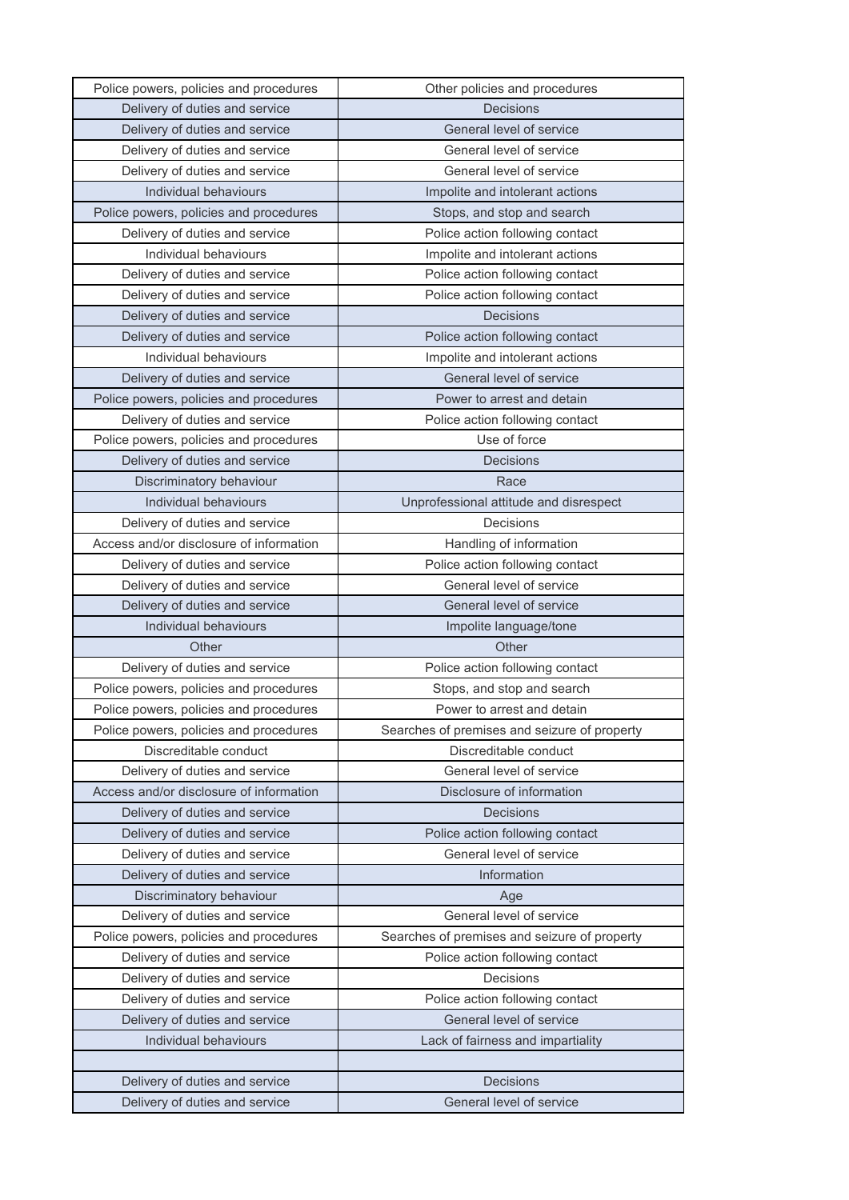| | |
|---|---|
| Police powers, policies and procedures | Other policies and procedures |
| Delivery of duties and service | Decisions |
| Delivery of duties and service | General level of service |
| Delivery of duties and service | General level of service |
| Delivery of duties and service | General level of service |
| Individual behaviours | Impolite and intolerant actions |
| Police powers, policies and procedures | Stops, and stop and search |
| Delivery of duties and service | Police action following contact |
| Individual behaviours | Impolite and intolerant actions |
| Delivery of duties and service | Police action following contact |
| Delivery of duties and service | Police action following contact |
| Delivery of duties and service | Decisions |
| Delivery of duties and service | Police action following contact |
| Individual behaviours | Impolite and intolerant actions |
| Delivery of duties and service | General level of service |
| Police powers, policies and procedures | Power to arrest and detain |
| Delivery of duties and service | Police action following contact |
| Police powers, policies and procedures | Use of force |
| Delivery of duties and service | Decisions |
| Discriminatory behaviour | Race |
| Individual behaviours | Unprofessional attitude and disrespect |
| Delivery of duties and service | Decisions |
| Access and/or disclosure of information | Handling of information |
| Delivery of duties and service | Police action following contact |
| Delivery of duties and service | General level of service |
| Delivery of duties and service | General level of service |
| Individual behaviours | Impolite language/tone |
| Other | Other |
| Delivery of duties and service | Police action following contact |
| Police powers, policies and procedures | Stops, and stop and search |
| Police powers, policies and procedures | Power to arrest and detain |
| Police powers, policies and procedures | Searches of premises and seizure of property |
| Discreditable conduct | Discreditable conduct |
| Delivery of duties and service | General level of service |
| Access and/or disclosure of information | Disclosure of information |
| Delivery of duties and service | Decisions |
| Delivery of duties and service | Police action following contact |
| Delivery of duties and service | General level of service |
| Delivery of duties and service | Information |
| Discriminatory behaviour | Age |
| Delivery of duties and service | General level of service |
| Police powers, policies and procedures | Searches of premises and seizure of property |
| Delivery of duties and service | Police action following contact |
| Delivery of duties and service | Decisions |
| Delivery of duties and service | Police action following contact |
| Delivery of duties and service | General level of service |
| Individual behaviours | Lack of fairness and impartiality |
| | |
| Delivery of duties and service | Decisions |
| Delivery of duties and service | General level of service |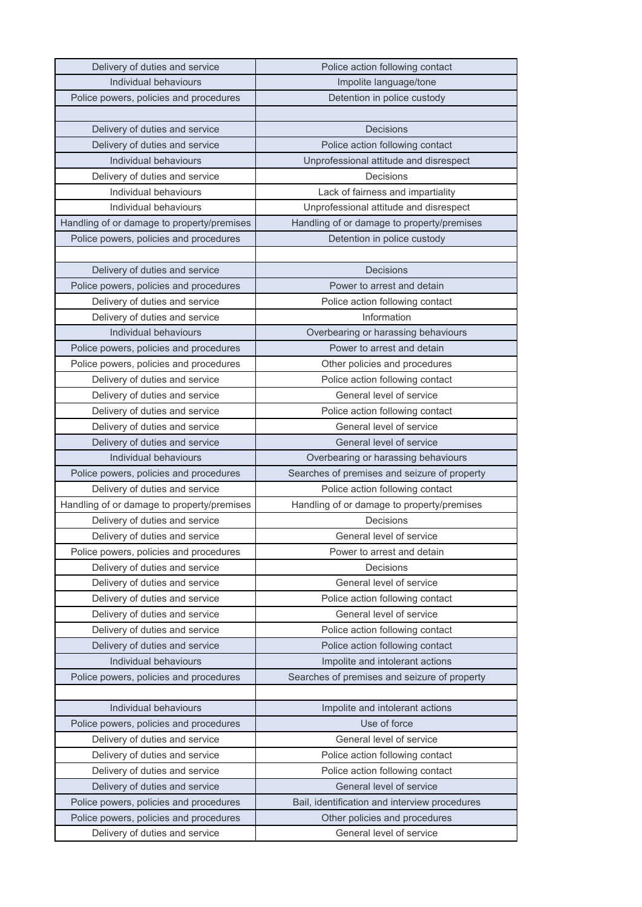| | |
|---|---|
| Delivery of duties and service | Police action following contact |
| Individual behaviours | Impolite language/tone |
| Police powers, policies and procedures | Detention in police custody |
| | |
| Delivery of duties and service | Decisions |
| Delivery of duties and service | Police action following contact |
| Individual behaviours | Unprofessional attitude and disrespect |
| Delivery of duties and service | Decisions |
| Individual behaviours | Lack of fairness and impartiality |
| Individual behaviours | Unprofessional attitude and disrespect |
| Handling of or damage to property/premises | Handling of or damage to property/premises |
| Police powers, policies and procedures | Detention in police custody |
| | |
| Delivery of duties and service | Decisions |
| Police powers, policies and procedures | Power to arrest and detain |
| Delivery of duties and service | Police action following contact |
| Delivery of duties and service | Information |
| Individual behaviours | Overbearing or harassing behaviours |
| Police powers, policies and procedures | Power to arrest and detain |
| Police powers, policies and procedures | Other policies and procedures |
| Delivery of duties and service | Police action following contact |
| Delivery of duties and service | General level of service |
| Delivery of duties and service | Police action following contact |
| Delivery of duties and service | General level of service |
| Delivery of duties and service | General level of service |
| Individual behaviours | Overbearing or harassing behaviours |
| Police powers, policies and procedures | Searches of premises and seizure of property |
| Delivery of duties and service | Police action following contact |
| Handling of or damage to property/premises | Handling of or damage to property/premises |
| Delivery of duties and service | Decisions |
| Delivery of duties and service | General level of service |
| Police powers, policies and procedures | Power to arrest and detain |
| Delivery of duties and service | Decisions |
| Delivery of duties and service | General level of service |
| Delivery of duties and service | Police action following contact |
| Delivery of duties and service | General level of service |
| Delivery of duties and service | Police action following contact |
| Delivery of duties and service | Police action following contact |
| Individual behaviours | Impolite and intolerant actions |
| Police powers, policies and procedures | Searches of premises and seizure of property |
| | |
| Individual behaviours | Impolite and intolerant actions |
| Police powers, policies and procedures | Use of force |
| Delivery of duties and service | General level of service |
| Delivery of duties and service | Police action following contact |
| Delivery of duties and service | Police action following contact |
| Delivery of duties and service | General level of service |
| Police powers, policies and procedures | Bail, identification and interview procedures |
| Police powers, policies and procedures | Other policies and procedures |
| Delivery of duties and service | General level of service |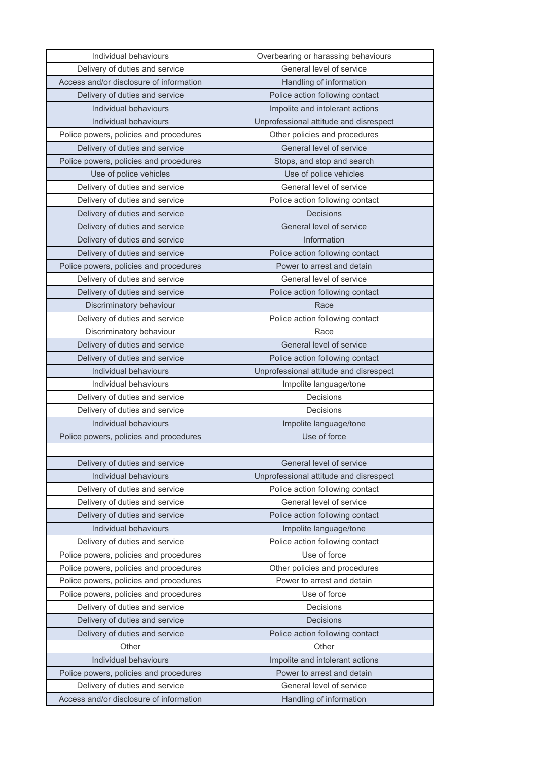| Individual behaviours | Overbearing or harassing behaviours |
|---|---|
| Delivery of duties and service | General level of service |
| Access and/or disclosure of information | Handling of information |
| Delivery of duties and service | Police action following contact |
| Individual behaviours | Impolite and intolerant actions |
| Individual behaviours | Unprofessional attitude and disrespect |
| Police powers, policies and procedures | Other policies and procedures |
| Delivery of duties and service | General level of service |
| Police powers, policies and procedures | Stops, and stop and search |
| Use of police vehicles | Use of police vehicles |
| Delivery of duties and service | General level of service |
| Delivery of duties and service | Police action following contact |
| Delivery of duties and service | Decisions |
| Delivery of duties and service | General level of service |
| Delivery of duties and service | Information |
| Delivery of duties and service | Police action following contact |
| Police powers, policies and procedures | Power to arrest and detain |
| Delivery of duties and service | General level of service |
| Delivery of duties and service | Police action following contact |
| Discriminatory behaviour | Race |
| Delivery of duties and service | Police action following contact |
| Discriminatory behaviour | Race |
| Delivery of duties and service | General level of service |
| Delivery of duties and service | Police action following contact |
| Individual behaviours | Unprofessional attitude and disrespect |
| Individual behaviours | Impolite language/tone |
| Delivery of duties and service | Decisions |
| Delivery of duties and service | Decisions |
| Individual behaviours | Impolite language/tone |
| Police powers, policies and procedures | Use of force |
| | |
| Delivery of duties and service | General level of service |
| Individual behaviours | Unprofessional attitude and disrespect |
| Delivery of duties and service | Police action following contact |
| Delivery of duties and service | General level of service |
| Delivery of duties and service | Police action following contact |
| Individual behaviours | Impolite language/tone |
| Delivery of duties and service | Police action following contact |
| Police powers, policies and procedures | Use of force |
| Police powers, policies and procedures | Other policies and procedures |
| Police powers, policies and procedures | Power to arrest and detain |
| Police powers, policies and procedures | Use of force |
| Delivery of duties and service | Decisions |
| Delivery of duties and service | Decisions |
| Delivery of duties and service | Police action following contact |
| Other | Other |
| Individual behaviours | Impolite and intolerant actions |
| Police powers, policies and procedures | Power to arrest and detain |
| Delivery of duties and service | General level of service |
| Access and/or disclosure of information | Handling of information |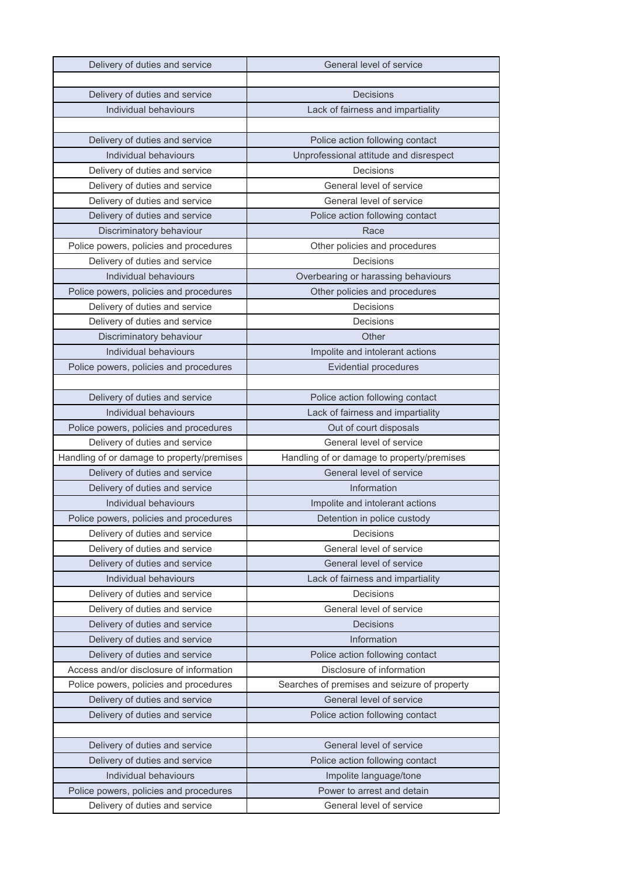| | |
|---|---|
| Delivery of duties and service | General level of service |
| | |
| Delivery of duties and service | Decisions |
| Individual behaviours | Lack of fairness and impartiality |
| | |
| Delivery of duties and service | Police action following contact |
| Individual behaviours | Unprofessional attitude and disrespect |
| Delivery of duties and service | Decisions |
| Delivery of duties and service | General level of service |
| Delivery of duties and service | General level of service |
| Delivery of duties and service | Police action following contact |
| Discriminatory behaviour | Race |
| Police powers, policies and procedures | Other policies and procedures |
| Delivery of duties and service | Decisions |
| Individual behaviours | Overbearing or harassing behaviours |
| Police powers, policies and procedures | Other policies and procedures |
| Delivery of duties and service | Decisions |
| Delivery of duties and service | Decisions |
| Discriminatory behaviour | Other |
| Individual behaviours | Impolite and intolerant actions |
| Police powers, policies and procedures | Evidential procedures |
| | |
| Delivery of duties and service | Police action following contact |
| Individual behaviours | Lack of fairness and impartiality |
| Police powers, policies and procedures | Out of court disposals |
| Delivery of duties and service | General level of service |
| Handling of or damage to property/premises | Handling of or damage to property/premises |
| Delivery of duties and service | General level of service |
| Delivery of duties and service | Information |
| Individual behaviours | Impolite and intolerant actions |
| Police powers, policies and procedures | Detention in police custody |
| Delivery of duties and service | Decisions |
| Delivery of duties and service | General level of service |
| Delivery of duties and service | General level of service |
| Individual behaviours | Lack of fairness and impartiality |
| Delivery of duties and service | Decisions |
| Delivery of duties and service | General level of service |
| Delivery of duties and service | Decisions |
| Delivery of duties and service | Information |
| Delivery of duties and service | Police action following contact |
| Access and/or disclosure of information | Disclosure of information |
| Police powers, policies and procedures | Searches of premises and seizure of property |
| Delivery of duties and service | General level of service |
| Delivery of duties and service | Police action following contact |
| | |
| Delivery of duties and service | General level of service |
| Delivery of duties and service | Police action following contact |
| Individual behaviours | Impolite language/tone |
| Police powers, policies and procedures | Power to arrest and detain |
| Delivery of duties and service | General level of service |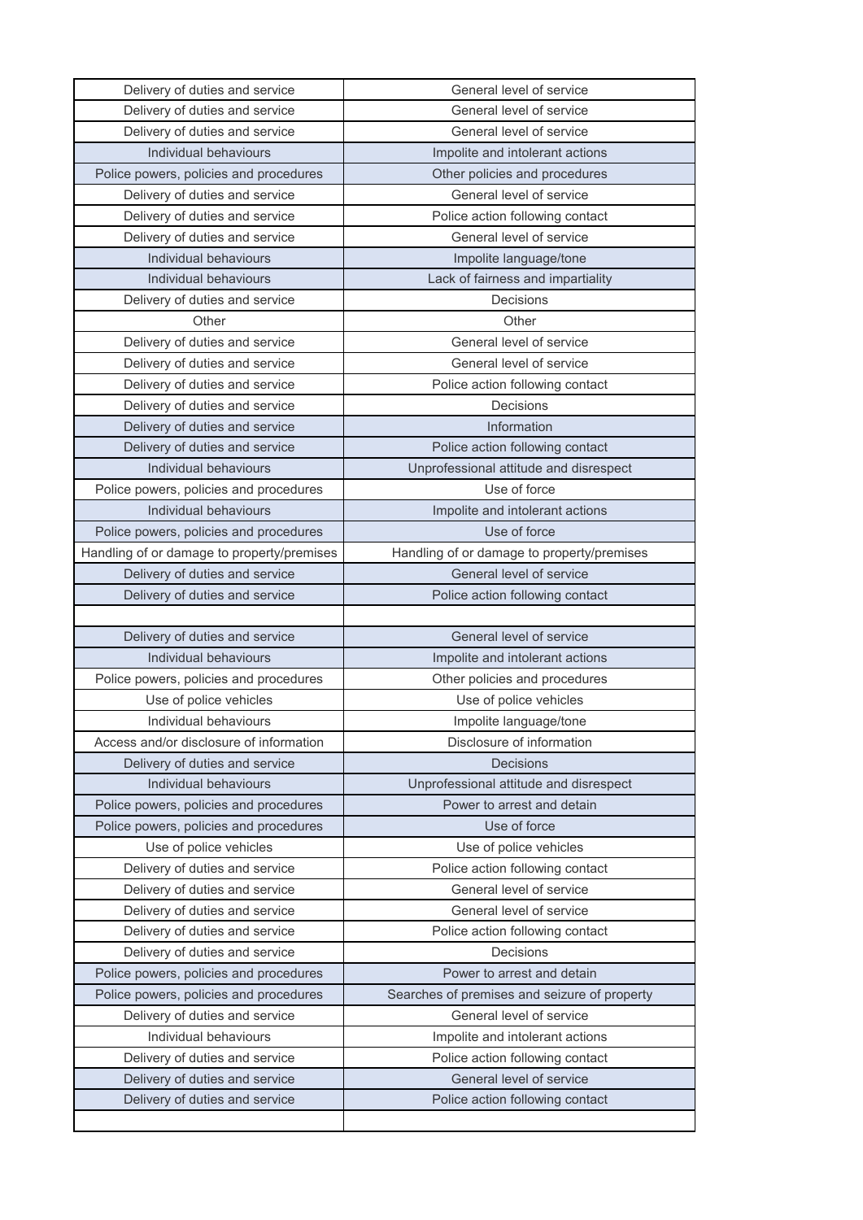| | |
|---|---|
| Delivery of duties and service | General level of service |
| Delivery of duties and service | General level of service |
| Delivery of duties and service | General level of service |
| Individual behaviours | Impolite and intolerant actions |
| Police powers, policies and procedures | Other policies and procedures |
| Delivery of duties and service | General level of service |
| Delivery of duties and service | Police action following contact |
| Delivery of duties and service | General level of service |
| Individual behaviours | Impolite language/tone |
| Individual behaviours | Lack of fairness and impartiality |
| Delivery of duties and service | Decisions |
| Other | Other |
| Delivery of duties and service | General level of service |
| Delivery of duties and service | General level of service |
| Delivery of duties and service | Police action following contact |
| Delivery of duties and service | Decisions |
| Delivery of duties and service | Information |
| Delivery of duties and service | Police action following contact |
| Individual behaviours | Unprofessional attitude and disrespect |
| Police powers, policies and procedures | Use of force |
| Individual behaviours | Impolite and intolerant actions |
| Police powers, policies and procedures | Use of force |
| Handling of or damage to property/premises | Handling of or damage to property/premises |
| Delivery of duties and service | General level of service |
| Delivery of duties and service | Police action following contact |
| | |
| Delivery of duties and service | General level of service |
| Individual behaviours | Impolite and intolerant actions |
| Police powers, policies and procedures | Other policies and procedures |
| Use of police vehicles | Use of police vehicles |
| Individual behaviours | Impolite language/tone |
| Access and/or disclosure of information | Disclosure of information |
| Delivery of duties and service | Decisions |
| Individual behaviours | Unprofessional attitude and disrespect |
| Police powers, policies and procedures | Power to arrest and detain |
| Police powers, policies and procedures | Use of force |
| Use of police vehicles | Use of police vehicles |
| Delivery of duties and service | Police action following contact |
| Delivery of duties and service | General level of service |
| Delivery of duties and service | General level of service |
| Delivery of duties and service | Police action following contact |
| Delivery of duties and service | Decisions |
| Police powers, policies and procedures | Power to arrest and detain |
| Police powers, policies and procedures | Searches of premises and seizure of property |
| Delivery of duties and service | General level of service |
| Individual behaviours | Impolite and intolerant actions |
| Delivery of duties and service | Police action following contact |
| Delivery of duties and service | General level of service |
| Delivery of duties and service | Police action following contact |
| | |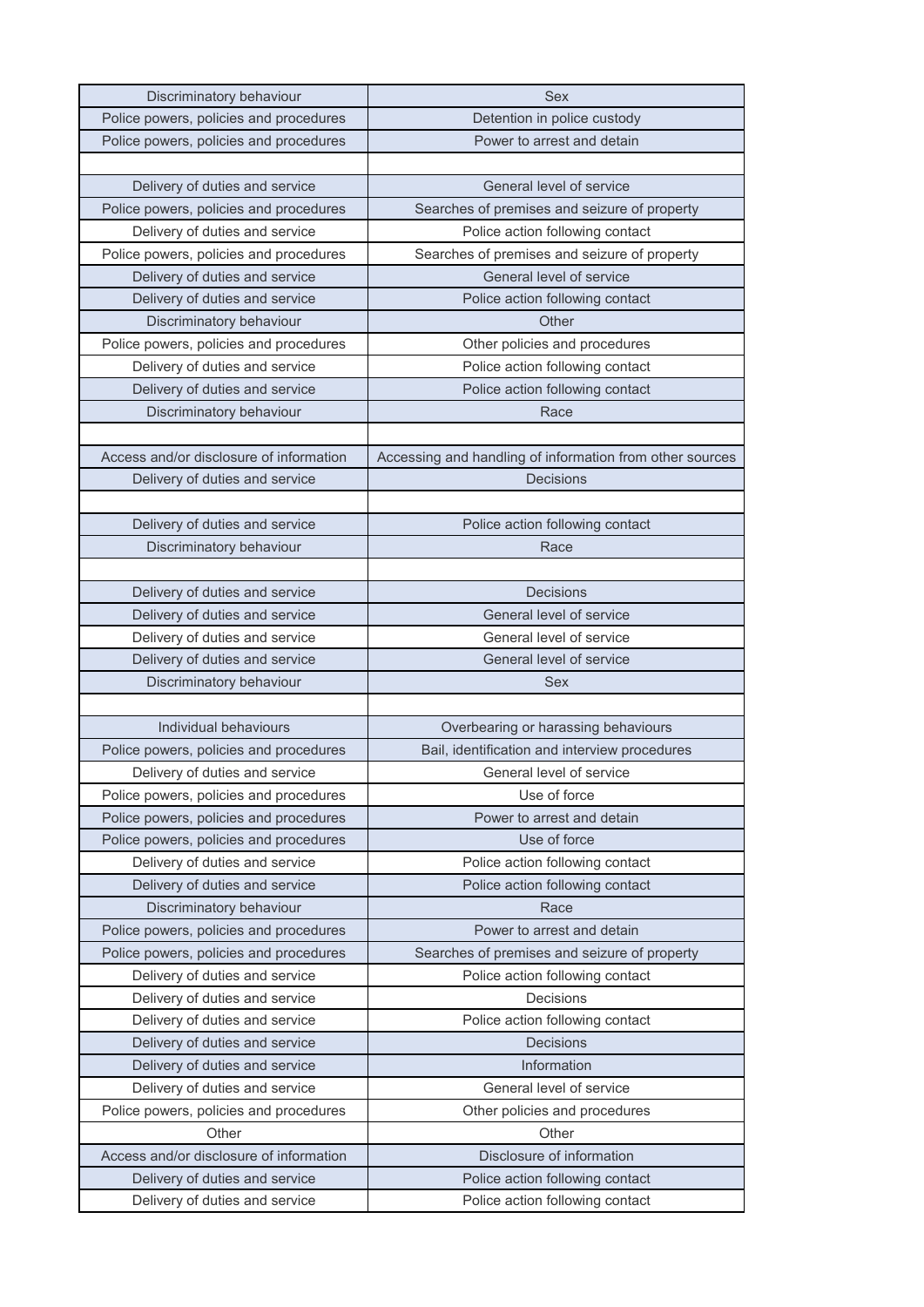| Discriminatory behaviour | Sex |
|---|---|
| Police powers, policies and procedures | Detention in police custody |
| Police powers, policies and procedures | Power to arrest and detain |
| | |
| Delivery of duties and service | General level of service |
| Police powers, policies and procedures | Searches of premises and seizure of property |
| Delivery of duties and service | Police action following contact |
| Police powers, policies and procedures | Searches of premises and seizure of property |
| Delivery of duties and service | General level of service |
| Delivery of duties and service | Police action following contact |
| Discriminatory behaviour | Other |
| Police powers, policies and procedures | Other policies and procedures |
| Delivery of duties and service | Police action following contact |
| Delivery of duties and service | Police action following contact |
| Discriminatory behaviour | Race |
| | |
| Access and/or disclosure of information | Accessing and handling of information from other sources |
| Delivery of duties and service | Decisions |
| | |
| Delivery of duties and service | Police action following contact |
| Discriminatory behaviour | Race |
| | |
| Delivery of duties and service | Decisions |
| Delivery of duties and service | General level of service |
| Delivery of duties and service | General level of service |
| Delivery of duties and service | General level of service |
| Discriminatory behaviour | Sex |
| | |
| Individual behaviours | Overbearing or harassing behaviours |
| Police powers, policies and procedures | Bail, identification and interview procedures |
| Delivery of duties and service | General level of service |
| Police powers, policies and procedures | Use of force |
| Police powers, policies and procedures | Power to arrest and detain |
| Police powers, policies and procedures | Use of force |
| Delivery of duties and service | Police action following contact |
| Delivery of duties and service | Police action following contact |
| Discriminatory behaviour | Race |
| Police powers, policies and procedures | Power to arrest and detain |
| Police powers, policies and procedures | Searches of premises and seizure of property |
| Delivery of duties and service | Police action following contact |
| Delivery of duties and service | Decisions |
| Delivery of duties and service | Police action following contact |
| Delivery of duties and service | Decisions |
| Delivery of duties and service | Information |
| Delivery of duties and service | General level of service |
| Police powers, policies and procedures | Other policies and procedures |
| Other | Other |
| Access and/or disclosure of information | Disclosure of information |
| Delivery of duties and service | Police action following contact |
| Delivery of duties and service | Police action following contact |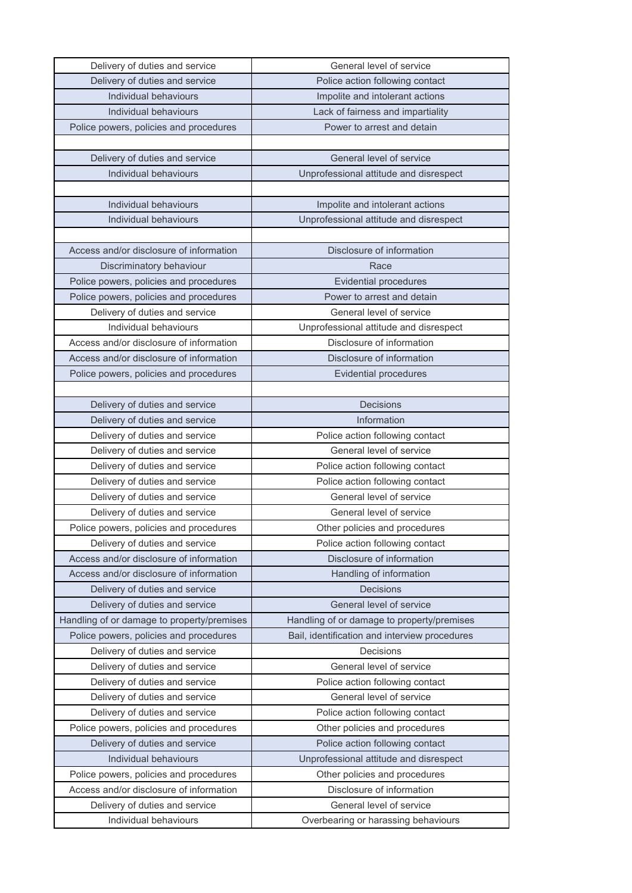| | |
|---|---|
| Delivery of duties and service | General level of service |
| Delivery of duties and service | Police action following contact |
| Individual behaviours | Impolite and intolerant actions |
| Individual behaviours | Lack of fairness and impartiality |
| Police powers, policies and procedures | Power to arrest and detain |
| | |
| Delivery of duties and service | General level of service |
| Individual behaviours | Unprofessional attitude and disrespect |
| | |
| Individual behaviours | Impolite and intolerant actions |
| Individual behaviours | Unprofessional attitude and disrespect |
| | |
| Access and/or disclosure of information | Disclosure of information |
| Discriminatory behaviour | Race |
| Police powers, policies and procedures | Evidential procedures |
| Police powers, policies and procedures | Power to arrest and detain |
| Delivery of duties and service | General level of service |
| Individual behaviours | Unprofessional attitude and disrespect |
| Access and/or disclosure of information | Disclosure of information |
| Access and/or disclosure of information | Disclosure of information |
| Police powers, policies and procedures | Evidential procedures |
| | |
| Delivery of duties and service | Decisions |
| Delivery of duties and service | Information |
| Delivery of duties and service | Police action following contact |
| Delivery of duties and service | General level of service |
| Delivery of duties and service | Police action following contact |
| Delivery of duties and service | Police action following contact |
| Delivery of duties and service | General level of service |
| Delivery of duties and service | General level of service |
| Police powers, policies and procedures | Other policies and procedures |
| Delivery of duties and service | Police action following contact |
| Access and/or disclosure of information | Disclosure of information |
| Access and/or disclosure of information | Handling of information |
| Delivery of duties and service | Decisions |
| Delivery of duties and service | General level of service |
| Handling of or damage to property/premises | Handling of or damage to property/premises |
| Police powers, policies and procedures | Bail, identification and interview procedures |
| Delivery of duties and service | Decisions |
| Delivery of duties and service | General level of service |
| Delivery of duties and service | Police action following contact |
| Delivery of duties and service | General level of service |
| Delivery of duties and service | Police action following contact |
| Police powers, policies and procedures | Other policies and procedures |
| Delivery of duties and service | Police action following contact |
| Individual behaviours | Unprofessional attitude and disrespect |
| Police powers, policies and procedures | Other policies and procedures |
| Access and/or disclosure of information | Disclosure of information |
| Delivery of duties and service | General level of service |
| Individual behaviours | Overbearing or harassing behaviours |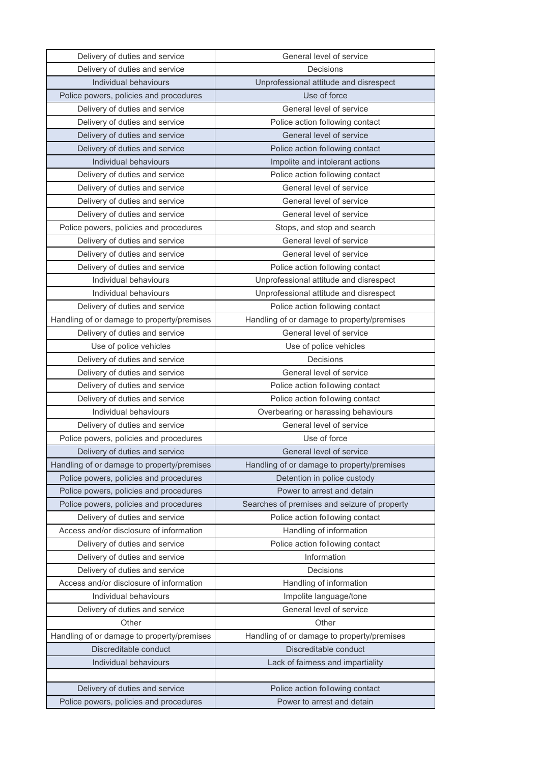| | |
|---|---|
| Delivery of duties and service | General level of service |
| Delivery of duties and service | Decisions |
| Individual behaviours | Unprofessional attitude and disrespect |
| Police powers, policies and procedures | Use of force |
| Delivery of duties and service | General level of service |
| Delivery of duties and service | Police action following contact |
| Delivery of duties and service | General level of service |
| Delivery of duties and service | Police action following contact |
| Individual behaviours | Impolite and intolerant actions |
| Delivery of duties and service | Police action following contact |
| Delivery of duties and service | General level of service |
| Delivery of duties and service | General level of service |
| Delivery of duties and service | General level of service |
| Police powers, policies and procedures | Stops, and stop and search |
| Delivery of duties and service | General level of service |
| Delivery of duties and service | General level of service |
| Delivery of duties and service | Police action following contact |
| Individual behaviours | Unprofessional attitude and disrespect |
| Individual behaviours | Unprofessional attitude and disrespect |
| Delivery of duties and service | Police action following contact |
| Handling of or damage to property/premises | Handling of or damage to property/premises |
| Delivery of duties and service | General level of service |
| Use of police vehicles | Use of police vehicles |
| Delivery of duties and service | Decisions |
| Delivery of duties and service | General level of service |
| Delivery of duties and service | Police action following contact |
| Delivery of duties and service | Police action following contact |
| Individual behaviours | Overbearing or harassing behaviours |
| Delivery of duties and service | General level of service |
| Police powers, policies and procedures | Use of force |
| Delivery of duties and service | General level of service |
| Handling of or damage to property/premises | Handling of or damage to property/premises |
| Police powers, policies and procedures | Detention in police custody |
| Police powers, policies and procedures | Power to arrest and detain |
| Police powers, policies and procedures | Searches of premises and seizure of property |
| Delivery of duties and service | Police action following contact |
| Access and/or disclosure of information | Handling of information |
| Delivery of duties and service | Police action following contact |
| Delivery of duties and service | Information |
| Delivery of duties and service | Decisions |
| Access and/or disclosure of information | Handling of information |
| Individual behaviours | Impolite language/tone |
| Delivery of duties and service | General level of service |
| Other | Other |
| Handling of or damage to property/premises | Handling of or damage to property/premises |
| Discreditable conduct | Discreditable conduct |
| Individual behaviours | Lack of fairness and impartiality |
| | |
| Delivery of duties and service | Police action following contact |
| Police powers, policies and procedures | Power to arrest and detain |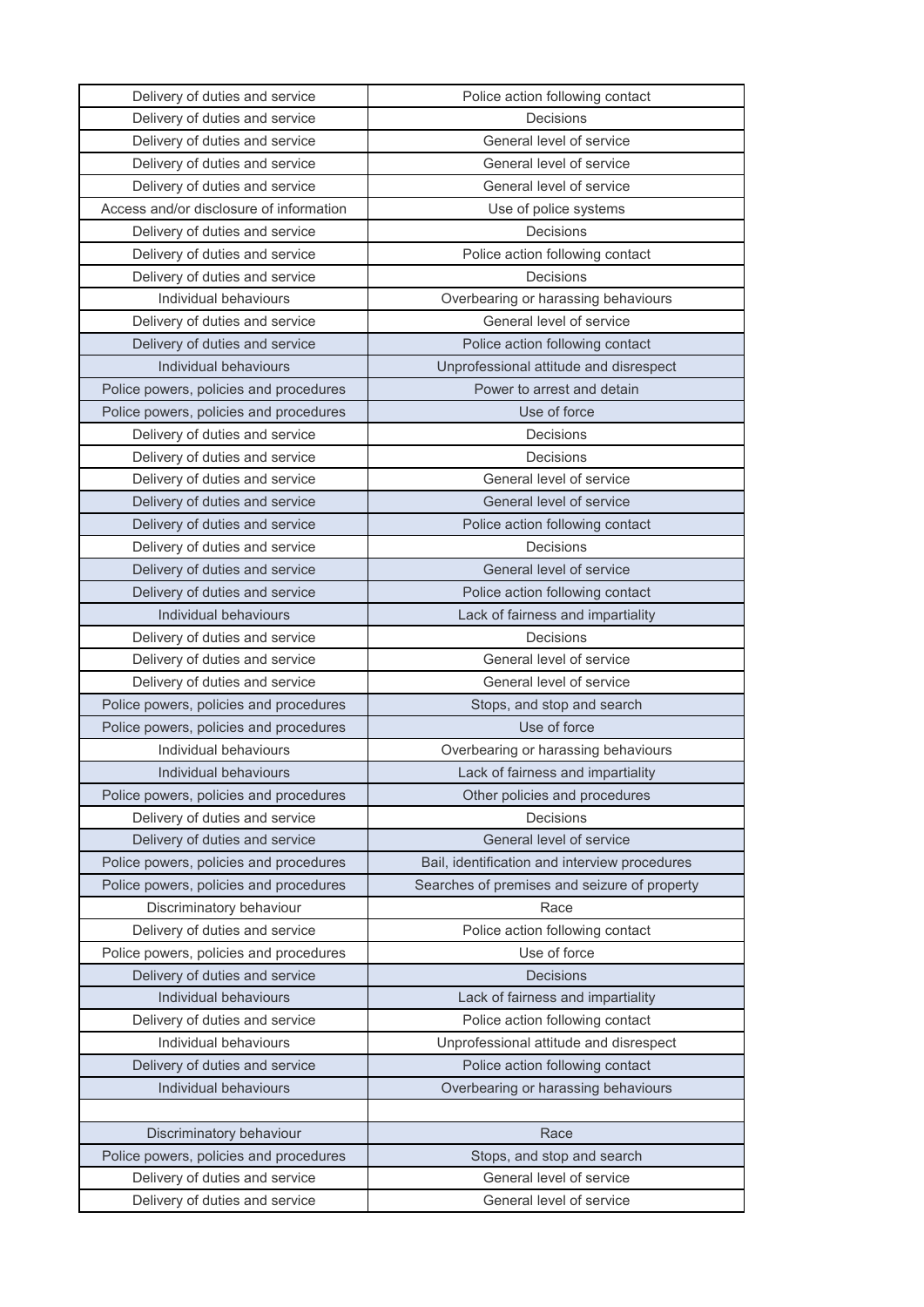| Delivery of duties and service | Police action following contact |
|---|---|
| Delivery of duties and service | Decisions |
| Delivery of duties and service | General level of service |
| Delivery of duties and service | General level of service |
| Delivery of duties and service | General level of service |
| Access and/or disclosure of information | Use of police systems |
| Delivery of duties and service | Decisions |
| Delivery of duties and service | Police action following contact |
| Delivery of duties and service | Decisions |
| Individual behaviours | Overbearing or harassing behaviours |
| Delivery of duties and service | General level of service |
| Delivery of duties and service | Police action following contact |
| Individual behaviours | Unprofessional attitude and disrespect |
| Police powers, policies and procedures | Power to arrest and detain |
| Police powers, policies and procedures | Use of force |
| Delivery of duties and service | Decisions |
| Delivery of duties and service | Decisions |
| Delivery of duties and service | General level of service |
| Delivery of duties and service | General level of service |
| Delivery of duties and service | Police action following contact |
| Delivery of duties and service | Decisions |
| Delivery of duties and service | General level of service |
| Delivery of duties and service | Police action following contact |
| Individual behaviours | Lack of fairness and impartiality |
| Delivery of duties and service | Decisions |
| Delivery of duties and service | General level of service |
| Delivery of duties and service | General level of service |
| Police powers, policies and procedures | Stops, and stop and search |
| Police powers, policies and procedures | Use of force |
| Individual behaviours | Overbearing or harassing behaviours |
| Individual behaviours | Lack of fairness and impartiality |
| Police powers, policies and procedures | Other policies and procedures |
| Delivery of duties and service | Decisions |
| Delivery of duties and service | General level of service |
| Police powers, policies and procedures | Bail, identification and interview procedures |
| Police powers, policies and procedures | Searches of premises and seizure of property |
| Discriminatory behaviour | Race |
| Delivery of duties and service | Police action following contact |
| Police powers, policies and procedures | Use of force |
| Delivery of duties and service | Decisions |
| Individual behaviours | Lack of fairness and impartiality |
| Delivery of duties and service | Police action following contact |
| Individual behaviours | Unprofessional attitude and disrespect |
| Delivery of duties and service | Police action following contact |
| Individual behaviours | Overbearing or harassing behaviours |
| | |
| Discriminatory behaviour | Race |
| Police powers, policies and procedures | Stops, and stop and search |
| Delivery of duties and service | General level of service |
| Delivery of duties and service | General level of service |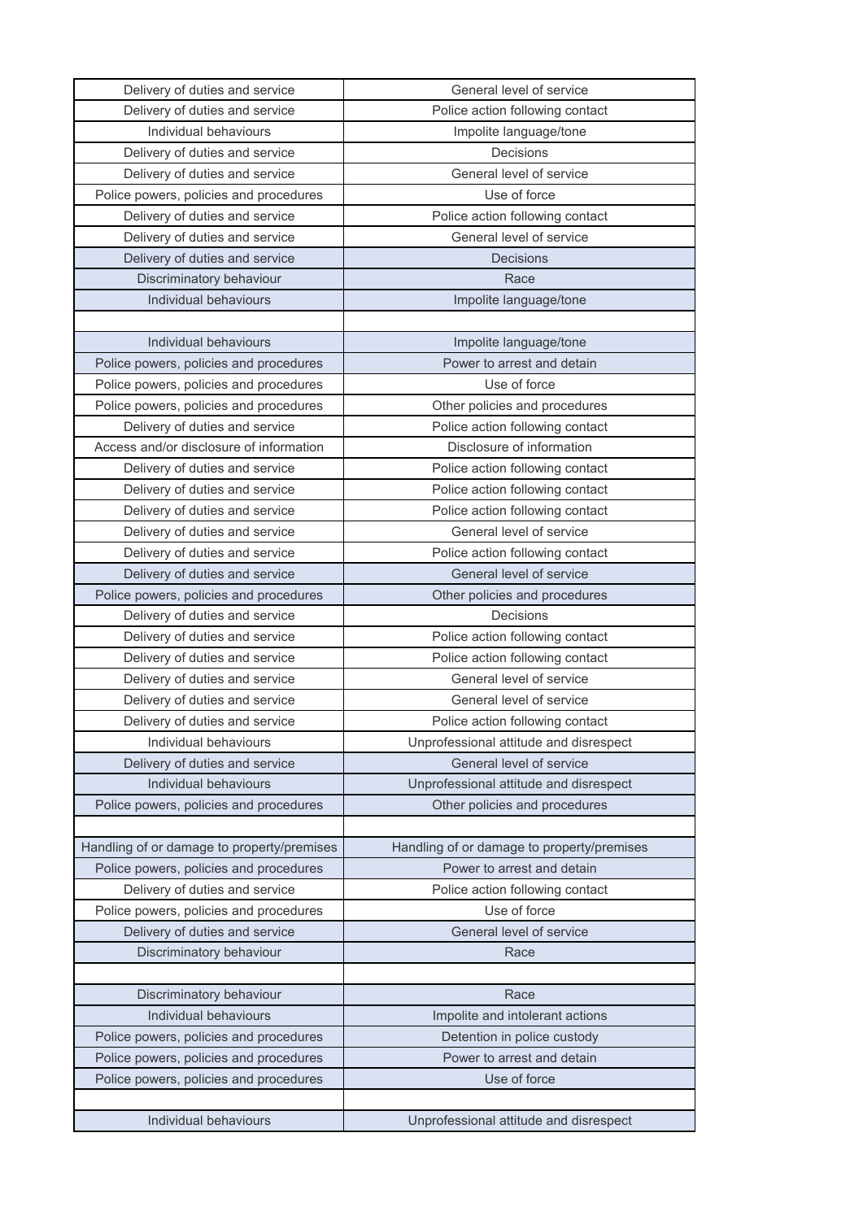| | |
|---|---|
| Delivery of duties and service | General level of service |
| Delivery of duties and service | Police action following contact |
| Individual behaviours | Impolite language/tone |
| Delivery of duties and service | Decisions |
| Delivery of duties and service | General level of service |
| Police powers, policies and procedures | Use of force |
| Delivery of duties and service | Police action following contact |
| Delivery of duties and service | General level of service |
| Delivery of duties and service | Decisions |
| Discriminatory behaviour | Race |
| Individual behaviours | Impolite language/tone |
| | |
| Individual behaviours | Impolite language/tone |
| Police powers, policies and procedures | Power to arrest and detain |
| Police powers, policies and procedures | Use of force |
| Police powers, policies and procedures | Other policies and procedures |
| Delivery of duties and service | Police action following contact |
| Access and/or disclosure of information | Disclosure of information |
| Delivery of duties and service | Police action following contact |
| Delivery of duties and service | Police action following contact |
| Delivery of duties and service | Police action following contact |
| Delivery of duties and service | General level of service |
| Delivery of duties and service | Police action following contact |
| Delivery of duties and service | General level of service |
| Police powers, policies and procedures | Other policies and procedures |
| Delivery of duties and service | Decisions |
| Delivery of duties and service | Police action following contact |
| Delivery of duties and service | Police action following contact |
| Delivery of duties and service | General level of service |
| Delivery of duties and service | General level of service |
| Delivery of duties and service | Police action following contact |
| Individual behaviours | Unprofessional attitude and disrespect |
| Delivery of duties and service | General level of service |
| Individual behaviours | Unprofessional attitude and disrespect |
| Police powers, policies and procedures | Other policies and procedures |
| | |
| Handling of or damage to property/premises | Handling of or damage to property/premises |
| Police powers, policies and procedures | Power to arrest and detain |
| Delivery of duties and service | Police action following contact |
| Police powers, policies and procedures | Use of force |
| Delivery of duties and service | General level of service |
| Discriminatory behaviour | Race |
| | |
| Discriminatory behaviour | Race |
| Individual behaviours | Impolite and intolerant actions |
| Police powers, policies and procedures | Detention in police custody |
| Police powers, policies and procedures | Power to arrest and detain |
| Police powers, policies and procedures | Use of force |
| | |
| Individual behaviours | Unprofessional attitude and disrespect |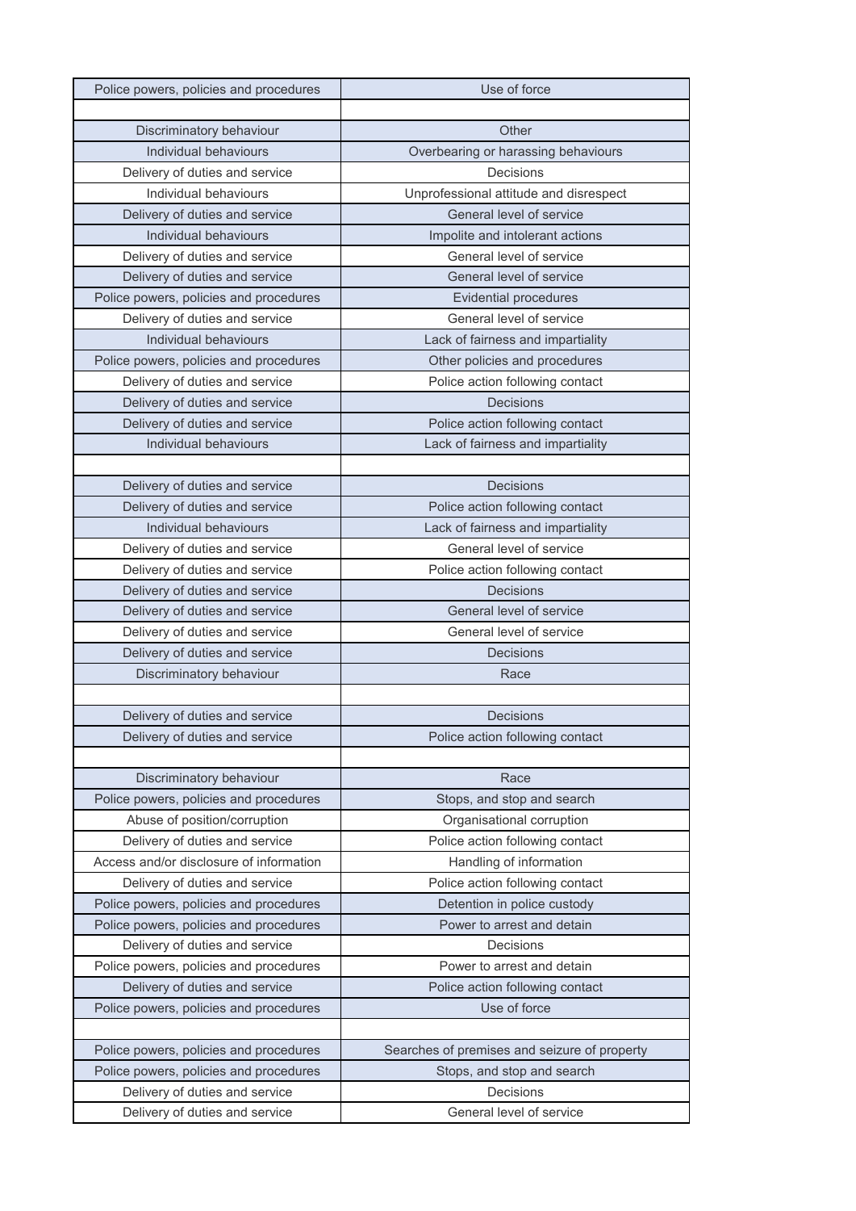| Police powers, policies and procedures | Use of force |
|---|---|
| | |
| Discriminatory behaviour | Other |
| Individual behaviours | Overbearing or harassing behaviours |
| Delivery of duties and service | Decisions |
| Individual behaviours | Unprofessional attitude and disrespect |
| Delivery of duties and service | General level of service |
| Individual behaviours | Impolite and intolerant actions |
| Delivery of duties and service | General level of service |
| Delivery of duties and service | General level of service |
| Police powers, policies and procedures | Evidential procedures |
| Delivery of duties and service | General level of service |
| Individual behaviours | Lack of fairness and impartiality |
| Police powers, policies and procedures | Other policies and procedures |
| Delivery of duties and service | Police action following contact |
| Delivery of duties and service | Decisions |
| Delivery of duties and service | Police action following contact |
| Individual behaviours | Lack of fairness and impartiality |
| | |
| Delivery of duties and service | Decisions |
| Delivery of duties and service | Police action following contact |
| Individual behaviours | Lack of fairness and impartiality |
| Delivery of duties and service | General level of service |
| Delivery of duties and service | Police action following contact |
| Delivery of duties and service | Decisions |
| Delivery of duties and service | General level of service |
| Delivery of duties and service | General level of service |
| Delivery of duties and service | Decisions |
| Discriminatory behaviour | Race |
| | |
| Delivery of duties and service | Decisions |
| Delivery of duties and service | Police action following contact |
| | |
| Discriminatory behaviour | Race |
| Police powers, policies and procedures | Stops, and stop and search |
| Abuse of position/corruption | Organisational corruption |
| Delivery of duties and service | Police action following contact |
| Access and/or disclosure of information | Handling of information |
| Delivery of duties and service | Police action following contact |
| Police powers, policies and procedures | Detention in police custody |
| Police powers, policies and procedures | Power to arrest and detain |
| Delivery of duties and service | Decisions |
| Police powers, policies and procedures | Power to arrest and detain |
| Delivery of duties and service | Police action following contact |
| Police powers, policies and procedures | Use of force |
| | |
| Police powers, policies and procedures | Searches of premises and seizure of property |
| Police powers, policies and procedures | Stops, and stop and search |
| Delivery of duties and service | Decisions |
| Delivery of duties and service | General level of service |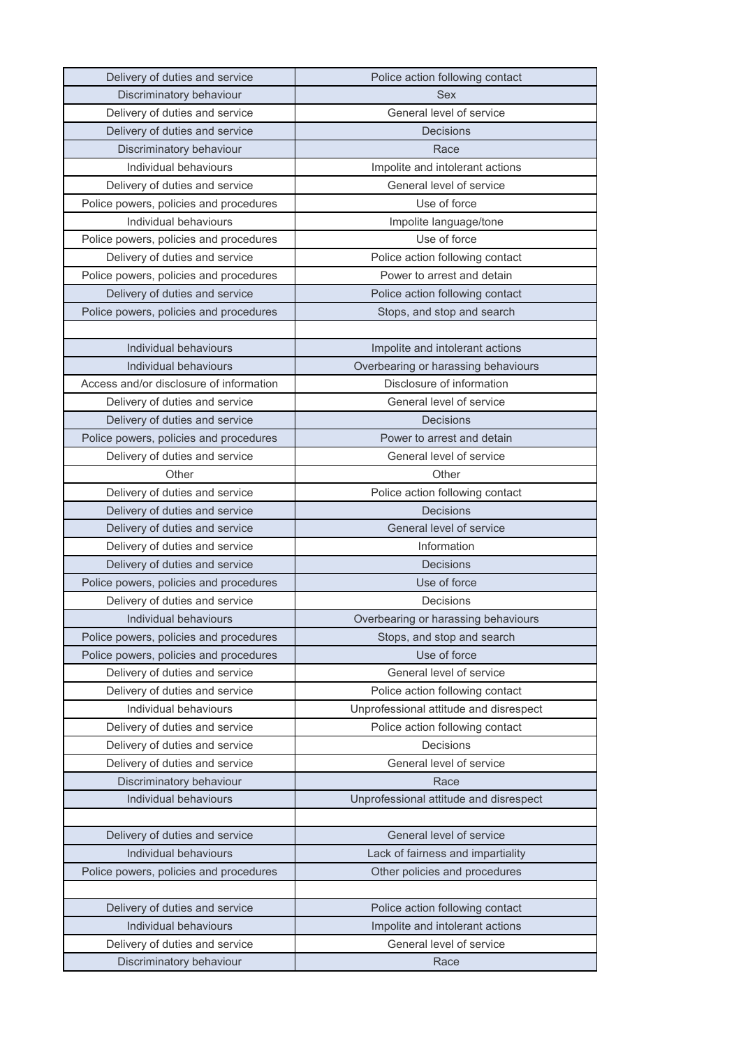| | |
|---|---|
| Delivery of duties and service | Police action following contact |
| Discriminatory behaviour | Sex |
| Delivery of duties and service | General level of service |
| Delivery of duties and service | Decisions |
| Discriminatory behaviour | Race |
| Individual behaviours | Impolite and intolerant actions |
| Delivery of duties and service | General level of service |
| Police powers, policies and procedures | Use of force |
| Individual behaviours | Impolite language/tone |
| Police powers, policies and procedures | Use of force |
| Delivery of duties and service | Police action following contact |
| Police powers, policies and procedures | Power to arrest and detain |
| Delivery of duties and service | Police action following contact |
| Police powers, policies and procedures | Stops, and stop and search |
| | |
| Individual behaviours | Impolite and intolerant actions |
| Individual behaviours | Overbearing or harassing behaviours |
| Access and/or disclosure of information | Disclosure of information |
| Delivery of duties and service | General level of service |
| Delivery of duties and service | Decisions |
| Police powers, policies and procedures | Power to arrest and detain |
| Delivery of duties and service | General level of service |
| Other | Other |
| Delivery of duties and service | Police action following contact |
| Delivery of duties and service | Decisions |
| Delivery of duties and service | General level of service |
| Delivery of duties and service | Information |
| Delivery of duties and service | Decisions |
| Police powers, policies and procedures | Use of force |
| Delivery of duties and service | Decisions |
| Individual behaviours | Overbearing or harassing behaviours |
| Police powers, policies and procedures | Stops, and stop and search |
| Police powers, policies and procedures | Use of force |
| Delivery of duties and service | General level of service |
| Delivery of duties and service | Police action following contact |
| Individual behaviours | Unprofessional attitude and disrespect |
| Delivery of duties and service | Police action following contact |
| Delivery of duties and service | Decisions |
| Delivery of duties and service | General level of service |
| Discriminatory behaviour | Race |
| Individual behaviours | Unprofessional attitude and disrespect |
| | |
| Delivery of duties and service | General level of service |
| Individual behaviours | Lack of fairness and impartiality |
| Police powers, policies and procedures | Other policies and procedures |
| | |
| Delivery of duties and service | Police action following contact |
| Individual behaviours | Impolite and intolerant actions |
| Delivery of duties and service | General level of service |
| Discriminatory behaviour | Race |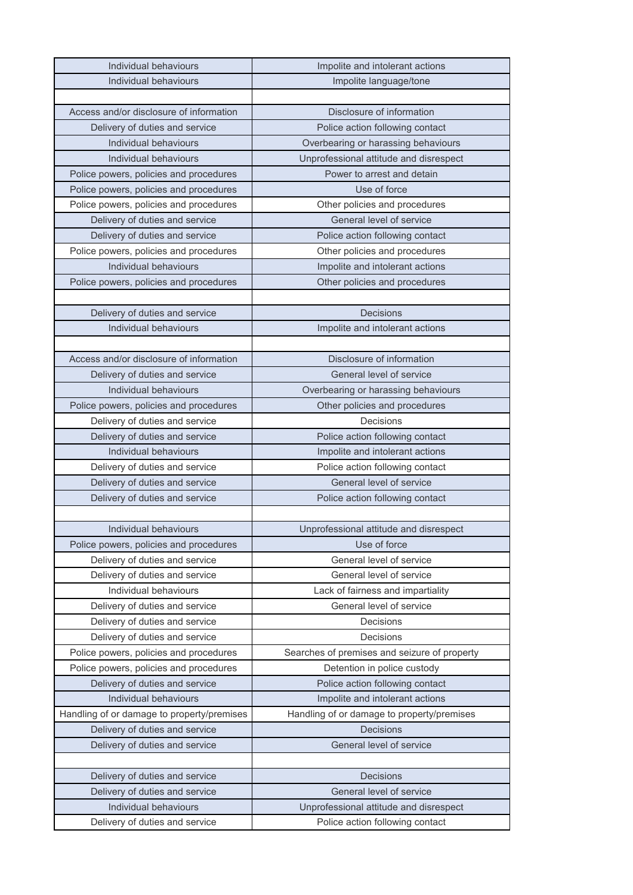| | |
|---|---|
| Individual behaviours | Impolite and intolerant actions |
| Individual behaviours | Impolite language/tone |
| | |
| Access and/or disclosure of information | Disclosure of information |
| Delivery of duties and service | Police action following contact |
| Individual behaviours | Overbearing or harassing behaviours |
| Individual behaviours | Unprofessional attitude and disrespect |
| Police powers, policies and procedures | Power to arrest and detain |
| Police powers, policies and procedures | Use of force |
| Police powers, policies and procedures | Other policies and procedures |
| Delivery of duties and service | General level of service |
| Delivery of duties and service | Police action following contact |
| Police powers, policies and procedures | Other policies and procedures |
| Individual behaviours | Impolite and intolerant actions |
| Police powers, policies and procedures | Other policies and procedures |
| | |
| Delivery of duties and service | Decisions |
| Individual behaviours | Impolite and intolerant actions |
| | |
| Access and/or disclosure of information | Disclosure of information |
| Delivery of duties and service | General level of service |
| Individual behaviours | Overbearing or harassing behaviours |
| Police powers, policies and procedures | Other policies and procedures |
| Delivery of duties and service | Decisions |
| Delivery of duties and service | Police action following contact |
| Individual behaviours | Impolite and intolerant actions |
| Delivery of duties and service | Police action following contact |
| Delivery of duties and service | General level of service |
| Delivery of duties and service | Police action following contact |
| | |
| Individual behaviours | Unprofessional attitude and disrespect |
| Police powers, policies and procedures | Use of force |
| Delivery of duties and service | General level of service |
| Delivery of duties and service | General level of service |
| Individual behaviours | Lack of fairness and impartiality |
| Delivery of duties and service | General level of service |
| Delivery of duties and service | Decisions |
| Delivery of duties and service | Decisions |
| Police powers, policies and procedures | Searches of premises and seizure of property |
| Police powers, policies and procedures | Detention in police custody |
| Delivery of duties and service | Police action following contact |
| Individual behaviours | Impolite and intolerant actions |
| Handling of or damage to property/premises | Handling of or damage to property/premises |
| Delivery of duties and service | Decisions |
| Delivery of duties and service | General level of service |
| | |
| Delivery of duties and service | Decisions |
| Delivery of duties and service | General level of service |
| Individual behaviours | Unprofessional attitude and disrespect |
| Delivery of duties and service | Police action following contact |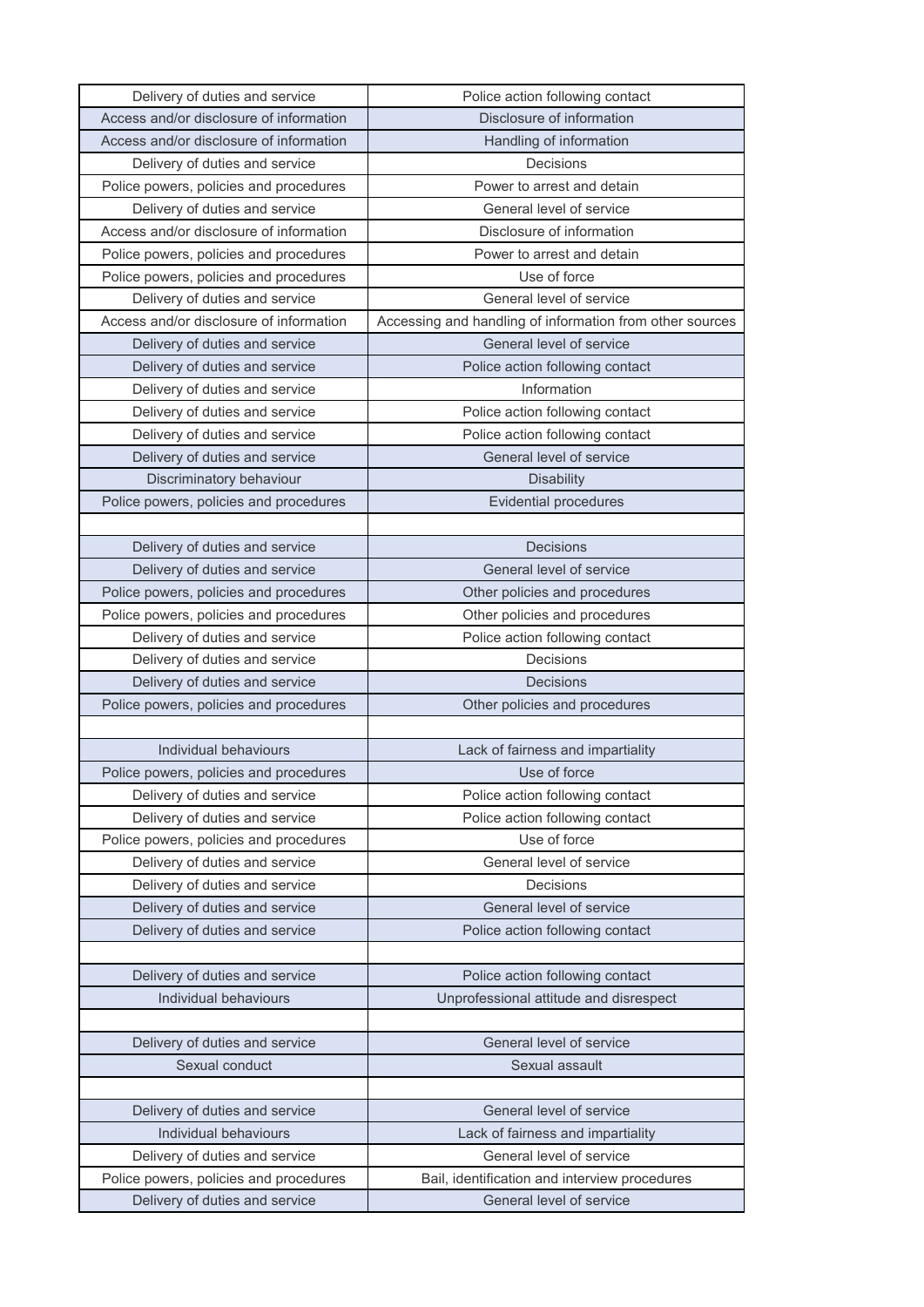| Delivery of duties and service | Police action following contact |
|---|---|
| Access and/or disclosure of information | Disclosure of information |
| Access and/or disclosure of information | Handling of information |
| Delivery of duties and service | Decisions |
| Police powers, policies and procedures | Power to arrest and detain |
| Delivery of duties and service | General level of service |
| Access and/or disclosure of information | Disclosure of information |
| Police powers, policies and procedures | Power to arrest and detain |
| Police powers, policies and procedures | Use of force |
| Delivery of duties and service | General level of service |
| Access and/or disclosure of information | Accessing and handling of information from other sources |
| Delivery of duties and service | General level of service |
| Delivery of duties and service | Police action following contact |
| Delivery of duties and service | Information |
| Delivery of duties and service | Police action following contact |
| Delivery of duties and service | Police action following contact |
| Delivery of duties and service | General level of service |
| Discriminatory behaviour | Disability |
| Police powers, policies and procedures | Evidential procedures |
| | |
| Delivery of duties and service | Decisions |
| Delivery of duties and service | General level of service |
| Police powers, policies and procedures | Other policies and procedures |
| Police powers, policies and procedures | Other policies and procedures |
| Delivery of duties and service | Police action following contact |
| Delivery of duties and service | Decisions |
| Delivery of duties and service | Decisions |
| Police powers, policies and procedures | Other policies and procedures |
| | |
| Individual behaviours | Lack of fairness and impartiality |
| Police powers, policies and procedures | Use of force |
| Delivery of duties and service | Police action following contact |
| Delivery of duties and service | Police action following contact |
| Police powers, policies and procedures | Use of force |
| Delivery of duties and service | General level of service |
| Delivery of duties and service | Decisions |
| Delivery of duties and service | General level of service |
| Delivery of duties and service | Police action following contact |
| | |
| Delivery of duties and service | Police action following contact |
| Individual behaviours | Unprofessional attitude and disrespect |
| | |
| Delivery of duties and service | General level of service |
| Sexual conduct | Sexual assault |
| | |
| Delivery of duties and service | General level of service |
| Individual behaviours | Lack of fairness and impartiality |
| Delivery of duties and service | General level of service |
| Police powers, policies and procedures | Bail, identification and interview procedures |
| Delivery of duties and service | General level of service |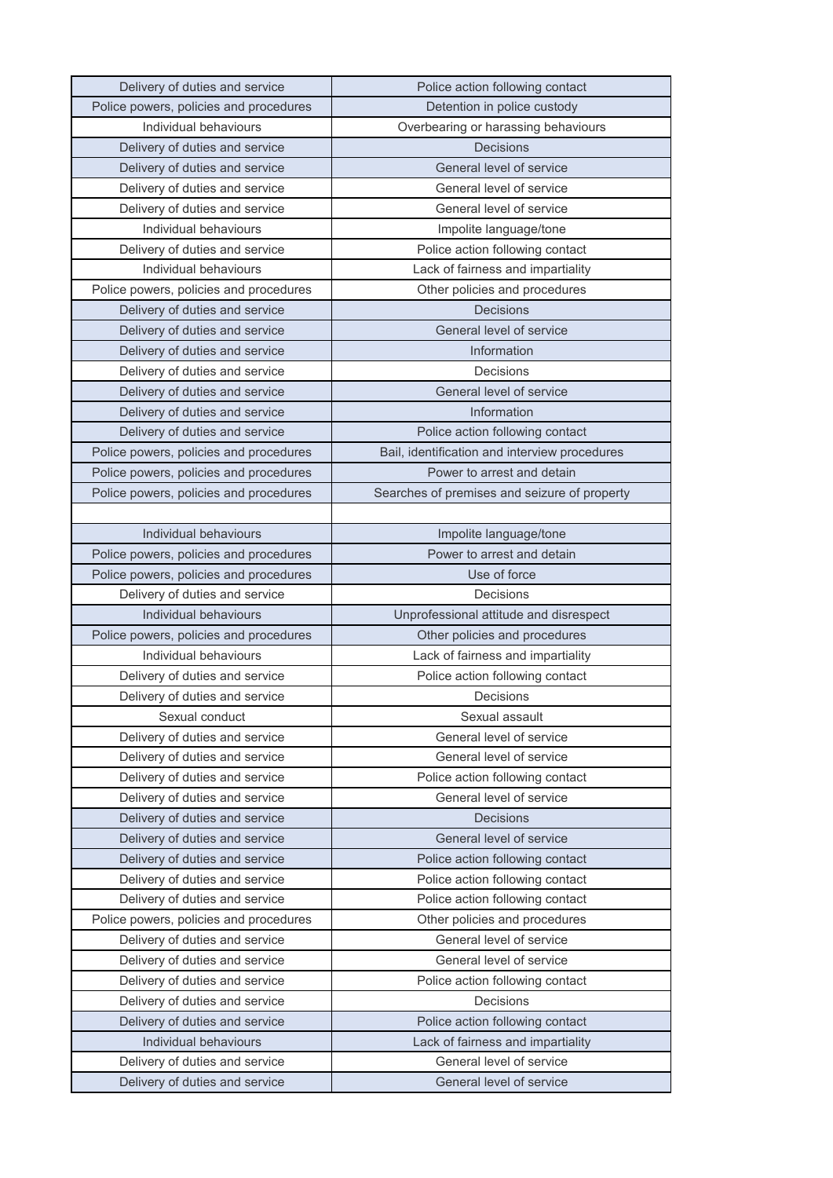| | |
|---|---|
| Delivery of duties and service | Police action following contact |
| Police powers, policies and procedures | Detention in police custody |
| Individual behaviours | Overbearing or harassing behaviours |
| Delivery of duties and service | Decisions |
| Delivery of duties and service | General level of service |
| Delivery of duties and service | General level of service |
| Delivery of duties and service | General level of service |
| Individual behaviours | Impolite language/tone |
| Delivery of duties and service | Police action following contact |
| Individual behaviours | Lack of fairness and impartiality |
| Police powers, policies and procedures | Other policies and procedures |
| Delivery of duties and service | Decisions |
| Delivery of duties and service | General level of service |
| Delivery of duties and service | Information |
| Delivery of duties and service | Decisions |
| Delivery of duties and service | General level of service |
| Delivery of duties and service | Information |
| Delivery of duties and service | Police action following contact |
| Police powers, policies and procedures | Bail, identification and interview procedures |
| Police powers, policies and procedures | Power to arrest and detain |
| Police powers, policies and procedures | Searches of premises and seizure of property |
| | |
| Individual behaviours | Impolite language/tone |
| Police powers, policies and procedures | Power to arrest and detain |
| Police powers, policies and procedures | Use of force |
| Delivery of duties and service | Decisions |
| Individual behaviours | Unprofessional attitude and disrespect |
| Police powers, policies and procedures | Other policies and procedures |
| Individual behaviours | Lack of fairness and impartiality |
| Delivery of duties and service | Police action following contact |
| Delivery of duties and service | Decisions |
| Sexual conduct | Sexual assault |
| Delivery of duties and service | General level of service |
| Delivery of duties and service | General level of service |
| Delivery of duties and service | Police action following contact |
| Delivery of duties and service | General level of service |
| Delivery of duties and service | Decisions |
| Delivery of duties and service | General level of service |
| Delivery of duties and service | Police action following contact |
| Delivery of duties and service | Police action following contact |
| Delivery of duties and service | Police action following contact |
| Police powers, policies and procedures | Other policies and procedures |
| Delivery of duties and service | General level of service |
| Delivery of duties and service | General level of service |
| Delivery of duties and service | Police action following contact |
| Delivery of duties and service | Decisions |
| Delivery of duties and service | Police action following contact |
| Individual behaviours | Lack of fairness and impartiality |
| Delivery of duties and service | General level of service |
| Delivery of duties and service | General level of service |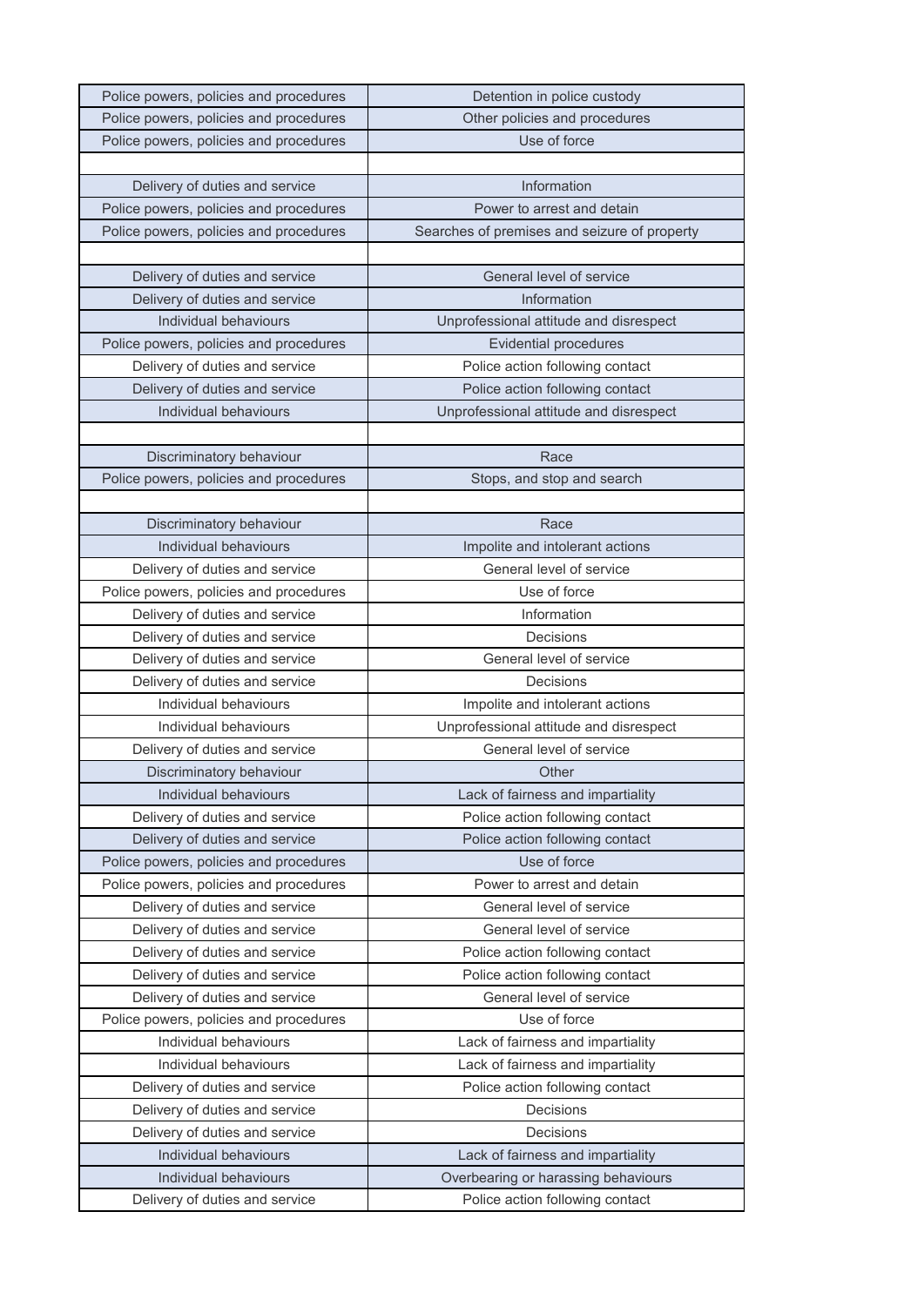| | |
|---|---|
| Police powers, policies and procedures | Detention in police custody |
| Police powers, policies and procedures | Other policies and procedures |
| Police powers, policies and procedures | Use of force |
| | |
| Delivery of duties and service | Information |
| Police powers, policies and procedures | Power to arrest and detain |
| Police powers, policies and procedures | Searches of premises and seizure of property |
| | |
| Delivery of duties and service | General level of service |
| Delivery of duties and service | Information |
| Individual behaviours | Unprofessional attitude and disrespect |
| Police powers, policies and procedures | Evidential procedures |
| Delivery of duties and service | Police action following contact |
| Delivery of duties and service | Police action following contact |
| Individual behaviours | Unprofessional attitude and disrespect |
| | |
| Discriminatory behaviour | Race |
| Police powers, policies and procedures | Stops, and stop and search |
| | |
| Discriminatory behaviour | Race |
| Individual behaviours | Impolite and intolerant actions |
| Delivery of duties and service | General level of service |
| Police powers, policies and procedures | Use of force |
| Delivery of duties and service | Information |
| Delivery of duties and service | Decisions |
| Delivery of duties and service | General level of service |
| Delivery of duties and service | Decisions |
| Individual behaviours | Impolite and intolerant actions |
| Individual behaviours | Unprofessional attitude and disrespect |
| Delivery of duties and service | General level of service |
| Discriminatory behaviour | Other |
| Individual behaviours | Lack of fairness and impartiality |
| Delivery of duties and service | Police action following contact |
| Delivery of duties and service | Police action following contact |
| Police powers, policies and procedures | Use of force |
| Police powers, policies and procedures | Power to arrest and detain |
| Delivery of duties and service | General level of service |
| Delivery of duties and service | General level of service |
| Delivery of duties and service | Police action following contact |
| Delivery of duties and service | Police action following contact |
| Delivery of duties and service | General level of service |
| Police powers, policies and procedures | Use of force |
| Individual behaviours | Lack of fairness and impartiality |
| Individual behaviours | Lack of fairness and impartiality |
| Delivery of duties and service | Police action following contact |
| Delivery of duties and service | Decisions |
| Delivery of duties and service | Decisions |
| Individual behaviours | Lack of fairness and impartiality |
| Individual behaviours | Overbearing or harassing behaviours |
| Delivery of duties and service | Police action following contact |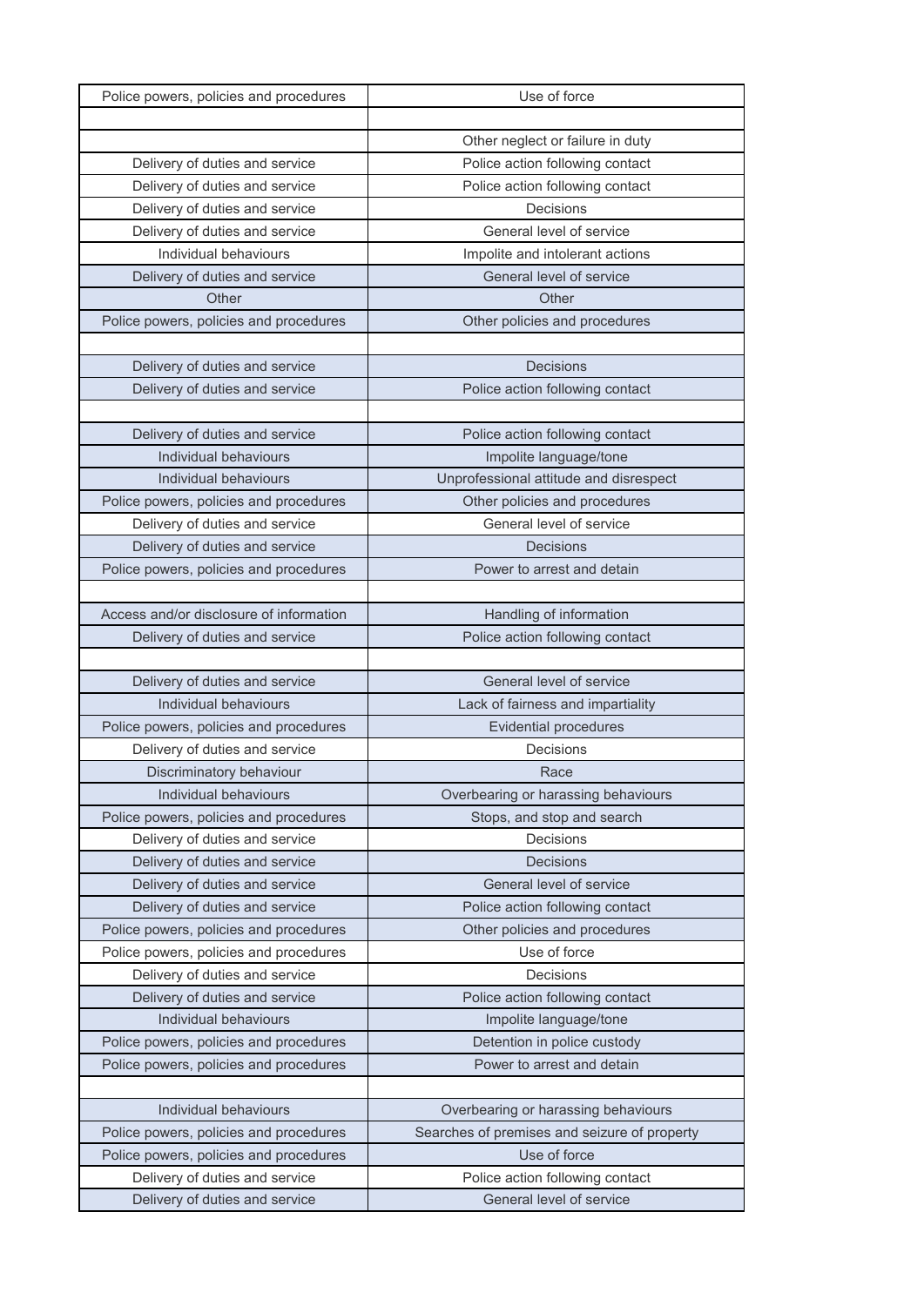| Police powers, policies and procedures | Use of force |
|---|---|
| | |
| | Other neglect or failure in duty |
| Delivery of duties and service | Police action following contact |
| Delivery of duties and service | Police action following contact |
| Delivery of duties and service | Decisions |
| Delivery of duties and service | General level of service |
| Individual behaviours | Impolite and intolerant actions |
| Delivery of duties and service | General level of service |
| Other | Other |
| Police powers, policies and procedures | Other policies and procedures |
| | |
| Delivery of duties and service | Decisions |
| Delivery of duties and service | Police action following contact |
| | |
| Delivery of duties and service | Police action following contact |
| Individual behaviours | Impolite language/tone |
| Individual behaviours | Unprofessional attitude and disrespect |
| Police powers, policies and procedures | Other policies and procedures |
| Delivery of duties and service | General level of service |
| Delivery of duties and service | Decisions |
| Police powers, policies and procedures | Power to arrest and detain |
| | |
| Access and/or disclosure of information | Handling of information |
| Delivery of duties and service | Police action following contact |
| | |
| Delivery of duties and service | General level of service |
| Individual behaviours | Lack of fairness and impartiality |
| Police powers, policies and procedures | Evidential procedures |
| Delivery of duties and service | Decisions |
| Discriminatory behaviour | Race |
| Individual behaviours | Overbearing or harassing behaviours |
| Police powers, policies and procedures | Stops, and stop and search |
| Delivery of duties and service | Decisions |
| Delivery of duties and service | Decisions |
| Delivery of duties and service | General level of service |
| Delivery of duties and service | Police action following contact |
| Police powers, policies and procedures | Other policies and procedures |
| Police powers, policies and procedures | Use of force |
| Delivery of duties and service | Decisions |
| Delivery of duties and service | Police action following contact |
| Individual behaviours | Impolite language/tone |
| Police powers, policies and procedures | Detention in police custody |
| Police powers, policies and procedures | Power to arrest and detain |
| | |
| Individual behaviours | Overbearing or harassing behaviours |
| Police powers, policies and procedures | Searches of premises and seizure of property |
| Police powers, policies and procedures | Use of force |
| Delivery of duties and service | Police action following contact |
| Delivery of duties and service | General level of service |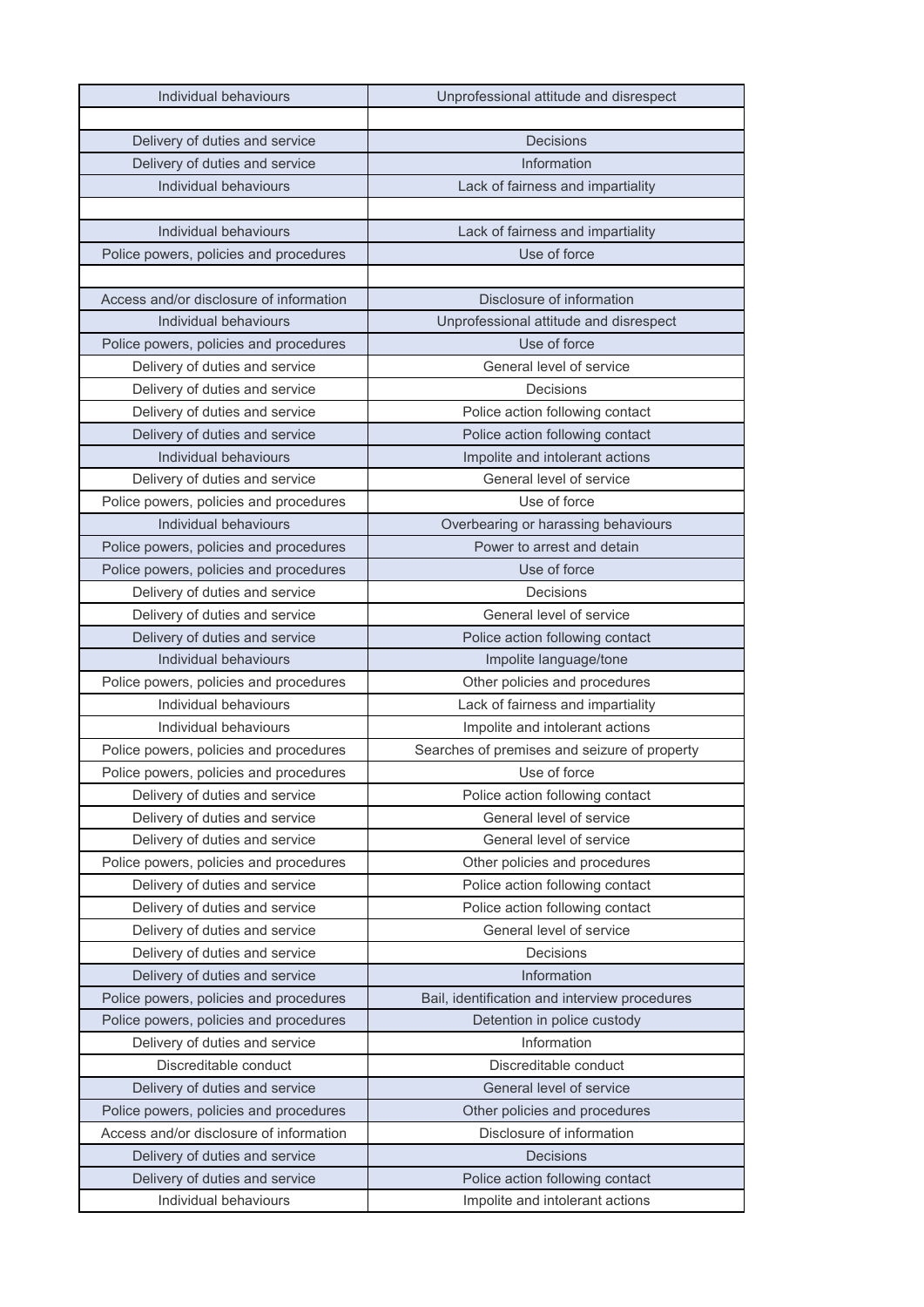| Individual behaviours | Unprofessional attitude and disrespect |
|---|---|
| | |
| Delivery of duties and service | Decisions |
| Delivery of duties and service | Information |
| Individual behaviours | Lack of fairness and impartiality |
| | |
| Individual behaviours | Lack of fairness and impartiality |
| Police powers, policies and procedures | Use of force |
| | |
| Access and/or disclosure of information | Disclosure of information |
| Individual behaviours | Unprofessional attitude and disrespect |
| Police powers, policies and procedures | Use of force |
| Delivery of duties and service | General level of service |
| Delivery of duties and service | Decisions |
| Delivery of duties and service | Police action following contact |
| Delivery of duties and service | Police action following contact |
| Individual behaviours | Impolite and intolerant actions |
| Delivery of duties and service | General level of service |
| Police powers, policies and procedures | Use of force |
| Individual behaviours | Overbearing or harassing behaviours |
| Police powers, policies and procedures | Power to arrest and detain |
| Police powers, policies and procedures | Use of force |
| Delivery of duties and service | Decisions |
| Delivery of duties and service | General level of service |
| Delivery of duties and service | Police action following contact |
| Individual behaviours | Impolite language/tone |
| Police powers, policies and procedures | Other policies and procedures |
| Individual behaviours | Lack of fairness and impartiality |
| Individual behaviours | Impolite and intolerant actions |
| Police powers, policies and procedures | Searches of premises and seizure of property |
| Police powers, policies and procedures | Use of force |
| Delivery of duties and service | Police action following contact |
| Delivery of duties and service | General level of service |
| Delivery of duties and service | General level of service |
| Police powers, policies and procedures | Other policies and procedures |
| Delivery of duties and service | Police action following contact |
| Delivery of duties and service | Police action following contact |
| Delivery of duties and service | General level of service |
| Delivery of duties and service | Decisions |
| Delivery of duties and service | Information |
| Police powers, policies and procedures | Bail, identification and interview procedures |
| Police powers, policies and procedures | Detention in police custody |
| Delivery of duties and service | Information |
| Discreditable conduct | Discreditable conduct |
| Delivery of duties and service | General level of service |
| Police powers, policies and procedures | Other policies and procedures |
| Access and/or disclosure of information | Disclosure of information |
| Delivery of duties and service | Decisions |
| Delivery of duties and service | Police action following contact |
| Individual behaviours | Impolite and intolerant actions |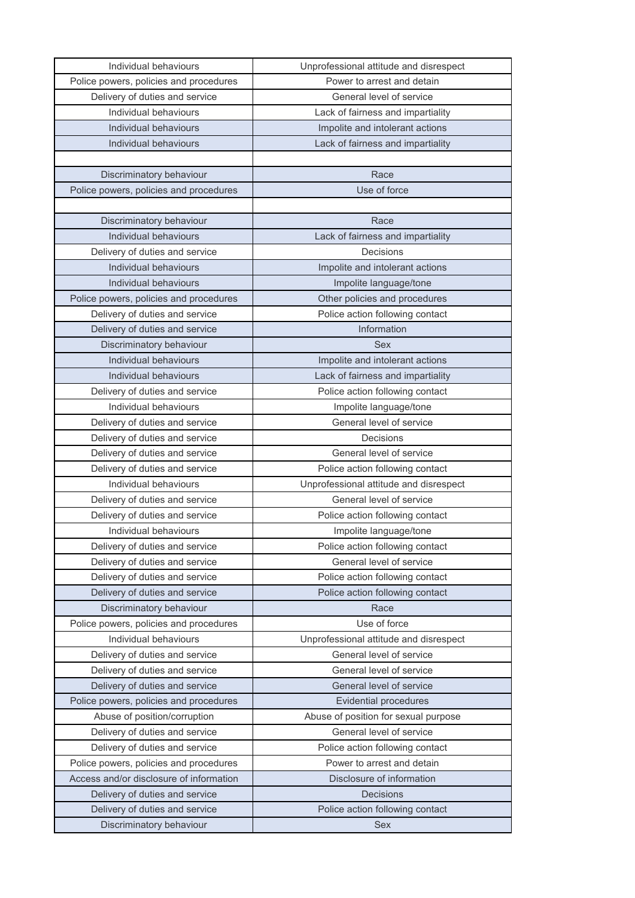| Individual behaviours | Unprofessional attitude and disrespect |
|---|---|
| Police powers, policies and procedures | Power to arrest and detain |
| Delivery of duties and service | General level of service |
| Individual behaviours | Lack of fairness and impartiality |
| Individual behaviours | Impolite and intolerant actions |
| Individual behaviours | Lack of fairness and impartiality |
| | |
| Discriminatory behaviour | Race |
| Police powers, policies and procedures | Use of force |
| | |
| Discriminatory behaviour | Race |
| Individual behaviours | Lack of fairness and impartiality |
| Delivery of duties and service | Decisions |
| Individual behaviours | Impolite and intolerant actions |
| Individual behaviours | Impolite language/tone |
| Police powers, policies and procedures | Other policies and procedures |
| Delivery of duties and service | Police action following contact |
| Delivery of duties and service | Information |
| Discriminatory behaviour | Sex |
| Individual behaviours | Impolite and intolerant actions |
| Individual behaviours | Lack of fairness and impartiality |
| Delivery of duties and service | Police action following contact |
| Individual behaviours | Impolite language/tone |
| Delivery of duties and service | General level of service |
| Delivery of duties and service | Decisions |
| Delivery of duties and service | General level of service |
| Delivery of duties and service | Police action following contact |
| Individual behaviours | Unprofessional attitude and disrespect |
| Delivery of duties and service | General level of service |
| Delivery of duties and service | Police action following contact |
| Individual behaviours | Impolite language/tone |
| Delivery of duties and service | Police action following contact |
| Delivery of duties and service | General level of service |
| Delivery of duties and service | Police action following contact |
| Delivery of duties and service | Police action following contact |
| Discriminatory behaviour | Race |
| Police powers, policies and procedures | Use of force |
| Individual behaviours | Unprofessional attitude and disrespect |
| Delivery of duties and service | General level of service |
| Delivery of duties and service | General level of service |
| Delivery of duties and service | General level of service |
| Police powers, policies and procedures | Evidential procedures |
| Abuse of position/corruption | Abuse of position for sexual purpose |
| Delivery of duties and service | General level of service |
| Delivery of duties and service | Police action following contact |
| Police powers, policies and procedures | Power to arrest and detain |
| Access and/or disclosure of information | Disclosure of information |
| Delivery of duties and service | Decisions |
| Delivery of duties and service | Police action following contact |
| Discriminatory behaviour | Sex |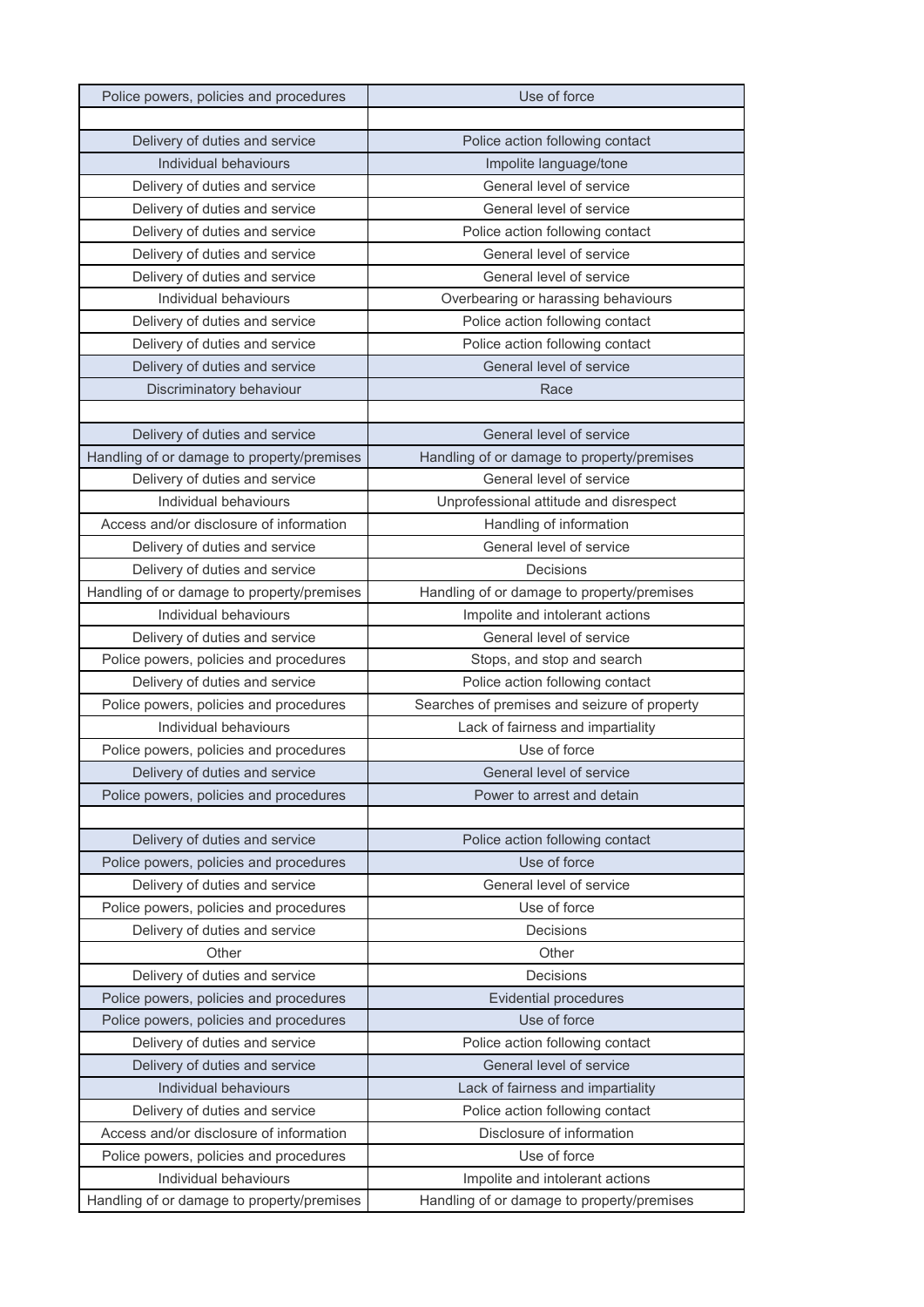| Police powers, policies and procedures | Use of force |
|---|---|
| | |
| Delivery of duties and service | Police action following contact |
| Individual behaviours | Impolite language/tone |
| Delivery of duties and service | General level of service |
| Delivery of duties and service | General level of service |
| Delivery of duties and service | Police action following contact |
| Delivery of duties and service | General level of service |
| Delivery of duties and service | General level of service |
| Individual behaviours | Overbearing or harassing behaviours |
| Delivery of duties and service | Police action following contact |
| Delivery of duties and service | Police action following contact |
| Delivery of duties and service | General level of service |
| Discriminatory behaviour | Race |
| | |
| Delivery of duties and service | General level of service |
| Handling of or damage to property/premises | Handling of or damage to property/premises |
| Delivery of duties and service | General level of service |
| Individual behaviours | Unprofessional attitude and disrespect |
| Access and/or disclosure of information | Handling of information |
| Delivery of duties and service | General level of service |
| Delivery of duties and service | Decisions |
| Handling of or damage to property/premises | Handling of or damage to property/premises |
| Individual behaviours | Impolite and intolerant actions |
| Delivery of duties and service | General level of service |
| Police powers, policies and procedures | Stops, and stop and search |
| Delivery of duties and service | Police action following contact |
| Police powers, policies and procedures | Searches of premises and seizure of property |
| Individual behaviours | Lack of fairness and impartiality |
| Police powers, policies and procedures | Use of force |
| Delivery of duties and service | General level of service |
| Police powers, policies and procedures | Power to arrest and detain |
| | |
| Delivery of duties and service | Police action following contact |
| Police powers, policies and procedures | Use of force |
| Delivery of duties and service | General level of service |
| Police powers, policies and procedures | Use of force |
| Delivery of duties and service | Decisions |
| Other | Other |
| Delivery of duties and service | Decisions |
| Police powers, policies and procedures | Evidential procedures |
| Police powers, policies and procedures | Use of force |
| Delivery of duties and service | Police action following contact |
| Delivery of duties and service | General level of service |
| Individual behaviours | Lack of fairness and impartiality |
| Delivery of duties and service | Police action following contact |
| Access and/or disclosure of information | Disclosure of information |
| Police powers, policies and procedures | Use of force |
| Individual behaviours | Impolite and intolerant actions |
| Handling of or damage to property/premises | Handling of or damage to property/premises |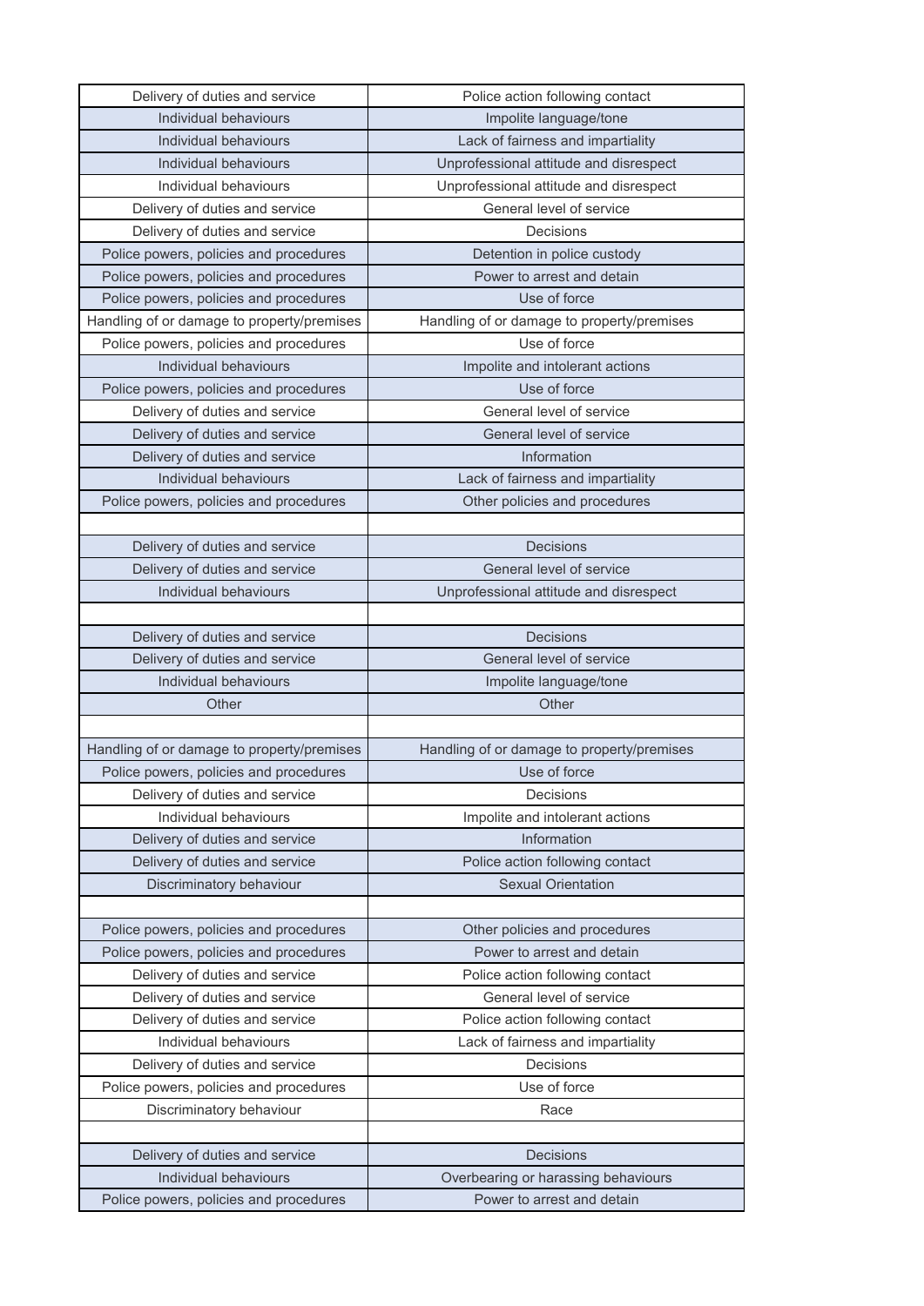| Delivery of duties and service | Police action following contact |
|---|---|
| Individual behaviours | Impolite language/tone |
| Individual behaviours | Lack of fairness and impartiality |
| Individual behaviours | Unprofessional attitude and disrespect |
| Individual behaviours | Unprofessional attitude and disrespect |
| Delivery of duties and service | General level of service |
| Delivery of duties and service | Decisions |
| Police powers, policies and procedures | Detention in police custody |
| Police powers, policies and procedures | Power to arrest and detain |
| Police powers, policies and procedures | Use of force |
| Handling of or damage to property/premises | Handling of or damage to property/premises |
| Police powers, policies and procedures | Use of force |
| Individual behaviours | Impolite and intolerant actions |
| Police powers, policies and procedures | Use of force |
| Delivery of duties and service | General level of service |
| Delivery of duties and service | General level of service |
| Delivery of duties and service | Information |
| Individual behaviours | Lack of fairness and impartiality |
| Police powers, policies and procedures | Other policies and procedures |
| | |
| Delivery of duties and service | Decisions |
| Delivery of duties and service | General level of service |
| Individual behaviours | Unprofessional attitude and disrespect |
| | |
| Delivery of duties and service | Decisions |
| Delivery of duties and service | General level of service |
| Individual behaviours | Impolite language/tone |
| Other | Other |
| | |
| Handling of or damage to property/premises | Handling of or damage to property/premises |
| Police powers, policies and procedures | Use of force |
| Delivery of duties and service | Decisions |
| Individual behaviours | Impolite and intolerant actions |
| Delivery of duties and service | Information |
| Delivery of duties and service | Police action following contact |
| Discriminatory behaviour | Sexual Orientation |
| | |
| Police powers, policies and procedures | Other policies and procedures |
| Police powers, policies and procedures | Power to arrest and detain |
| Delivery of duties and service | Police action following contact |
| Delivery of duties and service | General level of service |
| Delivery of duties and service | Police action following contact |
| Individual behaviours | Lack of fairness and impartiality |
| Delivery of duties and service | Decisions |
| Police powers, policies and procedures | Use of force |
| Discriminatory behaviour | Race |
| | |
| Delivery of duties and service | Decisions |
| Individual behaviours | Overbearing or harassing behaviours |
| Police powers, policies and procedures | Power to arrest and detain |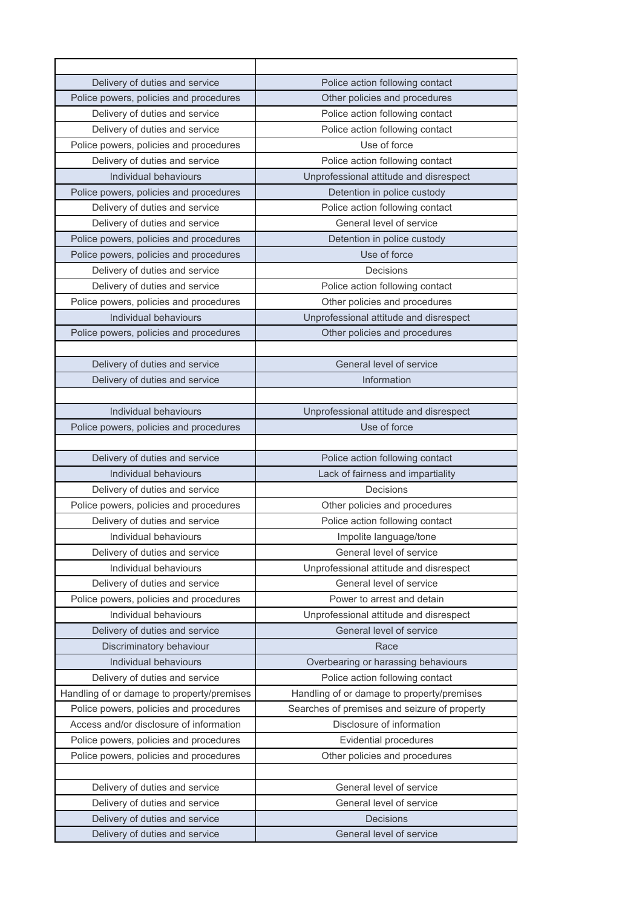| | |
|---|---|
| Delivery of duties and service | Police action following contact |
| Police powers, policies and procedures | Other policies and procedures |
| Delivery of duties and service | Police action following contact |
| Delivery of duties and service | Police action following contact |
| Police powers, policies and procedures | Use of force |
| Delivery of duties and service | Police action following contact |
| Individual behaviours | Unprofessional attitude and disrespect |
| Police powers, policies and procedures | Detention in police custody |
| Delivery of duties and service | Police action following contact |
| Delivery of duties and service | General level of service |
| Police powers, policies and procedures | Detention in police custody |
| Police powers, policies and procedures | Use of force |
| Delivery of duties and service | Decisions |
| Delivery of duties and service | Police action following contact |
| Police powers, policies and procedures | Other policies and procedures |
| Individual behaviours | Unprofessional attitude and disrespect |
| Police powers, policies and procedures | Other policies and procedures |
| | |
| Delivery of duties and service | General level of service |
| Delivery of duties and service | Information |
| | |
| Individual behaviours | Unprofessional attitude and disrespect |
| Police powers, policies and procedures | Use of force |
| | |
| Delivery of duties and service | Police action following contact |
| Individual behaviours | Lack of fairness and impartiality |
| Delivery of duties and service | Decisions |
| Police powers, policies and procedures | Other policies and procedures |
| Delivery of duties and service | Police action following contact |
| Individual behaviours | Impolite language/tone |
| Delivery of duties and service | General level of service |
| Individual behaviours | Unprofessional attitude and disrespect |
| Delivery of duties and service | General level of service |
| Police powers, policies and procedures | Power to arrest and detain |
| Individual behaviours | Unprofessional attitude and disrespect |
| Delivery of duties and service | General level of service |
| Discriminatory behaviour | Race |
| Individual behaviours | Overbearing or harassing behaviours |
| Delivery of duties and service | Police action following contact |
| Handling of or damage to property/premises | Handling of or damage to property/premises |
| Police powers, policies and procedures | Searches of premises and seizure of property |
| Access and/or disclosure of information | Disclosure of information |
| Police powers, policies and procedures | Evidential procedures |
| Police powers, policies and procedures | Other policies and procedures |
| | |
| Delivery of duties and service | General level of service |
| Delivery of duties and service | General level of service |
| Delivery of duties and service | Decisions |
| Delivery of duties and service | General level of service |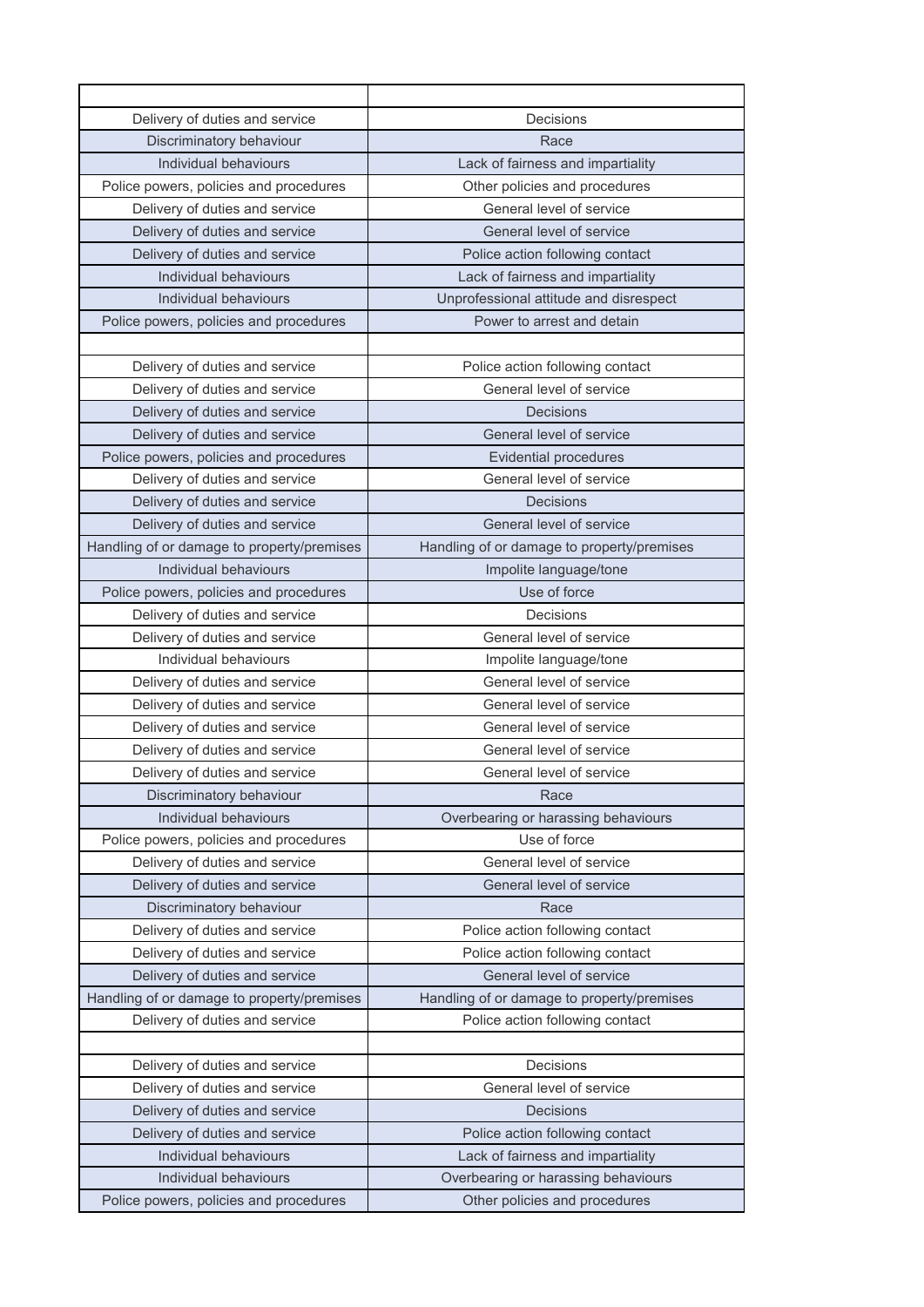| | |
|---|---|
| Delivery of duties and service | Decisions |
| Discriminatory behaviour | Race |
| Individual behaviours | Lack of fairness and impartiality |
| Police powers, policies and procedures | Other policies and procedures |
| Delivery of duties and service | General level of service |
| Delivery of duties and service | General level of service |
| Delivery of duties and service | Police action following contact |
| Individual behaviours | Lack of fairness and impartiality |
| Individual behaviours | Unprofessional attitude and disrespect |
| Police powers, policies and procedures | Power to arrest and detain |
| | |
| Delivery of duties and service | Police action following contact |
| Delivery of duties and service | General level of service |
| Delivery of duties and service | Decisions |
| Delivery of duties and service | General level of service |
| Police powers, policies and procedures | Evidential procedures |
| Delivery of duties and service | General level of service |
| Delivery of duties and service | Decisions |
| Delivery of duties and service | General level of service |
| Handling of or damage to property/premises | Handling of or damage to property/premises |
| Individual behaviours | Impolite language/tone |
| Police powers, policies and procedures | Use of force |
| Delivery of duties and service | Decisions |
| Delivery of duties and service | General level of service |
| Individual behaviours | Impolite language/tone |
| Delivery of duties and service | General level of service |
| Delivery of duties and service | General level of service |
| Delivery of duties and service | General level of service |
| Delivery of duties and service | General level of service |
| Delivery of duties and service | General level of service |
| Discriminatory behaviour | Race |
| Individual behaviours | Overbearing or harassing behaviours |
| Police powers, policies and procedures | Use of force |
| Delivery of duties and service | General level of service |
| Delivery of duties and service | General level of service |
| Discriminatory behaviour | Race |
| Delivery of duties and service | Police action following contact |
| Delivery of duties and service | Police action following contact |
| Delivery of duties and service | General level of service |
| Handling of or damage to property/premises | Handling of or damage to property/premises |
| Delivery of duties and service | Police action following contact |
| | |
| Delivery of duties and service | Decisions |
| Delivery of duties and service | General level of service |
| Delivery of duties and service | Decisions |
| Delivery of duties and service | Police action following contact |
| Individual behaviours | Lack of fairness and impartiality |
| Individual behaviours | Overbearing or harassing behaviours |
| Police powers, policies and procedures | Other policies and procedures |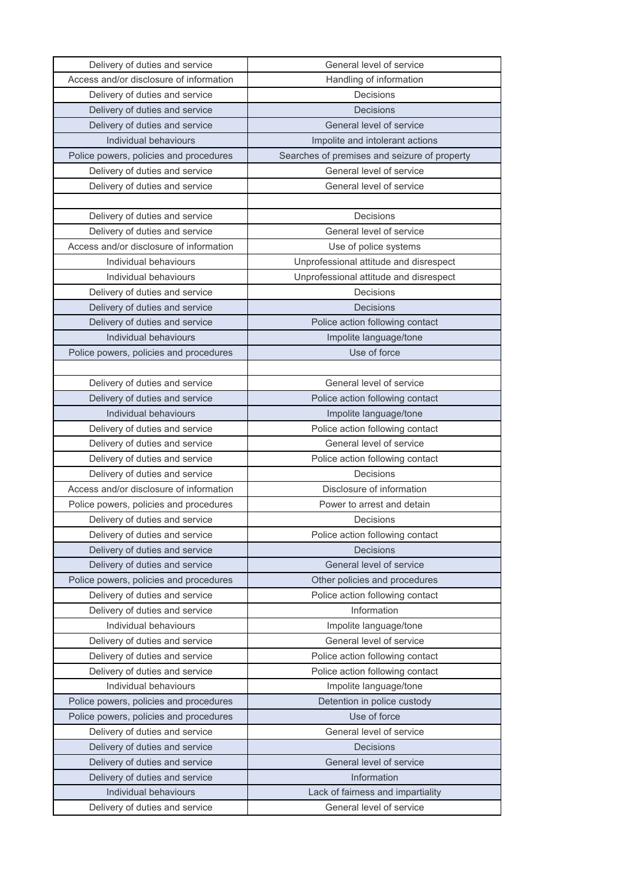| Delivery of duties and service | General level of service |
|---|---|
| Access and/or disclosure of information | Handling of information |
| Delivery of duties and service | Decisions |
| Delivery of duties and service | Decisions |
| Delivery of duties and service | General level of service |
| Individual behaviours | Impolite and intolerant actions |
| Police powers, policies and procedures | Searches of premises and seizure of property |
| Delivery of duties and service | General level of service |
| Delivery of duties and service | General level of service |
| | |
| Delivery of duties and service | Decisions |
| Delivery of duties and service | General level of service |
| Access and/or disclosure of information | Use of police systems |
| Individual behaviours | Unprofessional attitude and disrespect |
| Individual behaviours | Unprofessional attitude and disrespect |
| Delivery of duties and service | Decisions |
| Delivery of duties and service | Decisions |
| Delivery of duties and service | Police action following contact |
| Individual behaviours | Impolite language/tone |
| Police powers, policies and procedures | Use of force |
| | |
| Delivery of duties and service | General level of service |
| Delivery of duties and service | Police action following contact |
| Individual behaviours | Impolite language/tone |
| Delivery of duties and service | Police action following contact |
| Delivery of duties and service | General level of service |
| Delivery of duties and service | Police action following contact |
| Delivery of duties and service | Decisions |
| Access and/or disclosure of information | Disclosure of information |
| Police powers, policies and procedures | Power to arrest and detain |
| Delivery of duties and service | Decisions |
| Delivery of duties and service | Police action following contact |
| Delivery of duties and service | Decisions |
| Delivery of duties and service | General level of service |
| Police powers, policies and procedures | Other policies and procedures |
| Delivery of duties and service | Police action following contact |
| Delivery of duties and service | Information |
| Individual behaviours | Impolite language/tone |
| Delivery of duties and service | General level of service |
| Delivery of duties and service | Police action following contact |
| Delivery of duties and service | Police action following contact |
| Individual behaviours | Impolite language/tone |
| Police powers, policies and procedures | Detention in police custody |
| Police powers, policies and procedures | Use of force |
| Delivery of duties and service | General level of service |
| Delivery of duties and service | Decisions |
| Delivery of duties and service | General level of service |
| Delivery of duties and service | Information |
| Individual behaviours | Lack of fairness and impartiality |
| Delivery of duties and service | General level of service |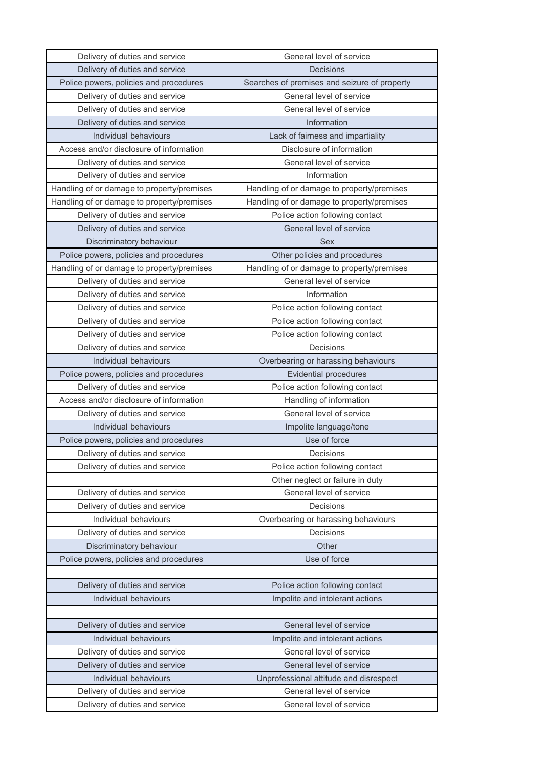| Delivery of duties and service | General level of service |
|---|---|
| Delivery of duties and service | Decisions |
| Police powers, policies and procedures | Searches of premises and seizure of property |
| Delivery of duties and service | General level of service |
| Delivery of duties and service | General level of service |
| Delivery of duties and service | Information |
| Individual behaviours | Lack of fairness and impartiality |
| Access and/or disclosure of information | Disclosure of information |
| Delivery of duties and service | General level of service |
| Delivery of duties and service | Information |
| Handling of or damage to property/premises | Handling of or damage to property/premises |
| Handling of or damage to property/premises | Handling of or damage to property/premises |
| Delivery of duties and service | Police action following contact |
| Delivery of duties and service | General level of service |
| Discriminatory behaviour | Sex |
| Police powers, policies and procedures | Other policies and procedures |
| Handling of or damage to property/premises | Handling of or damage to property/premises |
| Delivery of duties and service | General level of service |
| Delivery of duties and service | Information |
| Delivery of duties and service | Police action following contact |
| Delivery of duties and service | Police action following contact |
| Delivery of duties and service | Police action following contact |
| Delivery of duties and service | Decisions |
| Individual behaviours | Overbearing or harassing behaviours |
| Police powers, policies and procedures | Evidential procedures |
| Delivery of duties and service | Police action following contact |
| Access and/or disclosure of information | Handling of information |
| Delivery of duties and service | General level of service |
| Individual behaviours | Impolite language/tone |
| Police powers, policies and procedures | Use of force |
| Delivery of duties and service | Decisions |
| Delivery of duties and service | Police action following contact |
| | Other neglect or failure in duty |
| Delivery of duties and service | General level of service |
| Delivery of duties and service | Decisions |
| Individual behaviours | Overbearing or harassing behaviours |
| Delivery of duties and service | Decisions |
| Discriminatory behaviour | Other |
| Police powers, policies and procedures | Use of force |
| | |
| Delivery of duties and service | Police action following contact |
| Individual behaviours | Impolite and intolerant actions |
| | |
| Delivery of duties and service | General level of service |
| Individual behaviours | Impolite and intolerant actions |
| Delivery of duties and service | General level of service |
| Delivery of duties and service | General level of service |
| Individual behaviours | Unprofessional attitude and disrespect |
| Delivery of duties and service | General level of service |
| Delivery of duties and service | General level of service |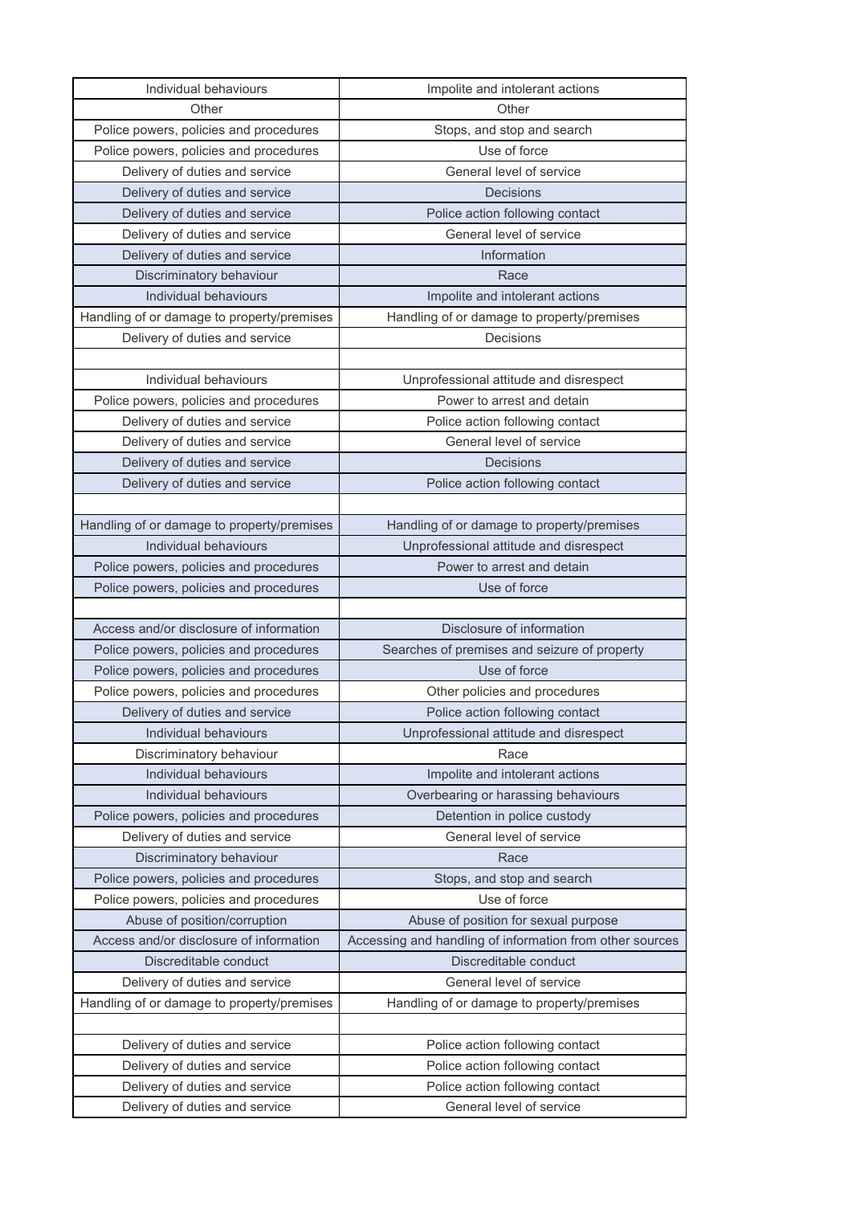| | |
|---|---|
| Individual behaviours | Impolite and intolerant actions |
| Other | Other |
| Police powers, policies and procedures | Stops, and stop and search |
| Police powers, policies and procedures | Use of force |
| Delivery of duties and service | General level of service |
| Delivery of duties and service | Decisions |
| Delivery of duties and service | Police action following contact |
| Delivery of duties and service | General level of service |
| Delivery of duties and service | Information |
| Discriminatory behaviour | Race |
| Individual behaviours | Impolite and intolerant actions |
| Handling of or damage to property/premises | Handling of or damage to property/premises |
| Delivery of duties and service | Decisions |
| | |
| Individual behaviours | Unprofessional attitude and disrespect |
| Police powers, policies and procedures | Power to arrest and detain |
| Delivery of duties and service | Police action following contact |
| Delivery of duties and service | General level of service |
| Delivery of duties and service | Decisions |
| Delivery of duties and service | Police action following contact |
| | |
| Handling of or damage to property/premises | Handling of or damage to property/premises |
| Individual behaviours | Unprofessional attitude and disrespect |
| Police powers, policies and procedures | Power to arrest and detain |
| Police powers, policies and procedures | Use of force |
| | |
| Access and/or disclosure of information | Disclosure of information |
| Police powers, policies and procedures | Searches of premises and seizure of property |
| Police powers, policies and procedures | Use of force |
| Police powers, policies and procedures | Other policies and procedures |
| Delivery of duties and service | Police action following contact |
| Individual behaviours | Unprofessional attitude and disrespect |
| Discriminatory behaviour | Race |
| Individual behaviours | Impolite and intolerant actions |
| Individual behaviours | Overbearing or harassing behaviours |
| Police powers, policies and procedures | Detention in police custody |
| Delivery of duties and service | General level of service |
| Discriminatory behaviour | Race |
| Police powers, policies and procedures | Stops, and stop and search |
| Police powers, policies and procedures | Use of force |
| Abuse of position/corruption | Abuse of position for sexual purpose |
| Access and/or disclosure of information | Accessing and handling of information from other sources |
| Discreditable conduct | Discreditable conduct |
| Delivery of duties and service | General level of service |
| Handling of or damage to property/premises | Handling of or damage to property/premises |
| | |
| Delivery of duties and service | Police action following contact |
| Delivery of duties and service | Police action following contact |
| Delivery of duties and service | Police action following contact |
| Delivery of duties and service | General level of service |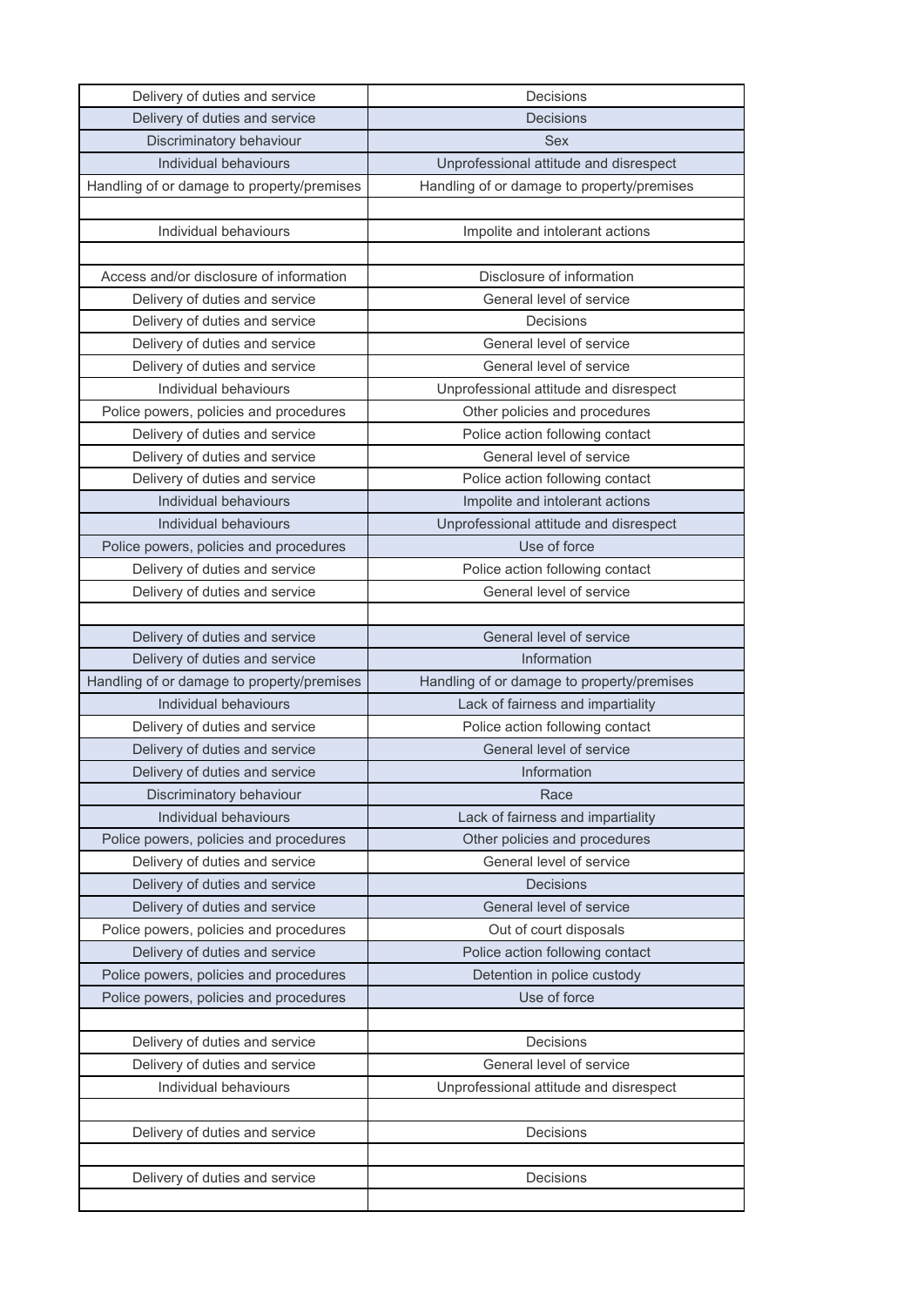| Delivery of duties and service | Decisions |
|---|---|
| Delivery of duties and service | Decisions |
| Discriminatory behaviour | Sex |
| Individual behaviours | Unprofessional attitude and disrespect |
| Handling of or damage to property/premises | Handling of or damage to property/premises |
| | |
| Individual behaviours | Impolite and intolerant actions |
| | |
| Access and/or disclosure of information | Disclosure of information |
| Delivery of duties and service | General level of service |
| Delivery of duties and service | Decisions |
| Delivery of duties and service | General level of service |
| Delivery of duties and service | General level of service |
| Individual behaviours | Unprofessional attitude and disrespect |
| Police powers, policies and procedures | Other policies and procedures |
| Delivery of duties and service | Police action following contact |
| Delivery of duties and service | General level of service |
| Delivery of duties and service | Police action following contact |
| Individual behaviours | Impolite and intolerant actions |
| Individual behaviours | Unprofessional attitude and disrespect |
| Police powers, policies and procedures | Use of force |
| Delivery of duties and service | Police action following contact |
| Delivery of duties and service | General level of service |
| | |
| Delivery of duties and service | General level of service |
| Delivery of duties and service | Information |
| Handling of or damage to property/premises | Handling of or damage to property/premises |
| Individual behaviours | Lack of fairness and impartiality |
| Delivery of duties and service | Police action following contact |
| Delivery of duties and service | General level of service |
| Delivery of duties and service | Information |
| Discriminatory behaviour | Race |
| Individual behaviours | Lack of fairness and impartiality |
| Police powers, policies and procedures | Other policies and procedures |
| Delivery of duties and service | General level of service |
| Delivery of duties and service | Decisions |
| Delivery of duties and service | General level of service |
| Police powers, policies and procedures | Out of court disposals |
| Delivery of duties and service | Police action following contact |
| Police powers, policies and procedures | Detention in police custody |
| Police powers, policies and procedures | Use of force |
| | |
| Delivery of duties and service | Decisions |
| Delivery of duties and service | General level of service |
| Individual behaviours | Unprofessional attitude and disrespect |
| | |
| Delivery of duties and service | Decisions |
| | |
| Delivery of duties and service | Decisions |
| | |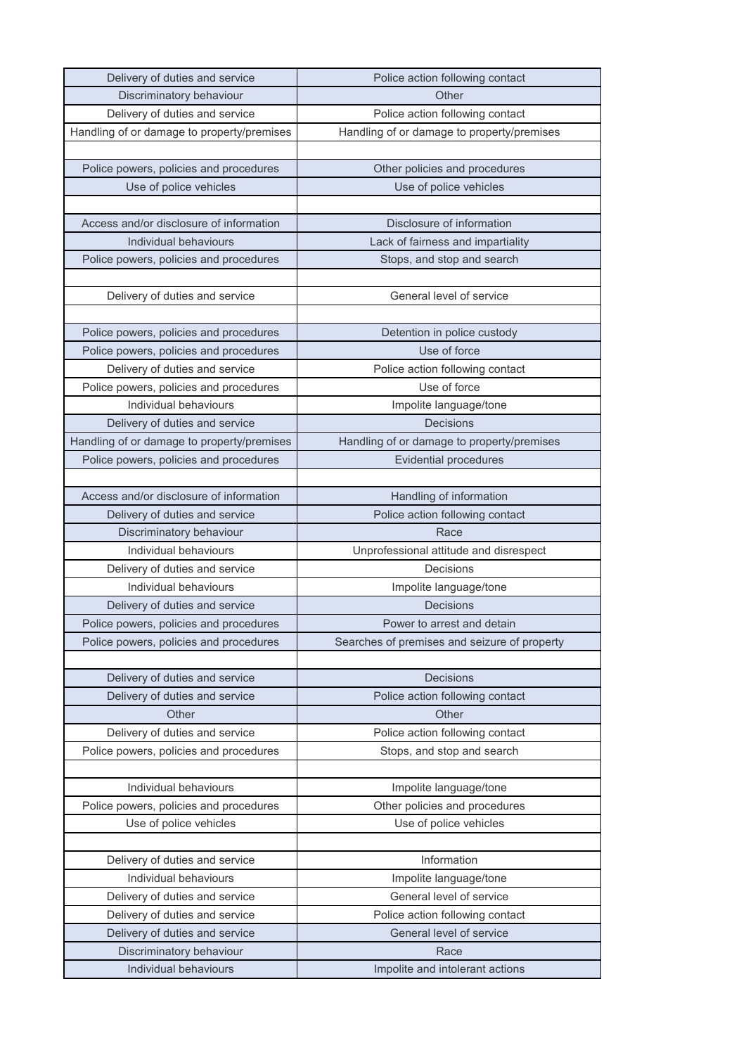| | |
|---|---|
| Delivery of duties and service | Police action following contact |
| Discriminatory behaviour | Other |
| Delivery of duties and service | Police action following contact |
| Handling of or damage to property/premises | Handling of or damage to property/premises |
| | |
| Police powers, policies and procedures | Other policies and procedures |
| Use of police vehicles | Use of police vehicles |
| | |
| Access and/or disclosure of information | Disclosure of information |
| Individual behaviours | Lack of fairness and impartiality |
| Police powers, policies and procedures | Stops, and stop and search |
| | |
| Delivery of duties and service | General level of service |
| | |
| Police powers, policies and procedures | Detention in police custody |
| Police powers, policies and procedures | Use of force |
| Delivery of duties and service | Police action following contact |
| Police powers, policies and procedures | Use of force |
| Individual behaviours | Impolite language/tone |
| Delivery of duties and service | Decisions |
| Handling of or damage to property/premises | Handling of or damage to property/premises |
| Police powers, policies and procedures | Evidential procedures |
| | |
| Access and/or disclosure of information | Handling of information |
| Delivery of duties and service | Police action following contact |
| Discriminatory behaviour | Race |
| Individual behaviours | Unprofessional attitude and disrespect |
| Delivery of duties and service | Decisions |
| Individual behaviours | Impolite language/tone |
| Delivery of duties and service | Decisions |
| Police powers, policies and procedures | Power to arrest and detain |
| Police powers, policies and procedures | Searches of premises and seizure of property |
| | |
| Delivery of duties and service | Decisions |
| Delivery of duties and service | Police action following contact |
| Other | Other |
| Delivery of duties and service | Police action following contact |
| Police powers, policies and procedures | Stops, and stop and search |
| | |
| Individual behaviours | Impolite language/tone |
| Police powers, policies and procedures | Other policies and procedures |
| Use of police vehicles | Use of police vehicles |
| | |
| Delivery of duties and service | Information |
| Individual behaviours | Impolite language/tone |
| Delivery of duties and service | General level of service |
| Delivery of duties and service | Police action following contact |
| Delivery of duties and service | General level of service |
| Discriminatory behaviour | Race |
| Individual behaviours | Impolite and intolerant actions |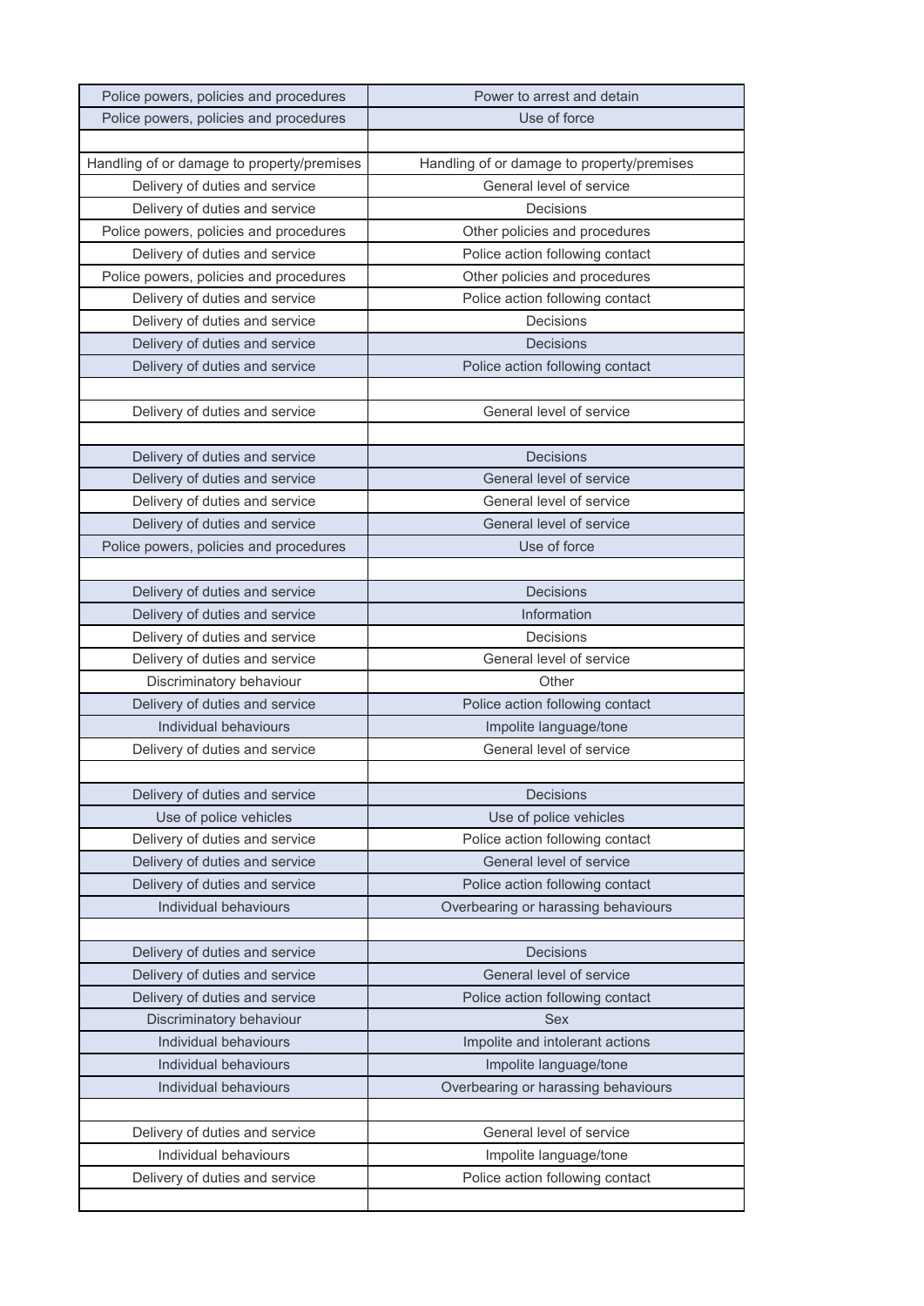| | |
|---|---|
| Police powers, policies and procedures | Power to arrest and detain |
| Police powers, policies and procedures | Use of force |
| | |
| Handling of or damage to property/premises | Handling of or damage to property/premises |
| Delivery of duties and service | General level of service |
| Delivery of duties and service | Decisions |
| Police powers, policies and procedures | Other policies and procedures |
| Delivery of duties and service | Police action following contact |
| Police powers, policies and procedures | Other policies and procedures |
| Delivery of duties and service | Police action following contact |
| Delivery of duties and service | Decisions |
| Delivery of duties and service | Decisions |
| Delivery of duties and service | Police action following contact |
| | |
| Delivery of duties and service | General level of service |
| | |
| Delivery of duties and service | Decisions |
| Delivery of duties and service | General level of service |
| Delivery of duties and service | General level of service |
| Delivery of duties and service | General level of service |
| Police powers, policies and procedures | Use of force |
| | |
| Delivery of duties and service | Decisions |
| Delivery of duties and service | Information |
| Delivery of duties and service | Decisions |
| Delivery of duties and service | General level of service |
| Discriminatory behaviour | Other |
| Delivery of duties and service | Police action following contact |
| Individual behaviours | Impolite language/tone |
| Delivery of duties and service | General level of service |
| | |
| Delivery of duties and service | Decisions |
| Use of police vehicles | Use of police vehicles |
| Delivery of duties and service | Police action following contact |
| Delivery of duties and service | General level of service |
| Delivery of duties and service | Police action following contact |
| Individual behaviours | Overbearing or harassing behaviours |
| | |
| Delivery of duties and service | Decisions |
| Delivery of duties and service | General level of service |
| Delivery of duties and service | Police action following contact |
| Discriminatory behaviour | Sex |
| Individual behaviours | Impolite and intolerant actions |
| Individual behaviours | Impolite language/tone |
| Individual behaviours | Overbearing or harassing behaviours |
| | |
| Delivery of duties and service | General level of service |
| Individual behaviours | Impolite language/tone |
| Delivery of duties and service | Police action following contact |
| | |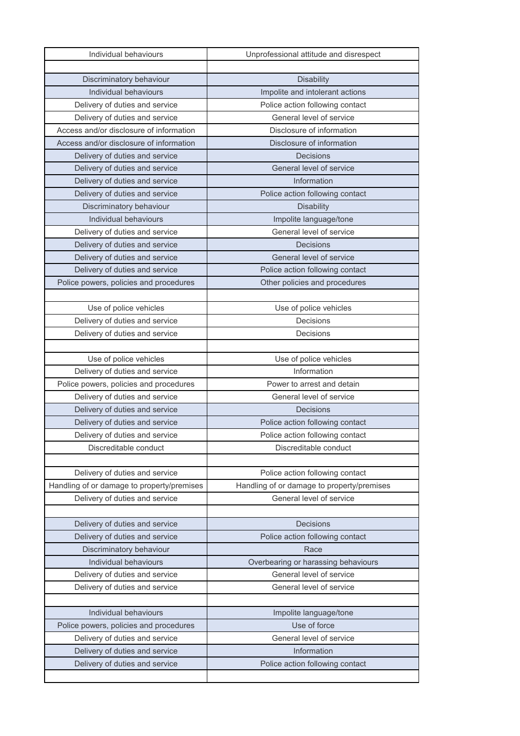| Individual behaviours | Unprofessional attitude and disrespect |
|---|---|
| | |
| Discriminatory behaviour | Disability |
| Individual behaviours | Impolite and intolerant actions |
| Delivery of duties and service | Police action following contact |
| Delivery of duties and service | General level of service |
| Access and/or disclosure of information | Disclosure of information |
| Access and/or disclosure of information | Disclosure of information |
| Delivery of duties and service | Decisions |
| Delivery of duties and service | General level of service |
| Delivery of duties and service | Information |
| Delivery of duties and service | Police action following contact |
| Discriminatory behaviour | Disability |
| Individual behaviours | Impolite language/tone |
| Delivery of duties and service | General level of service |
| Delivery of duties and service | Decisions |
| Delivery of duties and service | General level of service |
| Delivery of duties and service | Police action following contact |
| Police powers, policies and procedures | Other policies and procedures |
| | |
| Use of police vehicles | Use of police vehicles |
| Delivery of duties and service | Decisions |
| Delivery of duties and service | Decisions |
| | |
| Use of police vehicles | Use of police vehicles |
| Delivery of duties and service | Information |
| Police powers, policies and procedures | Power to arrest and detain |
| Delivery of duties and service | General level of service |
| Delivery of duties and service | Decisions |
| Delivery of duties and service | Police action following contact |
| Delivery of duties and service | Police action following contact |
| Discreditable conduct | Discreditable conduct |
| | |
| Delivery of duties and service | Police action following contact |
| Handling of or damage to property/premises | Handling of or damage to property/premises |
| Delivery of duties and service | General level of service |
| | |
| Delivery of duties and service | Decisions |
| Delivery of duties and service | Police action following contact |
| Discriminatory behaviour | Race |
| Individual behaviours | Overbearing or harassing behaviours |
| Delivery of duties and service | General level of service |
| Delivery of duties and service | General level of service |
| | |
| Individual behaviours | Impolite language/tone |
| Police powers, policies and procedures | Use of force |
| Delivery of duties and service | General level of service |
| Delivery of duties and service | Information |
| Delivery of duties and service | Police action following contact |
| | |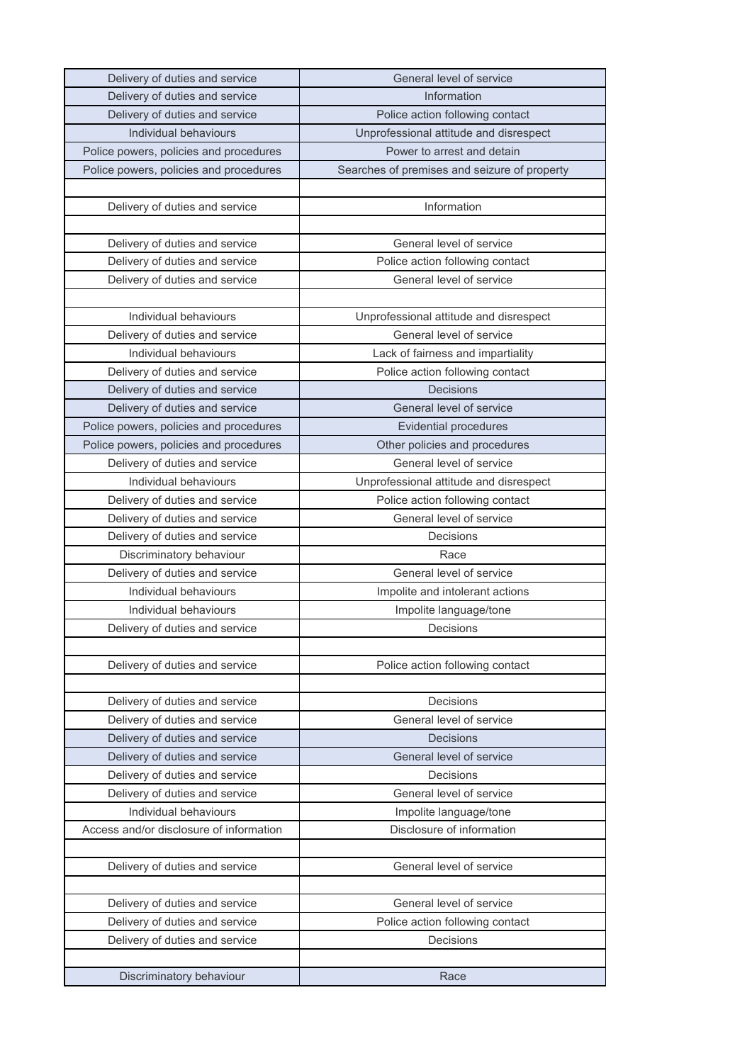| Delivery of duties and service | General level of service |
|---|---|
| Delivery of duties and service | Information |
| Delivery of duties and service | Police action following contact |
| Individual behaviours | Unprofessional attitude and disrespect |
| Police powers, policies and procedures | Power to arrest and detain |
| Police powers, policies and procedures | Searches of premises and seizure of property |
| | |
| Delivery of duties and service | Information |
| | |
| Delivery of duties and service | General level of service |
| Delivery of duties and service | Police action following contact |
| Delivery of duties and service | General level of service |
| | |
| Individual behaviours | Unprofessional attitude and disrespect |
| Delivery of duties and service | General level of service |
| Individual behaviours | Lack of fairness and impartiality |
| Delivery of duties and service | Police action following contact |
| Delivery of duties and service | Decisions |
| Delivery of duties and service | General level of service |
| Police powers, policies and procedures | Evidential procedures |
| Police powers, policies and procedures | Other policies and procedures |
| Delivery of duties and service | General level of service |
| Individual behaviours | Unprofessional attitude and disrespect |
| Delivery of duties and service | Police action following contact |
| Delivery of duties and service | General level of service |
| Delivery of duties and service | Decisions |
| Discriminatory behaviour | Race |
| Delivery of duties and service | General level of service |
| Individual behaviours | Impolite and intolerant actions |
| Individual behaviours | Impolite language/tone |
| Delivery of duties and service | Decisions |
| | |
| Delivery of duties and service | Police action following contact |
| | |
| Delivery of duties and service | Decisions |
| Delivery of duties and service | General level of service |
| Delivery of duties and service | Decisions |
| Delivery of duties and service | General level of service |
| Delivery of duties and service | Decisions |
| Delivery of duties and service | General level of service |
| Individual behaviours | Impolite language/tone |
| Access and/or disclosure of information | Disclosure of information |
| | |
| Delivery of duties and service | General level of service |
| | |
| Delivery of duties and service | General level of service |
| Delivery of duties and service | Police action following contact |
| Delivery of duties and service | Decisions |
| | |
| Discriminatory behaviour | Race |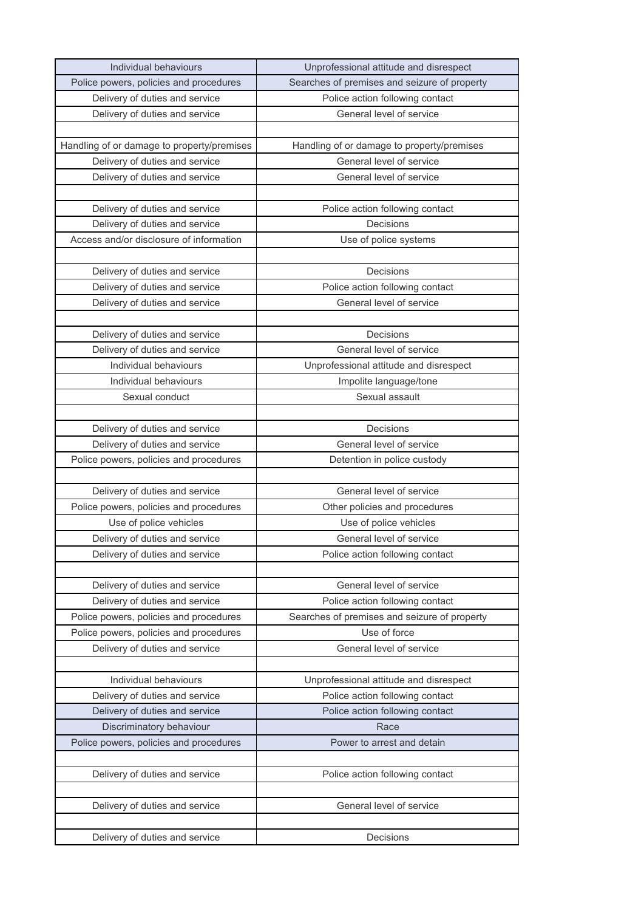| Individual behaviours | Unprofessional attitude and disrespect |
| --- | --- |
| Police powers, policies and procedures | Searches of premises and seizure of property |
| Delivery of duties and service | Police action following contact |
| Delivery of duties and service | General level of service |
| | |
| Handling of or damage to property/premises | Handling of or damage to property/premises |
| Delivery of duties and service | General level of service |
| Delivery of duties and service | General level of service |
| | |
| Delivery of duties and service | Police action following contact |
| Delivery of duties and service | Decisions |
| Access and/or disclosure of information | Use of police systems |
| | |
| Delivery of duties and service | Decisions |
| Delivery of duties and service | Police action following contact |
| Delivery of duties and service | General level of service |
| | |
| Delivery of duties and service | Decisions |
| Delivery of duties and service | General level of service |
| Individual behaviours | Unprofessional attitude and disrespect |
| Individual behaviours | Impolite language/tone |
| Sexual conduct | Sexual assault |
| | |
| Delivery of duties and service | Decisions |
| Delivery of duties and service | General level of service |
| Police powers, policies and procedures | Detention in police custody |
| | |
| Delivery of duties and service | General level of service |
| Police powers, policies and procedures | Other policies and procedures |
| Use of police vehicles | Use of police vehicles |
| Delivery of duties and service | General level of service |
| Delivery of duties and service | Police action following contact |
| | |
| Delivery of duties and service | General level of service |
| Delivery of duties and service | Police action following contact |
| Police powers, policies and procedures | Searches of premises and seizure of property |
| Police powers, policies and procedures | Use of force |
| Delivery of duties and service | General level of service |
| | |
| Individual behaviours | Unprofessional attitude and disrespect |
| Delivery of duties and service | Police action following contact |
| Delivery of duties and service | Police action following contact |
| Discriminatory behaviour | Race |
| Police powers, policies and procedures | Power to arrest and detain |
| | |
| Delivery of duties and service | Police action following contact |
| | |
| Delivery of duties and service | General level of service |
| | |
| Delivery of duties and service | Decisions |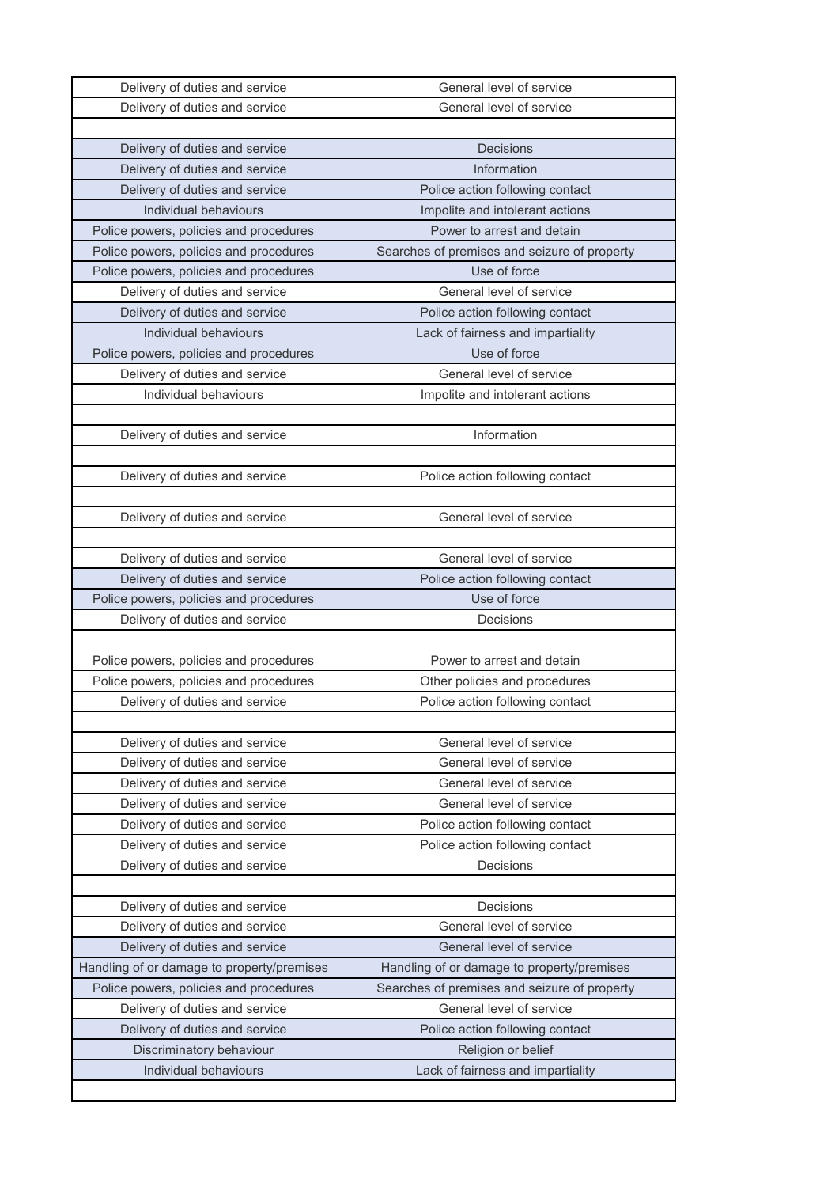| | |
|---|---|
| Delivery of duties and service | General level of service |
| Delivery of duties and service | General level of service |
| | |
| Delivery of duties and service | Decisions |
| Delivery of duties and service | Information |
| Delivery of duties and service | Police action following contact |
| Individual behaviours | Impolite and intolerant actions |
| Police powers, policies and procedures | Power to arrest and detain |
| Police powers, policies and procedures | Searches of premises and seizure of property |
| Police powers, policies and procedures | Use of force |
| Delivery of duties and service | General level of service |
| Delivery of duties and service | Police action following contact |
| Individual behaviours | Lack of fairness and impartiality |
| Police powers, policies and procedures | Use of force |
| Delivery of duties and service | General level of service |
| Individual behaviours | Impolite and intolerant actions |
| | |
| Delivery of duties and service | Information |
| | |
| Delivery of duties and service | Police action following contact |
| | |
| Delivery of duties and service | General level of service |
| | |
| Delivery of duties and service | General level of service |
| Delivery of duties and service | Police action following contact |
| Police powers, policies and procedures | Use of force |
| Delivery of duties and service | Decisions |
| | |
| Police powers, policies and procedures | Power to arrest and detain |
| Police powers, policies and procedures | Other policies and procedures |
| Delivery of duties and service | Police action following contact |
| | |
| Delivery of duties and service | General level of service |
| Delivery of duties and service | General level of service |
| Delivery of duties and service | General level of service |
| Delivery of duties and service | General level of service |
| Delivery of duties and service | Police action following contact |
| Delivery of duties and service | Police action following contact |
| Delivery of duties and service | Decisions |
| | |
| Delivery of duties and service | Decisions |
| Delivery of duties and service | General level of service |
| Delivery of duties and service | General level of service |
| Handling of or damage to property/premises | Handling of or damage to property/premises |
| Police powers, policies and procedures | Searches of premises and seizure of property |
| Delivery of duties and service | General level of service |
| Delivery of duties and service | Police action following contact |
| Discriminatory behaviour | Religion or belief |
| Individual behaviours | Lack of fairness and impartiality |
| | |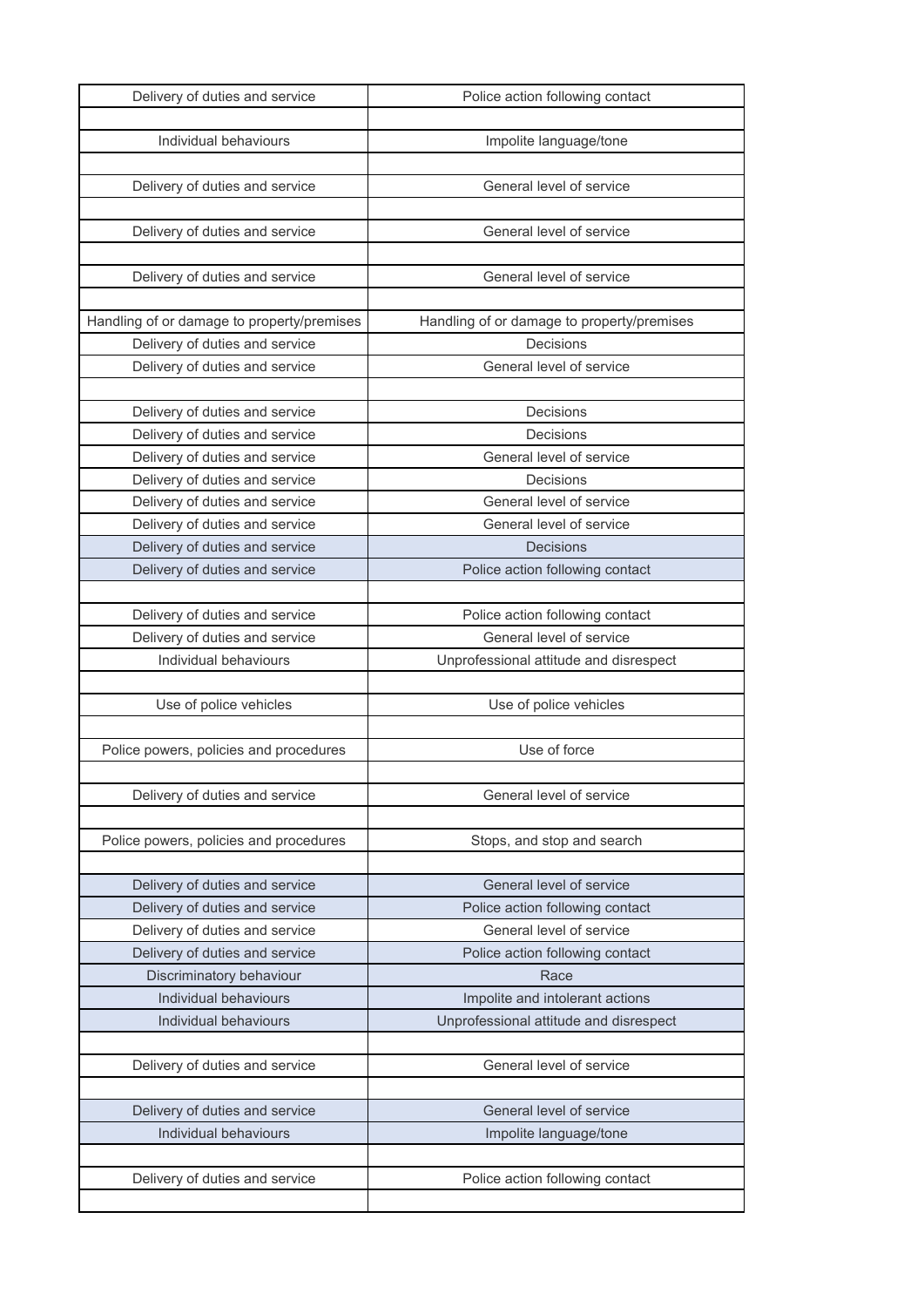| Delivery of duties and service | Police action following contact |
|---|---|
| | |
| Individual behaviours | Impolite language/tone |
| | |
| Delivery of duties and service | General level of service |
| | |
| Delivery of duties and service | General level of service |
| | |
| Delivery of duties and service | General level of service |
| | |
| Handling of or damage to property/premises | Handling of or damage to property/premises |
| Delivery of duties and service | Decisions |
| Delivery of duties and service | General level of service |
| | |
| Delivery of duties and service | Decisions |
| Delivery of duties and service | Decisions |
| Delivery of duties and service | General level of service |
| Delivery of duties and service | Decisions |
| Delivery of duties and service | General level of service |
| Delivery of duties and service | General level of service |
| Delivery of duties and service | Decisions |
| Delivery of duties and service | Police action following contact |
| | |
| Delivery of duties and service | Police action following contact |
| Delivery of duties and service | General level of service |
| Individual behaviours | Unprofessional attitude and disrespect |
| | |
| Use of police vehicles | Use of police vehicles |
| | |
| Police powers, policies and procedures | Use of force |
| | |
| Delivery of duties and service | General level of service |
| | |
| Police powers, policies and procedures | Stops, and stop and search |
| | |
| Delivery of duties and service | General level of service |
| Delivery of duties and service | Police action following contact |
| Delivery of duties and service | General level of service |
| Delivery of duties and service | Police action following contact |
| Discriminatory behaviour | Race |
| Individual behaviours | Impolite and intolerant actions |
| Individual behaviours | Unprofessional attitude and disrespect |
| | |
| Delivery of duties and service | General level of service |
| | |
| Delivery of duties and service | General level of service |
| Individual behaviours | Impolite language/tone |
| | |
| Delivery of duties and service | Police action following contact |
| | |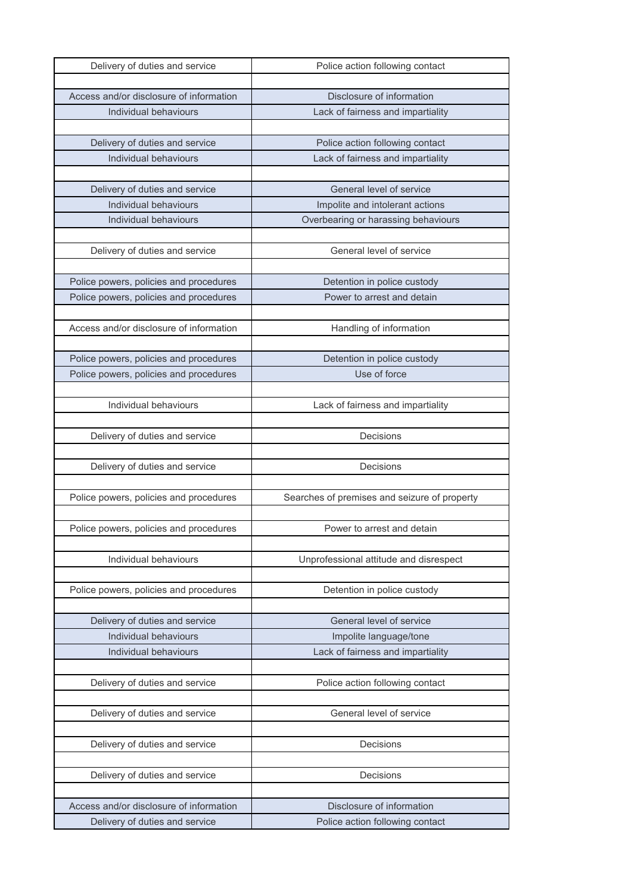| | |
|---|---|
| Delivery of duties and service | Police action following contact |
| | |
| Access and/or disclosure of information | Disclosure of information |
| Individual behaviours | Lack of fairness and impartiality |
| | |
| Delivery of duties and service | Police action following contact |
| Individual behaviours | Lack of fairness and impartiality |
| | |
| Delivery of duties and service | General level of service |
| Individual behaviours | Impolite and intolerant actions |
| Individual behaviours | Overbearing or harassing behaviours |
| | |
| Delivery of duties and service | General level of service |
| | |
| Police powers, policies and procedures | Detention in police custody |
| Police powers, policies and procedures | Power to arrest and detain |
| | |
| Access and/or disclosure of information | Handling of information |
| | |
| Police powers, policies and procedures | Detention in police custody |
| Police powers, policies and procedures | Use of force |
| | |
| Individual behaviours | Lack of fairness and impartiality |
| | |
| Delivery of duties and service | Decisions |
| | |
| Delivery of duties and service | Decisions |
| | |
| Police powers, policies and procedures | Searches of premises and seizure of property |
| | |
| Police powers, policies and procedures | Power to arrest and detain |
| | |
| Individual behaviours | Unprofessional attitude and disrespect |
| | |
| Police powers, policies and procedures | Detention in police custody |
| | |
| Delivery of duties and service | General level of service |
| Individual behaviours | Impolite language/tone |
| Individual behaviours | Lack of fairness and impartiality |
| | |
| Delivery of duties and service | Police action following contact |
| | |
| Delivery of duties and service | General level of service |
| | |
| Delivery of duties and service | Decisions |
| | |
| Delivery of duties and service | Decisions |
| | |
| Access and/or disclosure of information | Disclosure of information |
| Delivery of duties and service | Police action following contact |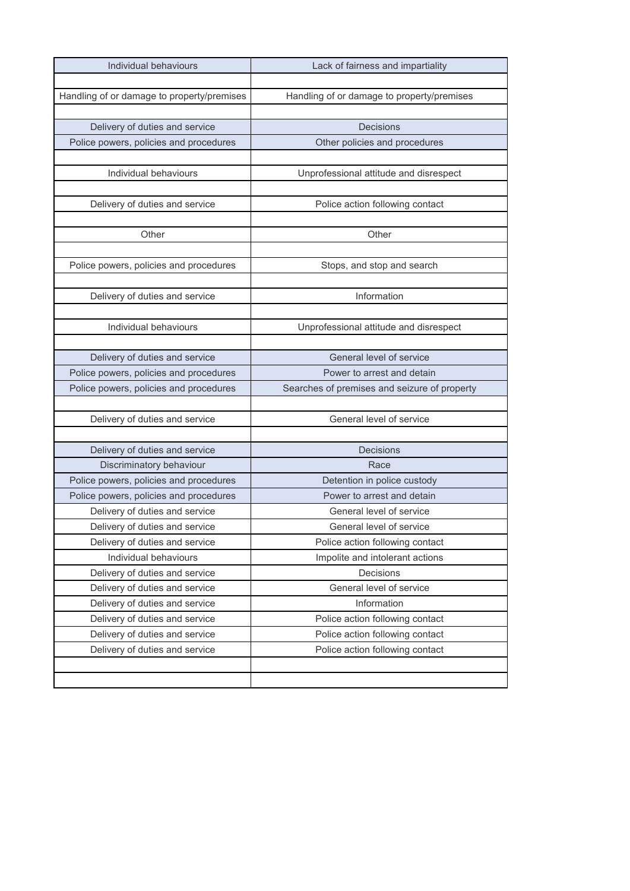| | |
|---|---|
| Individual behaviours | Lack of fairness and impartiality |
| | |
| Handling of or damage to property/premises | Handling of or damage to property/premises |
| | |
| Delivery of duties and service | Decisions |
| Police powers, policies and procedures | Other policies and procedures |
| | |
| Individual behaviours | Unprofessional attitude and disrespect |
| | |
| Delivery of duties and service | Police action following contact |
| | |
| Other | Other |
| | |
| Police powers, policies and procedures | Stops, and stop and search |
| | |
| Delivery of duties and service | Information |
| | |
| Individual behaviours | Unprofessional attitude and disrespect |
| | |
| Delivery of duties and service | General level of service |
| Police powers, policies and procedures | Power to arrest and detain |
| Police powers, policies and procedures | Searches of premises and seizure of property |
| | |
| Delivery of duties and service | General level of service |
| | |
| Delivery of duties and service | Decisions |
| Discriminatory behaviour | Race |
| Police powers, policies and procedures | Detention in police custody |
| Police powers, policies and procedures | Power to arrest and detain |
| Delivery of duties and service | General level of service |
| Delivery of duties and service | General level of service |
| Delivery of duties and service | Police action following contact |
| Individual behaviours | Impolite and intolerant actions |
| Delivery of duties and service | Decisions |
| Delivery of duties and service | General level of service |
| Delivery of duties and service | Information |
| Delivery of duties and service | Police action following contact |
| Delivery of duties and service | Police action following contact |
| Delivery of duties and service | Police action following contact |
| | |
| | |